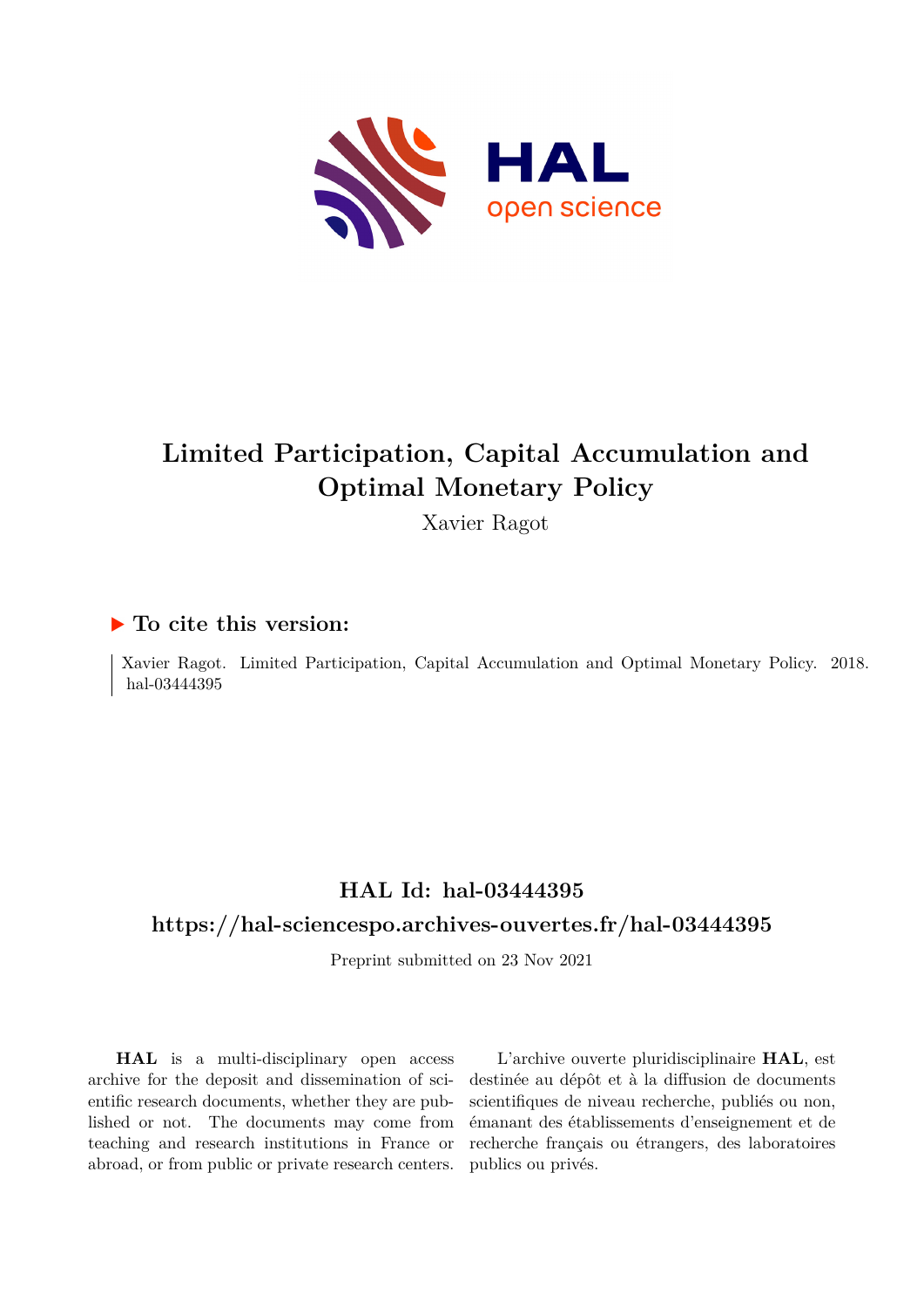# Limited Participation, Capital Accumulation and Optimal Monetary Policy

Xavier Ragot

## ▶ To cite this version:

Xavier Ragot. Limited Participation, Capital Accumulation and Optimal Monetary Policy. 2018. hal-03444395

## HAL Id: hal-03444395

## https://hal-sciencespo.archives-ouvertes.fr/hal-03444395

Preprint submitted on 23 Nov 2021

**HAL** is a multi-disciplinary open access archive for the deposit and dissemination of scientific research documents, whether they are published or not. The documents may come from teaching and research institutions in France or abroad, or from public or private research centers.

L'archive ouverte pluridisciplinaire **HAL**, est destinée au dépôt et à la diffusion de documents scientifiques de niveau recherche, publiés ou non, émanant des établissements d'enseignement et de recherche français ou étrangers, des laboratoires publics ou privés.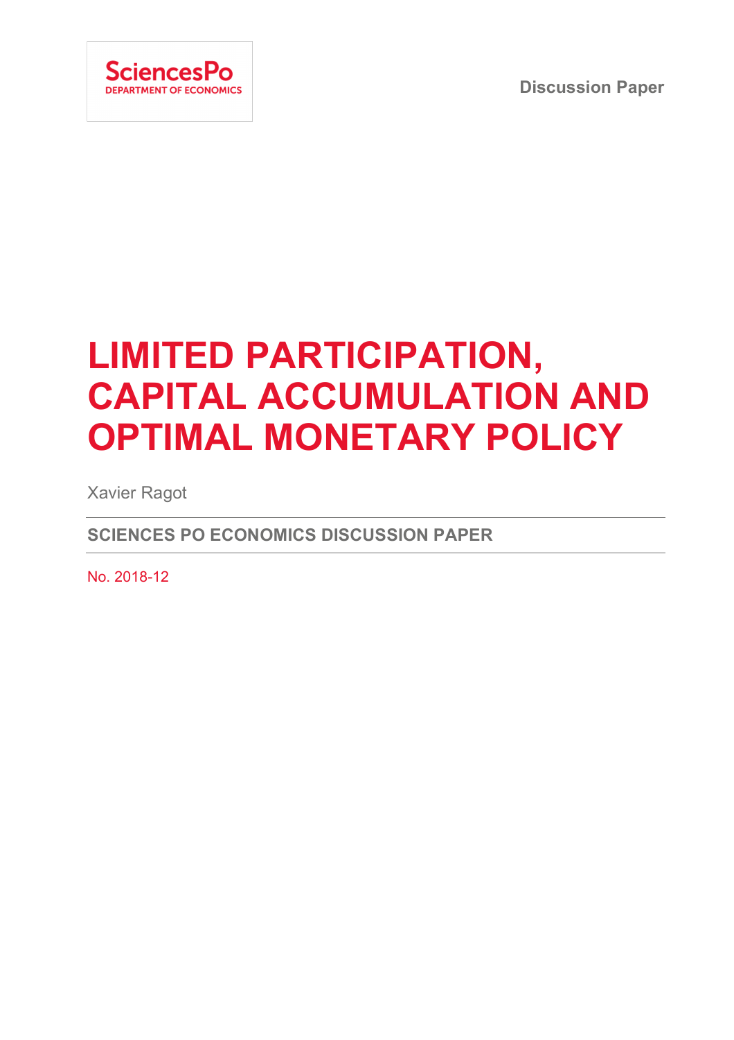SciencesPo DEPARTMENT OF ECONOMICS

Discussion Paper

# LIMITED PARTICIPATION, CAPITAL ACCUMULATION AND OPTIMAL MONETARY POLICY

Xavier Ragot

**SCIENCES PO ECONOMICS DISCUSSION PAPER**

No. 2018-12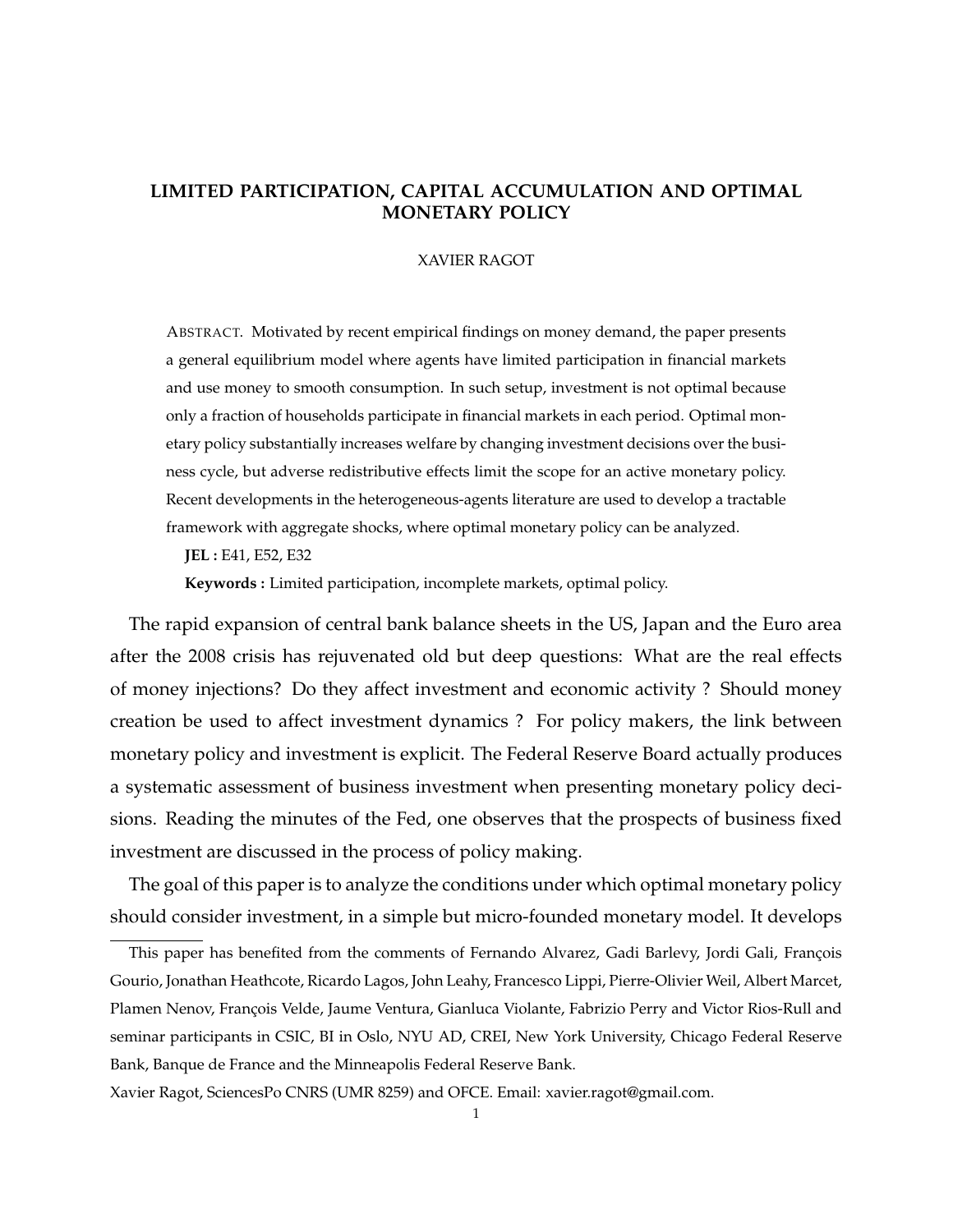# LIMITED PARTICIPATION, CAPITAL ACCUMULATION AND OPTIMAL MONETARY POLICY

XAVIER RAGOT

ABSTRACT. Motivated by recent empirical findings on money demand, the paper presents a general equilibrium model where agents have limited participation in financial markets and use money to smooth consumption. In such setup, investment is not optimal because only a fraction of households participate in financial markets in each period. Optimal monetary policy substantially increases welfare by changing investment decisions over the business cycle, but adverse redistributive effects limit the scope for an active monetary policy. Recent developments in the heterogeneous-agents literature are used to develop a tractable framework with aggregate shocks, where optimal monetary policy can be analyzed.

**JEL :** E41, E52, E32

**Keywords :** Limited participation, incomplete markets, optimal policy.

The rapid expansion of central bank balance sheets in the US, Japan and the Euro area after the 2008 crisis has rejuvenated old but deep questions: What are the real effects of money injections? Do they affect investment and economic activity ? Should money creation be used to affect investment dynamics ? For policy makers, the link between monetary policy and investment is explicit. The Federal Reserve Board actually produces a systematic assessment of business investment when presenting monetary policy decisions. Reading the minutes of the Fed, one observes that the prospects of business fixed investment are discussed in the process of policy making.

The goal of this paper is to analyze the conditions under which optimal monetary policy should consider investment, in a simple but micro-founded monetary model. It develops

This paper has benefited from the comments of Fernando Alvarez, Gadi Barlevy, Jordi Gali, François Gourio, Jonathan Heathcote, Ricardo Lagos, John Leahy, Francesco Lippi, Pierre-Olivier Weil, Albert Marcet, Plamen Nenov, François Velde, Jaume Ventura, Gianluca Violante, Fabrizio Perry and Victor Rios-Rull and seminar participants in CSIC, BI in Oslo, NYU AD, CREI, New York University, Chicago Federal Reserve Bank, Banque de France and the Minneapolis Federal Reserve Bank.

Xavier Ragot, SciencesPo CNRS (UMR 8259) and OFCE. Email: xavier.ragot@gmail.com.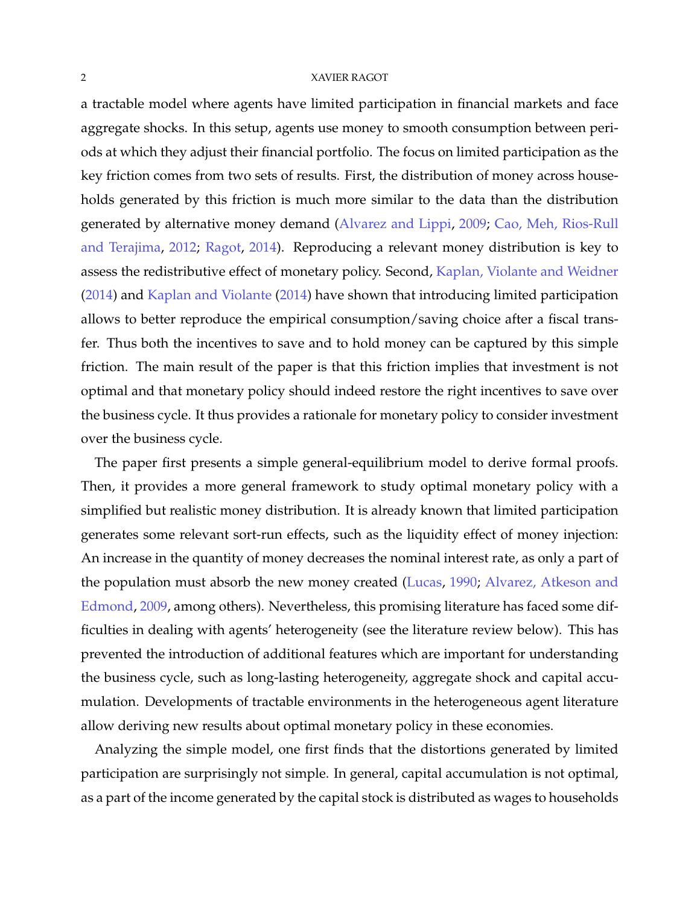a tractable model where agents have limited participation in financial markets and face aggregate shocks. In this setup, agents use money to smooth consumption between periods at which they adjust their financial portfolio. The focus on limited participation as the key friction comes from two sets of results. First, the distribution of money across households generated by this friction is much more similar to the data than the distribution generated by alternative money demand (Alvarez and Lippi, 2009; Cao, Meh, Rios-Rull and Terajima, 2012; Ragot, 2014). Reproducing a relevant money distribution is key to assess the redistributive effect of monetary policy. Second, Kaplan, Violante and Weidner (2014) and Kaplan and Violante (2014) have shown that introducing limited participation allows to better reproduce the empirical consumption/saving choice after a fiscal transfer. Thus both the incentives to save and to hold money can be captured by this simple friction. The main result of the paper is that this friction implies that investment is not optimal and that monetary policy should indeed restore the right incentives to save over the business cycle. It thus provides a rationale for monetary policy to consider investment over the business cycle.

The paper first presents a simple general-equilibrium model to derive formal proofs. Then, it provides a more general framework to study optimal monetary policy with a simplified but realistic money distribution. It is already known that limited participation generates some relevant sort-run effects, such as the liquidity effect of money injection: An increase in the quantity of money decreases the nominal interest rate, as only a part of the population must absorb the new money created (Lucas, 1990; Alvarez, Atkeson and Edmond, 2009, among others). Nevertheless, this promising literature has faced some difficulties in dealing with agents' heterogeneity (see the literature review below). This has prevented the introduction of additional features which are important for understanding the business cycle, such as long-lasting heterogeneity, aggregate shock and capital accumulation. Developments of tractable environments in the heterogeneous agent literature allow deriving new results about optimal monetary policy in these economies.

Analyzing the simple model, one first finds that the distortions generated by limited participation are surprisingly not simple. In general, capital accumulation is not optimal, as a part of the income generated by the capital stock is distributed as wages to households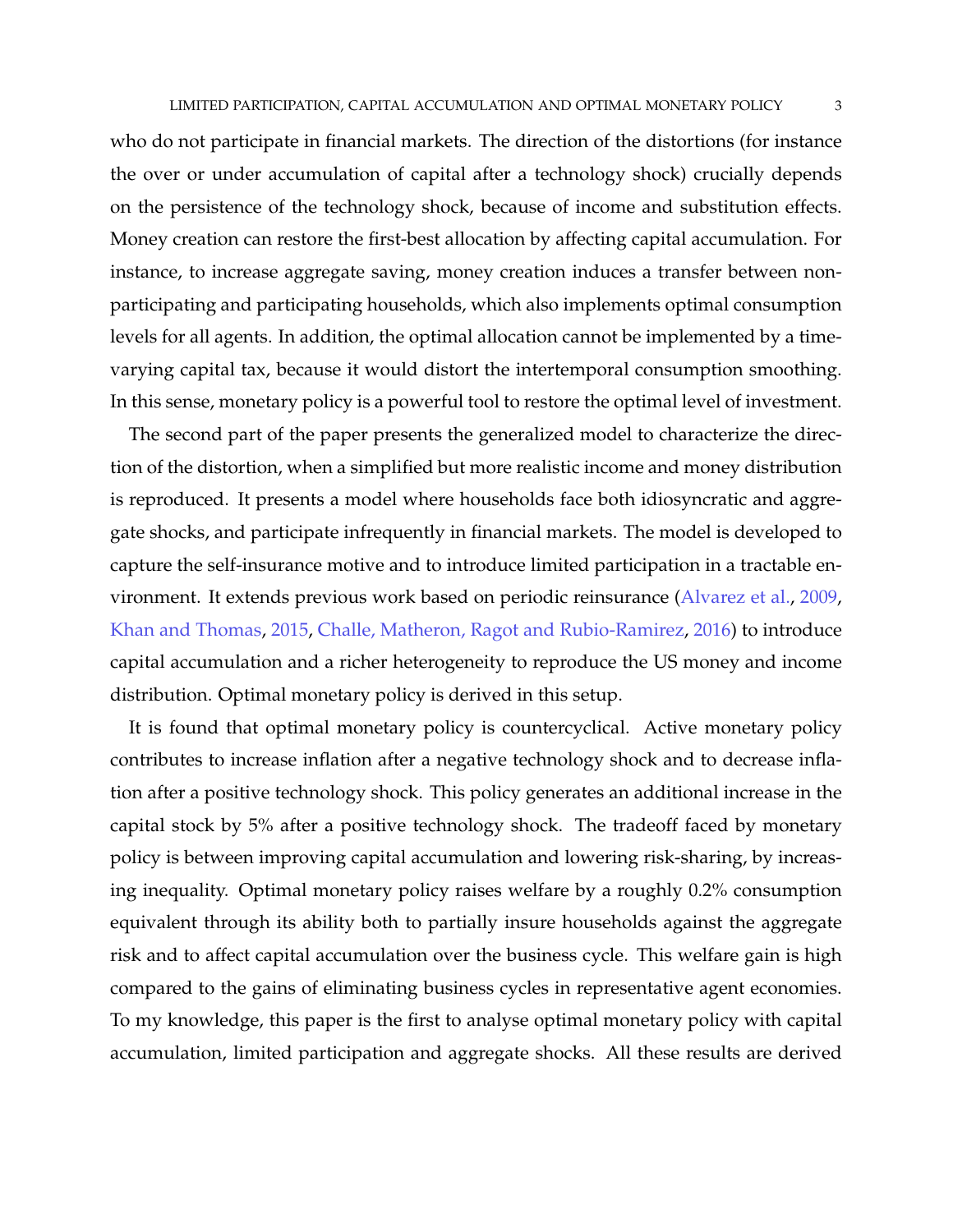who do not participate in financial markets. The direction of the distortions (for instance the over or under accumulation of capital after a technology shock) crucially depends on the persistence of the technology shock, because of income and substitution effects. Money creation can restore the first-best allocation by affecting capital accumulation. For instance, to increase aggregate saving, money creation induces a transfer between non-participating and participating households, which also implements optimal consumption levels for all agents. In addition, the optimal allocation cannot be implemented by a time-varying capital tax, because it would distort the intertemporal consumption smoothing. In this sense, monetary policy is a powerful tool to restore the optimal level of investment.

The second part of the paper presents the generalized model to characterize the direction of the distortion, when a simplified but more realistic income and money distribution is reproduced. It presents a model where households face both idiosyncratic and aggregate shocks, and participate infrequently in financial markets. The model is developed to capture the self-insurance motive and to introduce limited participation in a tractable environment. It extends previous work based on periodic reinsurance (Alvarez et al., 2009, Khan and Thomas, 2015, Challe, Matheron, Ragot and Rubio-Ramirez, 2016) to introduce capital accumulation and a richer heterogeneity to reproduce the US money and income distribution. Optimal monetary policy is derived in this setup.

It is found that optimal monetary policy is countercyclical. Active monetary policy contributes to increase inflation after a negative technology shock and to decrease inflation after a positive technology shock. This policy generates an additional increase in the capital stock by 5% after a positive technology shock. The tradeoff faced by monetary policy is between improving capital accumulation and lowering risk-sharing, by increasing inequality. Optimal monetary policy raises welfare by a roughly 0.2% consumption equivalent through its ability both to partially insure households against the aggregate risk and to affect capital accumulation over the business cycle. This welfare gain is high compared to the gains of eliminating business cycles in representative agent economies. To my knowledge, this paper is the first to analyse optimal monetary policy with capital accumulation, limited participation and aggregate shocks. All these results are derived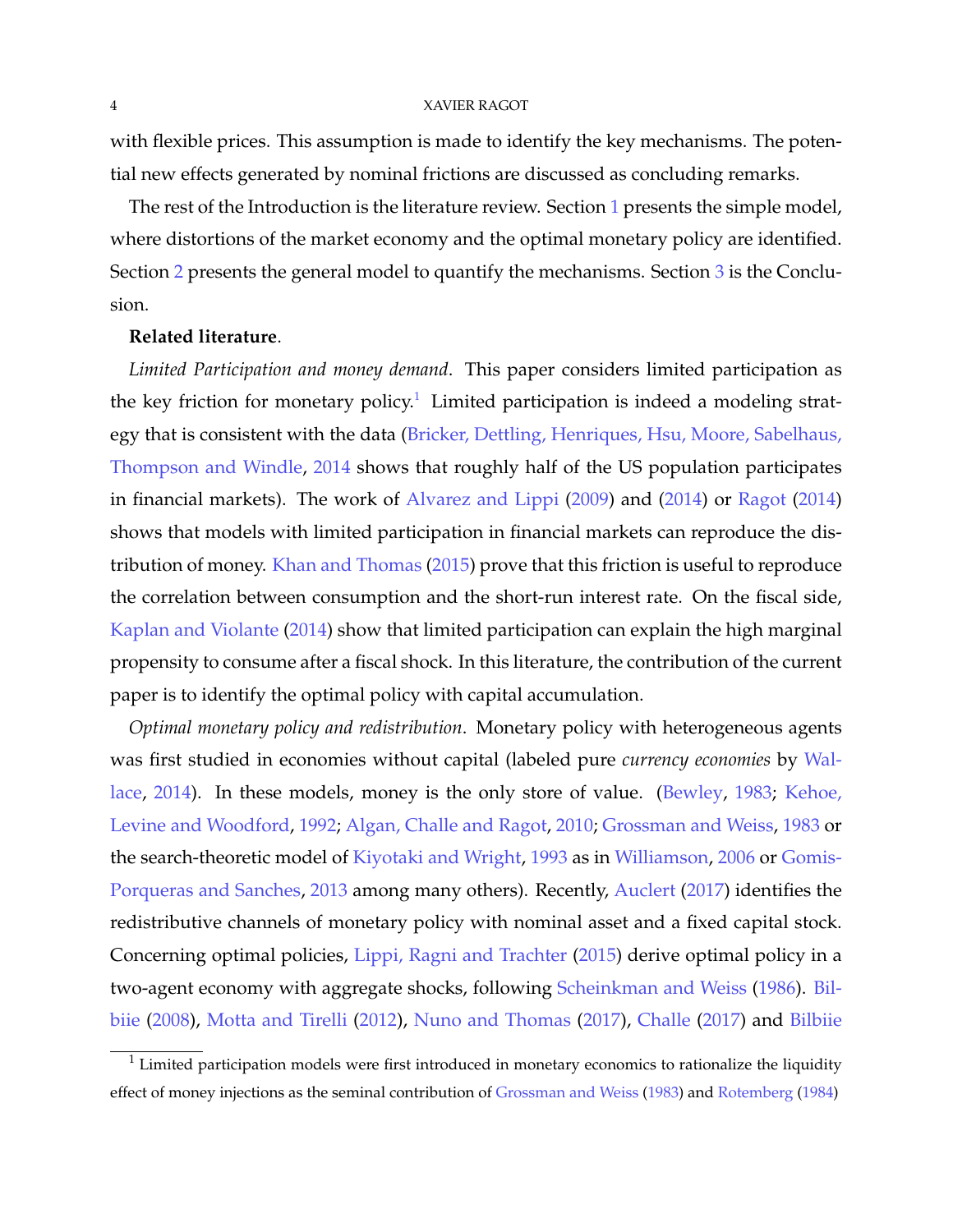with flexible prices. This assumption is made to identify the key mechanisms. The potential new effects generated by nominal frictions are discussed as concluding remarks.

The rest of the Introduction is the literature review. Section 1 presents the simple model, where distortions of the market economy and the optimal monetary policy are identified. Section 2 presents the general model to quantify the mechanisms. Section 3 is the Conclusion.

**Related literature**.

*Limited Participation and money demand*. This paper considers limited participation as the key friction for monetary policy.[1] Limited participation is indeed a modeling strategy that is consistent with the data (Bricker, Dettling, Henriques, Hsu, Moore, Sabelhaus, Thompson and Windle, 2014 shows that roughly half of the US population participates in financial markets). The work of Alvarez and Lippi (2009) and (2014) or Ragot (2014) shows that models with limited participation in financial markets can reproduce the distribution of money. Khan and Thomas (2015) prove that this friction is useful to reproduce the correlation between consumption and the short-run interest rate. On the fiscal side, Kaplan and Violante (2014) show that limited participation can explain the high marginal propensity to consume after a fiscal shock. In this literature, the contribution of the current paper is to identify the optimal policy with capital accumulation.

*Optimal monetary policy and redistribution*. Monetary policy with heterogeneous agents was first studied in economies without capital (labeled pure *currency economies* by Wallace, 2014). In these models, money is the only store of value. (Bewley, 1983; Kehoe, Levine and Woodford, 1992; Algan, Challe and Ragot, 2010; Grossman and Weiss, 1983 or the search-theoretic model of Kiyotaki and Wright, 1993 as in Williamson, 2006 or Gomis-Porqueras and Sanches, 2013 among many others). Recently, Auclert (2017) identifies the redistributive channels of monetary policy with nominal asset and a fixed capital stock. Concerning optimal policies, Lippi, Ragni and Trachter (2015) derive optimal policy in a two-agent economy with aggregate shocks, following Scheinkman and Weiss (1986). Bilbiie (2008), Motta and Tirelli (2012), Nuno and Thomas (2017), Challe (2017) and Bilbiie

[1] Limited participation models were first introduced in monetary economics to rationalize the liquidity effect of money injections as the seminal contribution of Grossman and Weiss (1983) and Rotemberg (1984)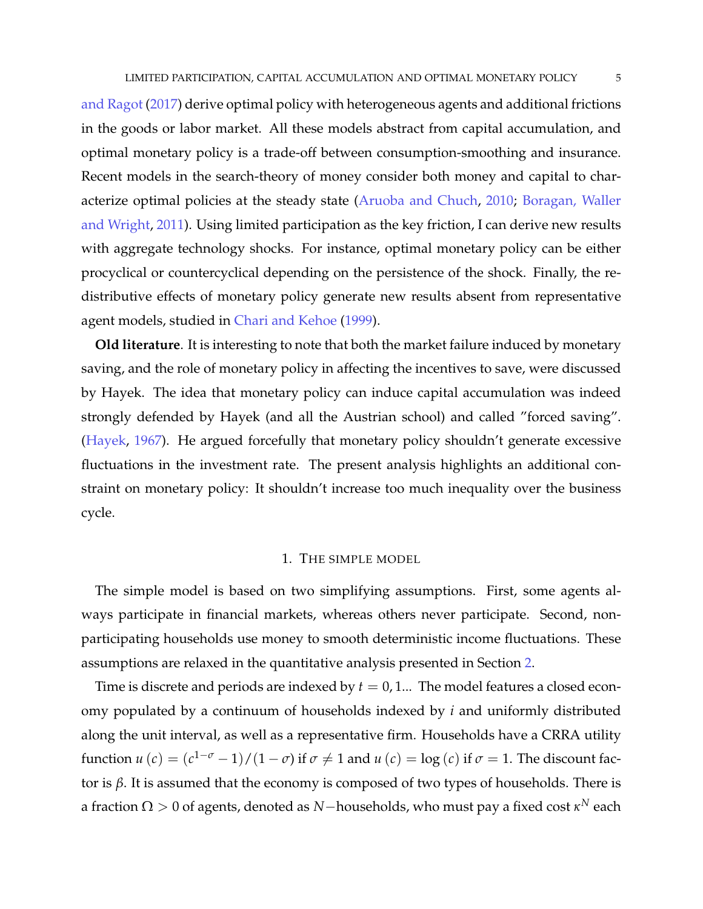and Ragot (2017) derive optimal policy with heterogeneous agents and additional frictions in the goods or labor market. All these models abstract from capital accumulation, and optimal monetary policy is a trade-off between consumption-smoothing and insurance. Recent models in the search-theory of money consider both money and capital to characterize optimal policies at the steady state (Aruoba and Chuch, 2010; Boragan, Waller and Wright, 2011). Using limited participation as the key friction, I can derive new results with aggregate technology shocks. For instance, optimal monetary policy can be either procyclical or countercyclical depending on the persistence of the shock. Finally, the redistributive effects of monetary policy generate new results absent from representative agent models, studied in Chari and Kehoe (1999).

**Old literature**. It is interesting to note that both the market failure induced by monetary saving, and the role of monetary policy in affecting the incentives to save, were discussed by Hayek. The idea that monetary policy can induce capital accumulation was indeed strongly defended by Hayek (and all the Austrian school) and called "forced saving". (Hayek, 1967). He argued forcefully that monetary policy shouldn't generate excessive fluctuations in the investment rate. The present analysis highlights an additional constraint on monetary policy: It shouldn't increase too much inequality over the business cycle.

## 1. The simple model

The simple model is based on two simplifying assumptions. First, some agents always participate in financial markets, whereas others never participate. Second, non-participating households use money to smooth deterministic income fluctuations. These assumptions are relaxed in the quantitative analysis presented in Section 2.

Time is discrete and periods are indexed by $t = 0, 1...$ The model features a closed economy populated by a continuum of households indexed by $i$ and uniformly distributed along the unit interval, as well as a representative firm. Households have a CRRA utility function $u(c) = (c^{1-\sigma} - 1)/(1-\sigma)$ if $\sigma \neq 1$ and $u(c) = \log(c)$ if $\sigma = 1$. The discount factor is $\beta$. It is assumed that the economy is composed of two types of households. There is a fraction $\Omega > 0$ of agents, denoted as $N-$households, who must pay a fixed cost $\kappa^N$ each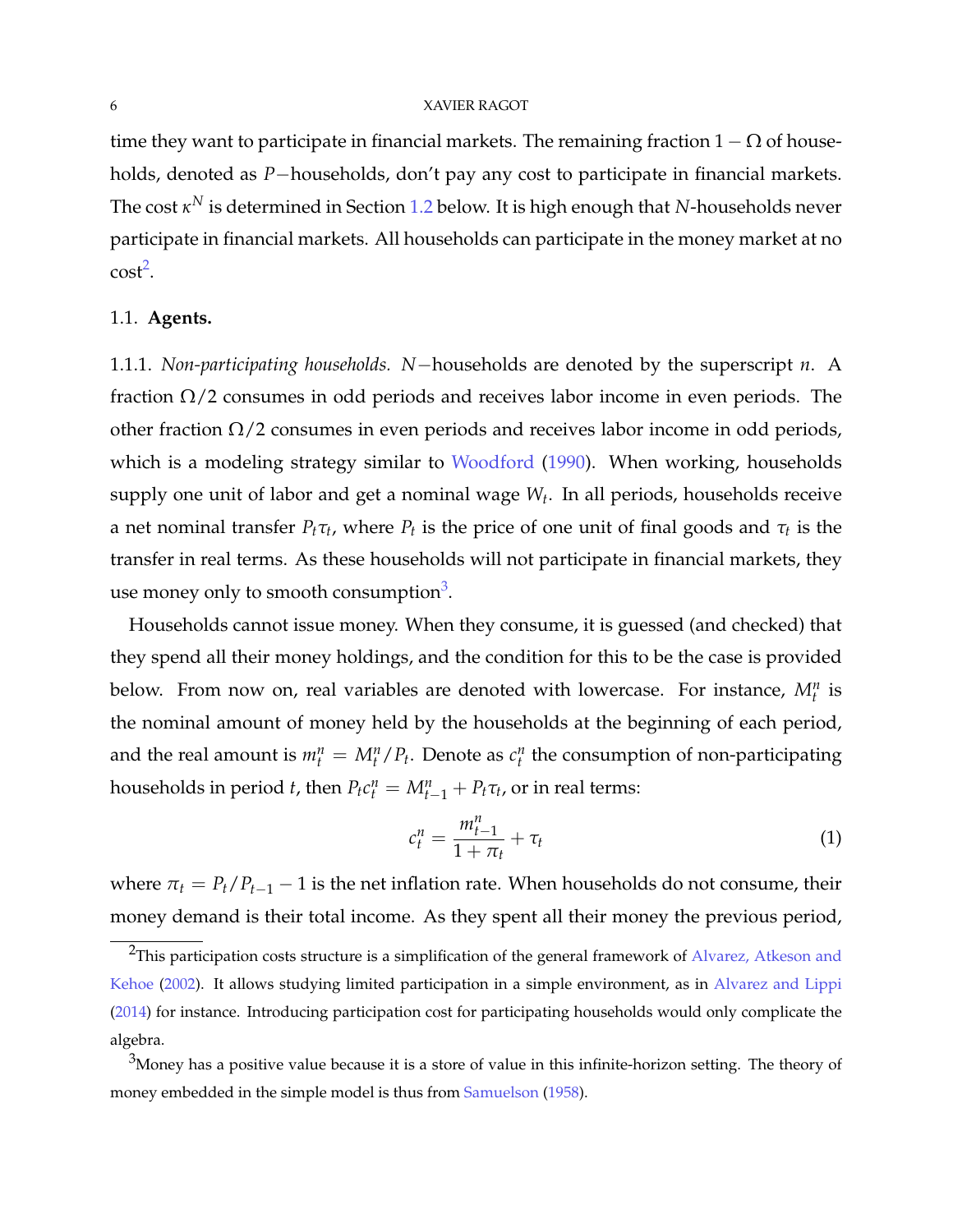time they want to participate in financial markets. The remaining fraction $1 - \Omega$ of households, denoted as $P-$households, don't pay any cost to participate in financial markets. The cost $\kappa^N$ is determined in Section 1.2 below. It is high enough that $N$-households never participate in financial markets. All households can participate in the money market at no cost[2].

## 1.1. **Agents.**

1.1.1. *Non-participating households.* $N-$households are denoted by the superscript $n$. A fraction $\Omega/2$ consumes in odd periods and receives labor income in even periods. The other fraction $\Omega/2$ consumes in even periods and receives labor income in odd periods, which is a modeling strategy similar to Woodford (1990). When working, households supply one unit of labor and get a nominal wage $W_t$. In all periods, households receive a net nominal transfer $P_t \tau_t$, where $P_t$ is the price of one unit of final goods and $\tau_t$ is the transfer in real terms. As these households will not participate in financial markets, they use money only to smooth consumption[3].

Households cannot issue money. When they consume, it is guessed (and checked) that they spend all their money holdings, and the condition for this to be the case is provided below. From now on, real variables are denoted with lowercase. For instance, $M_t^n$ is the nominal amount of money held by the households at the beginning of each period, and the real amount is $m_t^n = M_t^n / P_t$. Denote as $c_t^n$ the consumption of non-participating households in period $t$, then $P_t c_t^n = M_{t-1}^n + P_t \tau_t$, or in real terms:

$$c_t^n = \frac{m_{t-1}^n}{1 + \pi_t} + \tau_t \tag{1}$$

where $\pi_t = P_t / P_{t-1} - 1$ is the net inflation rate. When households do not consume, their money demand is their total income. As they spent all their money the previous period,

[2] This participation costs structure is a simplification of the general framework of Alvarez, Atkeson and Kehoe (2002). It allows studying limited participation in a simple environment, as in Alvarez and Lippi (2014) for instance. Introducing participation cost for participating households would only complicate the algebra.

[3] Money has a positive value because it is a store of value in this infinite-horizon setting. The theory of money embedded in the simple model is thus from Samuelson (1958).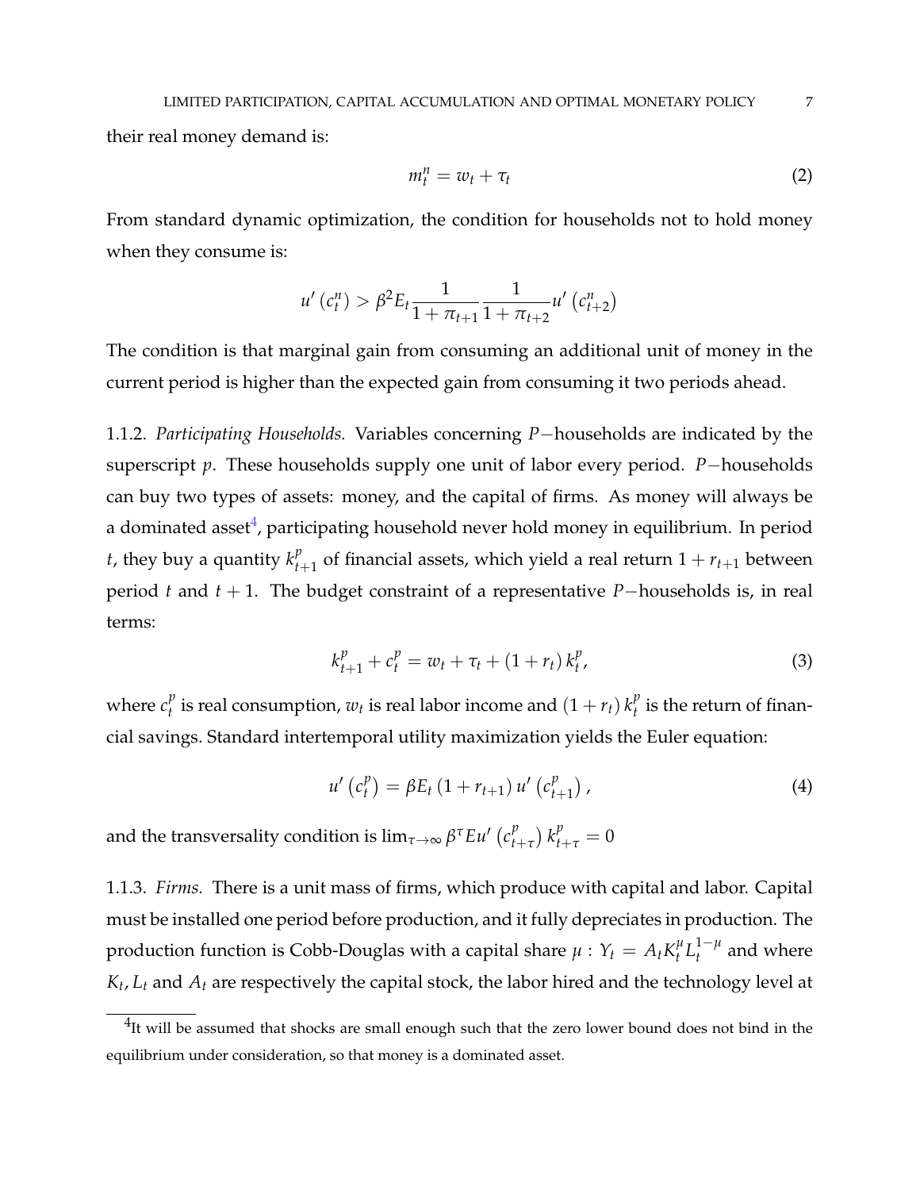their real money demand is:

$$m_t^n = w_t + \tau_t \tag{2}$$

From standard dynamic optimization, the condition for households not to hold money when they consume is:

$$u'\left(c_t^n\right) > \beta^2 E_t \frac{1}{1+\pi_{t+1}} \frac{1}{1+\pi_{t+2}} u'\left(c_{t+2}^n\right)$$

The condition is that marginal gain from consuming an additional unit of money in the current period is higher than the expected gain from consuming it two periods ahead.

1.1.2. *Participating Households.* Variables concerning $P-$households are indicated by the superscript $p$. These households supply one unit of labor every period. $P-$households can buy two types of assets: money, and the capital of firms. As money will always be a dominated asset[4], participating household never hold money in equilibrium. In period $t$, they buy a quantity $k_{t+1}^p$ of financial assets, which yield a real return $1+r_{t+1}$ between period $t$ and $t+1$. The budget constraint of a representative $P-$households is, in real terms:

$$k_{t+1}^p + c_t^p = w_t + \tau_t + \left(1+r_t\right) k_t^p, \tag{3}$$

where $c_t^p$ is real consumption, $w_t$ is real labor income and $\left(1+r_t\right) k_t^p$ is the return of financial savings. Standard intertemporal utility maximization yields the Euler equation:

$$u'\left(c_t^p\right) = \beta E_t \left(1+r_{t+1}\right) u'\left(c_{t+1}^p\right), \tag{4}$$

and the transversality condition is $\lim_{\tau \to \infty} \beta^\tau E u'\left(c_{t+\tau}^p\right) k_{t+\tau}^p = 0$

1.1.3. *Firms.* There is a unit mass of firms, which produce with capital and labor. Capital must be installed one period before production, and it fully depreciates in production. The production function is Cobb-Douglas with a capital share $\mu$ : $Y_t = A_t K_t^\mu L_t^{1-\mu}$ and where $K_t$, $L_t$ and $A_t$ are respectively the capital stock, the labor hired and the technology level at

[4]It will be assumed that shocks are small enough such that the zero lower bound does not bind in the equilibrium under consideration, so that money is a dominated asset.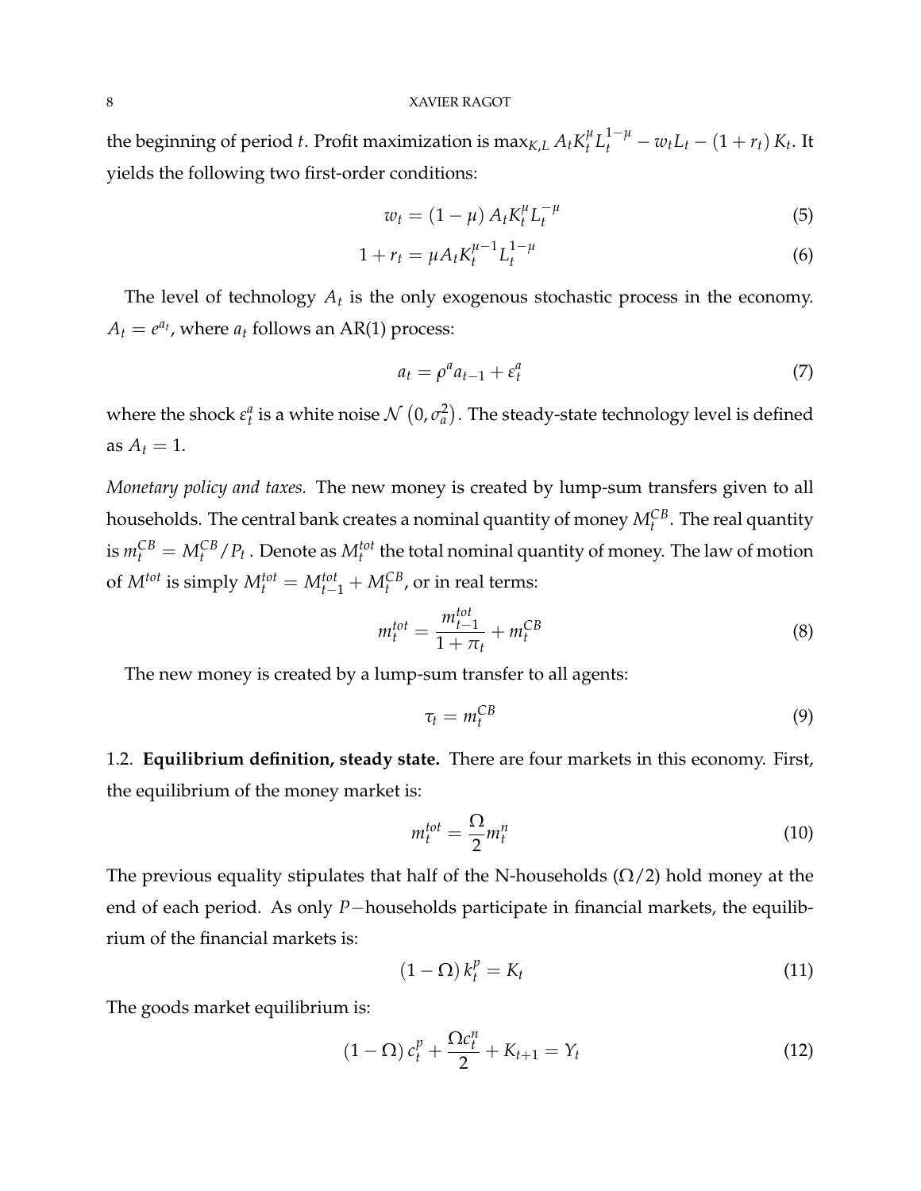the beginning of period $t$. Profit maximization is $\max_{K,L} A_t K_t^{\mu} L_t^{1-\mu} - w_t L_t - (1+r_t) K_t$. It yields the following two first-order conditions:

$$w_t = (1-\mu) A_t K_t^{\mu} L_t^{-\mu} \tag{5}$$

$$1 + r_t = \mu A_t K_t^{\mu-1} L_t^{1-\mu} \tag{6}$$

The level of technology $A_t$ is the only exogenous stochastic process in the economy. $A_t = e^{a_t}$, where $a_t$ follows an AR(1) process:

$$a_t = \rho^a a_{t-1} + \varepsilon_t^a \tag{7}$$

where the shock $\varepsilon_t^a$ is a white noise $\mathcal{N}\left(0, \sigma_a^2\right)$. The steady-state technology level is defined as $A_t = 1$.

*Monetary policy and taxes.* The new money is created by lump-sum transfers given to all households. The central bank creates a nominal quantity of money $M_t^{CB}$. The real quantity is $m_t^{CB} = M_t^{CB}/P_t$ . Denote as $M_t^{tot}$ the total nominal quantity of money. The law of motion of $M^{tot}$ is simply $M_t^{tot} = M_{t-1}^{tot} + M_t^{CB}$, or in real terms:

$$m_t^{tot} = \frac{m_{t-1}^{tot}}{1+\pi_t} + m_t^{CB} \tag{8}$$

The new money is created by a lump-sum transfer to all agents:

$$\tau_t = m_t^{CB} \tag{9}$$

1.2. **Equilibrium definition, steady state.** There are four markets in this economy. First, the equilibrium of the money market is:

$$m_t^{tot} = \frac{\Omega}{2} m_t^n \tag{10}$$

The previous equality stipulates that half of the N-households ($\Omega/2$) hold money at the end of each period. As only $P-$households participate in financial markets, the equilibrium of the financial markets is:

$$(1-\Omega) k_t^p = K_t \tag{11}$$

The goods market equilibrium is:

$$(1-\Omega) c_t^p + \frac{\Omega c_t^n}{2} + K_{t+1} = Y_t \tag{12}$$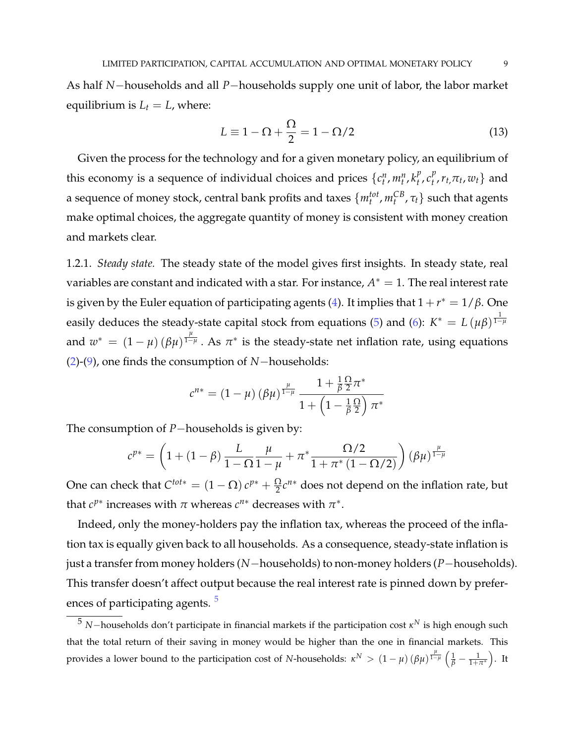As half $N-$households and all $P-$households supply one unit of labor, the labor market equilibrium is $L_t = L$, where:

$$L \equiv 1 - \Omega + \frac{\Omega}{2} = 1 - \Omega/2 \tag{13}$$

Given the process for the technology and for a given monetary policy, an equilibrium of this economy is a sequence of individual choices and prices $\{c_t^n, m_t^n, k_t^p, c_t^p, r_t, \pi_t, w_t\}$ and a sequence of money stock, central bank profits and taxes $\{m_t^{tot}, m_t^{CB}, \tau_t\}$ such that agents make optimal choices, the aggregate quantity of money is consistent with money creation and markets clear.

1.2.1. *Steady state.* The steady state of the model gives first insights. In steady state, real variables are constant and indicated with a star. For instance, $A^* = 1$. The real interest rate is given by the Euler equation of participating agents (4). It implies that $1 + r^* = 1/\beta$. One easily deduces the steady-state capital stock from equations (5) and (6): $K^* = L\left(\mu\beta\right)^{\frac{1}{1-\mu}}$ and $w^* = (1-\mu)\left(\beta\mu\right)^{\frac{\mu}{1-\mu}}$. As $\pi^*$ is the steady-state net inflation rate, using equations (2)-(9), one finds the consumption of $N-$households:

$$c^{n*} = (1-\mu)\left(\beta\mu\right)^{\frac{\mu}{1-\mu}} \frac{1 + \frac{1}{\beta}\frac{\Omega}{2}\pi^*}{1 + \left(1 - \frac{1}{\beta}\frac{\Omega}{2}\right)\pi^*}$$

The consumption of $P-$households is given by:

$$c^{p*} = \left(1 + (1-\beta)\frac{L}{1-\Omega}\frac{\mu}{1-\mu} + \pi^* \frac{\Omega/2}{1 + \pi^*\left(1 - \Omega/2\right)}\right)\left(\beta\mu\right)^{\frac{\mu}{1-\mu}}$$

One can check that $C^{tot*} = (1-\Omega)\,c^{p*} + \frac{\Omega}{2}c^{n*}$ does not depend on the inflation rate, but that $c^{p*}$ increases with $\pi$ whereas $c^{n*}$ decreases with $\pi^*$.

Indeed, only the money-holders pay the inflation tax, whereas the proceed of the inflation tax is equally given back to all households. As a consequence, steady-state inflation is just a transfer from money holders ($N-$households) to non-money holders ($P-$households). This transfer doesn't affect output because the real interest rate is pinned down by preferences of participating agents. [5]

[5] $N-$households don't participate in financial markets if the participation cost $\kappa^N$ is high enough such that the total return of their saving in money would be higher than the one in financial markets. This provides a lower bound to the participation cost of $N$-households: $\kappa^N > (1-\mu)\left(\beta\mu\right)^{\frac{\mu}{1-\mu}}\left(\frac{1}{\beta} - \frac{1}{1+\pi^*}\right)$. It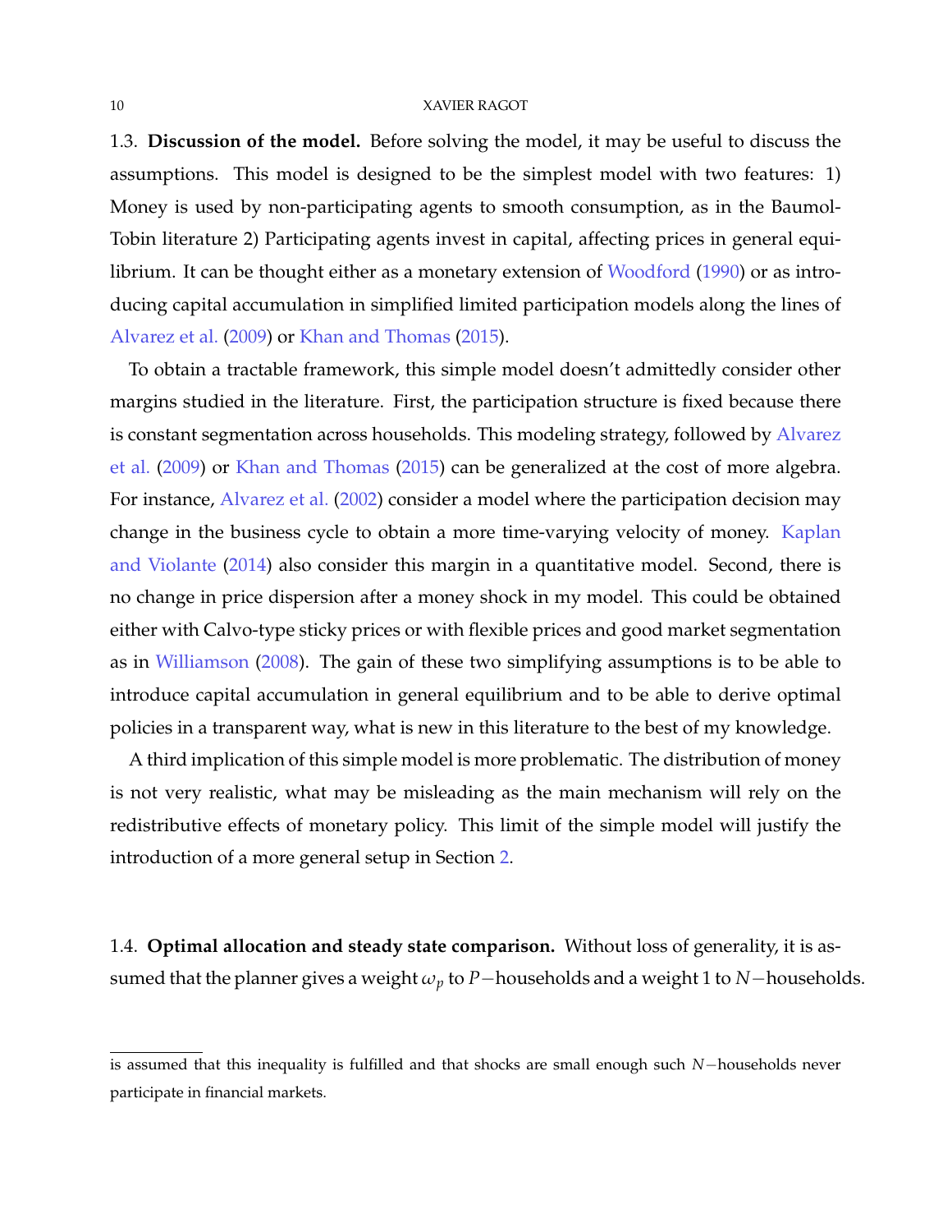1.3. **Discussion of the model.** Before solving the model, it may be useful to discuss the assumptions. This model is designed to be the simplest model with two features: 1) Money is used by non-participating agents to smooth consumption, as in the Baumol-Tobin literature 2) Participating agents invest in capital, affecting prices in general equilibrium. It can be thought either as a monetary extension of Woodford (1990) or as introducing capital accumulation in simplified limited participation models along the lines of Alvarez et al. (2009) or Khan and Thomas (2015).

To obtain a tractable framework, this simple model doesn't admittedly consider other margins studied in the literature. First, the participation structure is fixed because there is constant segmentation across households. This modeling strategy, followed by Alvarez et al. (2009) or Khan and Thomas (2015) can be generalized at the cost of more algebra. For instance, Alvarez et al. (2002) consider a model where the participation decision may change in the business cycle to obtain a more time-varying velocity of money. Kaplan and Violante (2014) also consider this margin in a quantitative model. Second, there is no change in price dispersion after a money shock in my model. This could be obtained either with Calvo-type sticky prices or with flexible prices and good market segmentation as in Williamson (2008). The gain of these two simplifying assumptions is to be able to introduce capital accumulation in general equilibrium and to be able to derive optimal policies in a transparent way, what is new in this literature to the best of my knowledge.

A third implication of this simple model is more problematic. The distribution of money is not very realistic, what may be misleading as the main mechanism will rely on the redistributive effects of monetary policy. This limit of the simple model will justify the introduction of a more general setup in Section 2.

1.4. **Optimal allocation and steady state comparison.** Without loss of generality, it is assumed that the planner gives a weight $\omega_p$ to $P-$households and a weight 1 to $N-$households.

---

is assumed that this inequality is fulfilled and that shocks are small enough such $N-$households never participate in financial markets.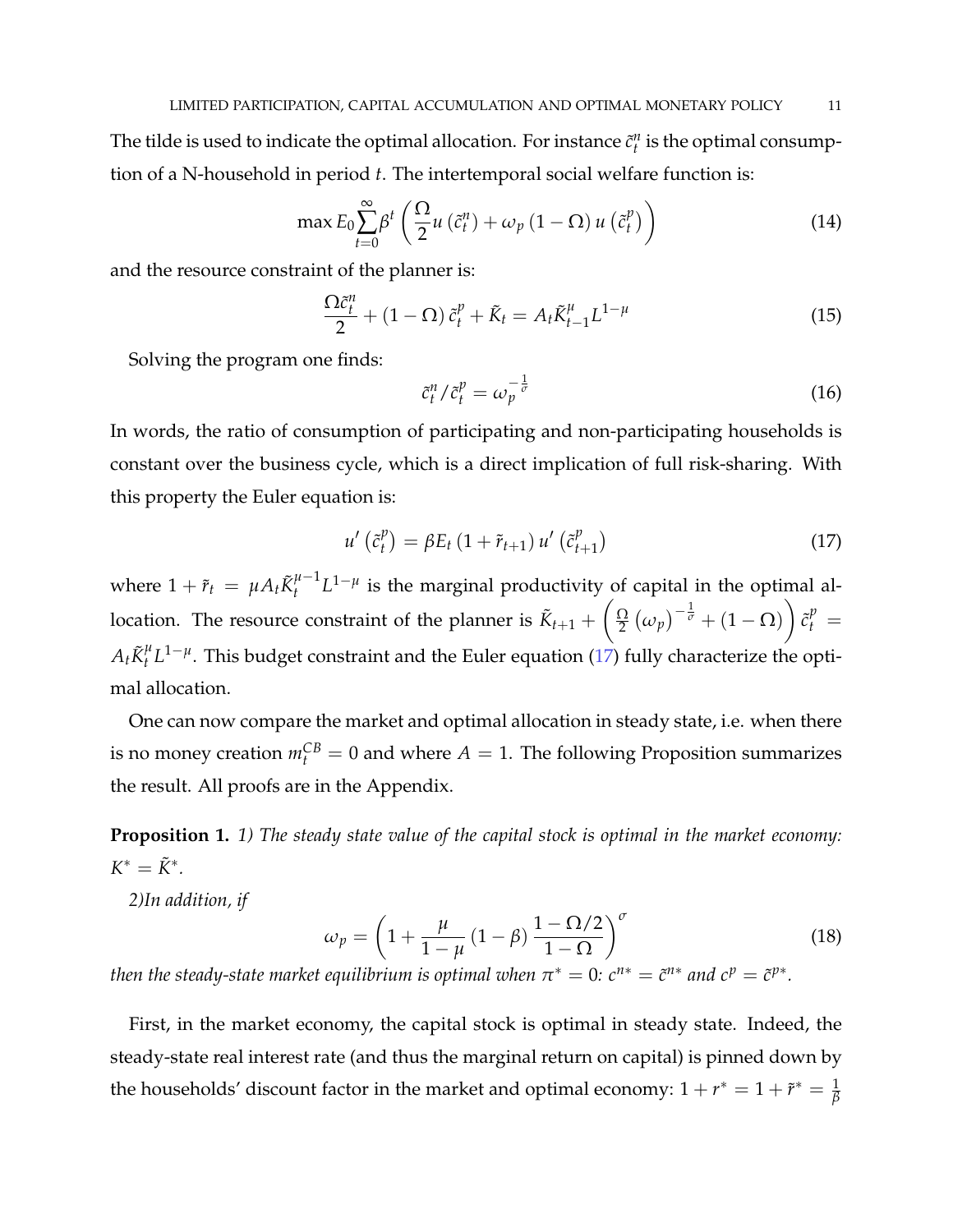The tilde is used to indicate the optimal allocation. For instance $\tilde{c}_t^n$ is the optimal consumption of a N-household in period $t$. The intertemporal social welfare function is:

$$\max E_0 \sum_{t=0}^{\infty} \beta^t \left( \frac{\Omega}{2} u\left(\tilde{c}_t^n\right) + \omega_p \left(1-\Omega\right) u\left(\tilde{c}_t^p\right) \right) \tag{14}$$

and the resource constraint of the planner is:

$$\frac{\Omega \tilde{c}_t^n}{2} + \left(1-\Omega\right) \tilde{c}_t^p + \tilde{K}_t = A_t \tilde{K}_{t-1}^{\mu} L^{1-\mu} \tag{15}$$

Solving the program one finds:

$$\tilde{c}_t^n / \tilde{c}_t^p = \omega_p^{-\frac{1}{\sigma}} \tag{16}$$

In words, the ratio of consumption of participating and non-participating households is constant over the business cycle, which is a direct implication of full risk-sharing. With this property the Euler equation is:

$$u'\left(\tilde{c}_t^p\right) = \beta E_t \left(1+\tilde{r}_{t+1}\right) u'\left(\tilde{c}_{t+1}^p\right) \tag{17}$$

where $1+\tilde{r}_t = \mu A_t \tilde{K}_t^{\mu-1} L^{1-\mu}$ is the marginal productivity of capital in the optimal allocation. The resource constraint of the planner is $\tilde{K}_{t+1} + \left( \frac{\Omega}{2} \left(\omega_p\right)^{-\frac{1}{\sigma}} + \left(1-\Omega\right) \right) \tilde{c}_t^p = A_t \tilde{K}_t^{\mu} L^{1-\mu}$. This budget constraint and the Euler equation (17) fully characterize the optimal allocation.

One can now compare the market and optimal allocation in steady state, i.e. when there is no money creation $m_t^{CB} = 0$ and where $A = 1$. The following Proposition summarizes the result. All proofs are in the Appendix.

**Proposition 1.** *1) The steady state value of the capital stock is optimal in the market economy:* $K^* = \tilde{K}^*$.

*2)In addition, if*

$$\omega_p = \left(1 + \frac{\mu}{1-\mu}\left(1-\beta\right) \frac{1-\Omega/2}{1-\Omega}\right)^{\sigma} \tag{18}$$

*then the steady-state market equilibrium is optimal when* $\pi^* = 0$*:* $c^{n*} = \tilde{c}^{n*}$ *and* $c^p = \tilde{c}^{p*}$.

First, in the market economy, the capital stock is optimal in steady state. Indeed, the steady-state real interest rate (and thus the marginal return on capital) is pinned down by the households' discount factor in the market and optimal economy: $1 + r^* = 1 + \tilde{r}^* = \frac{1}{\beta}$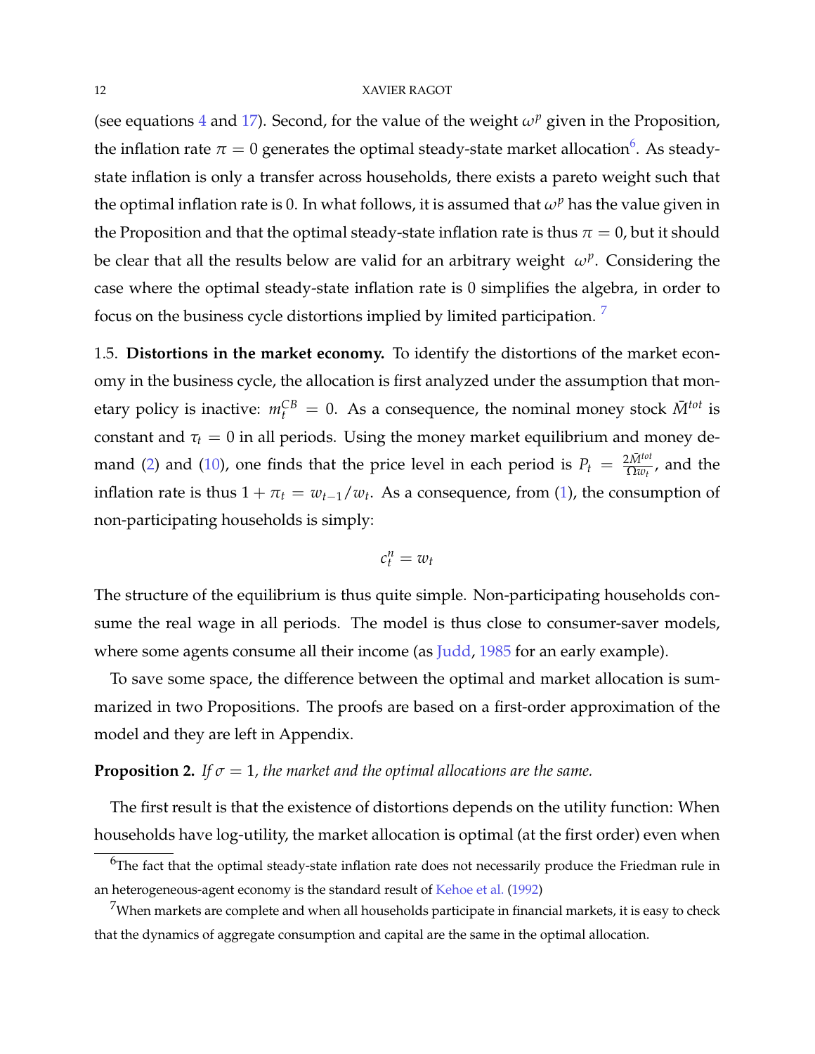(see equations 4 and 17). Second, for the value of the weight $\omega^p$ given in the Proposition, the inflation rate $\pi = 0$ generates the optimal steady-state market allocation[6]. As steady-state inflation is only a transfer across households, there exists a pareto weight such that the optimal inflation rate is 0. In what follows, it is assumed that $\omega^p$ has the value given in the Proposition and that the optimal steady-state inflation rate is thus $\pi = 0$, but it should be clear that all the results below are valid for an arbitrary weight $\omega^p$. Considering the case where the optimal steady-state inflation rate is 0 simplifies the algebra, in order to focus on the business cycle distortions implied by limited participation. [7]

1.5. **Distortions in the market economy.** To identify the distortions of the market economy in the business cycle, the allocation is first analyzed under the assumption that monetary policy is inactive: $m_t^{CB} = 0$. As a consequence, the nominal money stock $\bar{M}^{tot}$ is constant and $\tau_t = 0$ in all periods. Using the money market equilibrium and money demand (2) and (10), one finds that the price level in each period is $P_t = \frac{2\bar{M}^{tot}}{\Omega w_t}$, and the inflation rate is thus $1 + \pi_t = w_{t-1}/w_t$. As a consequence, from (1), the consumption of non-participating households is simply:

$$c_t^n = w_t$$

The structure of the equilibrium is thus quite simple. Non-participating households consume the real wage in all periods. The model is thus close to consumer-saver models, where some agents consume all their income (as Judd, 1985 for an early example).

To save some space, the difference between the optimal and market allocation is summarized in two Propositions. The proofs are based on a first-order approximation of the model and they are left in Appendix.

**Proposition 2.** *If $\sigma = 1$, the market and the optimal allocations are the same.*

The first result is that the existence of distortions depends on the utility function: When households have log-utility, the market allocation is optimal (at the first order) even when

---

[6] The fact that the optimal steady-state inflation rate does not necessarily produce the Friedman rule in an heterogeneous-agent economy is the standard result of Kehoe et al. (1992)

[7] When markets are complete and when all households participate in financial markets, it is easy to check that the dynamics of aggregate consumption and capital are the same in the optimal allocation.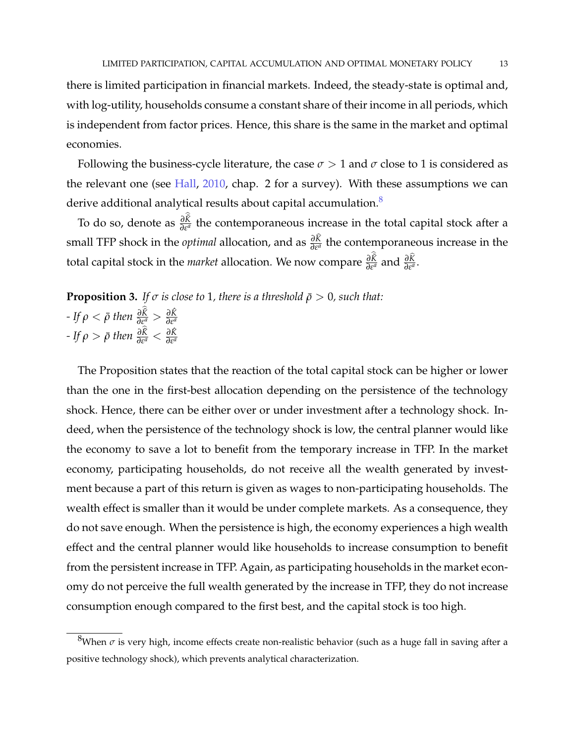there is limited participation in financial markets. Indeed, the steady-state is optimal and, with log-utility, households consume a constant share of their income in all periods, which is independent from factor prices. Hence, this share is the same in the market and optimal economies.

Following the business-cycle literature, the case $\sigma > 1$ and $\sigma$ close to 1 is considered as the relevant one (see Hall, 2010, chap. 2 for a survey). With these assumptions we can derive additional analytical results about capital accumulation.[8]

To do so, denote as $\frac{\partial \hat{\tilde{K}}}{\partial \varepsilon^a}$ the contemporaneous increase in the total capital stock after a small TFP shock in the *optimal* allocation, and as $\frac{\partial \hat{K}}{\partial \varepsilon^a}$ the contemporaneous increase in the total capital stock in the *market* allocation. We now compare $\frac{\partial \hat{\tilde{K}}}{\partial \varepsilon^a}$ and $\frac{\partial \hat{K}}{\partial \varepsilon^a}$.

**Proposition 3.** *If $\sigma$ is close to 1, there is a threshold $\bar{\rho} > 0$, such that:*
*- If $\rho < \bar{\rho}$ then $\frac{\partial \hat{\tilde{K}}}{\partial \varepsilon^a} > \frac{\partial \hat{K}}{\partial \varepsilon^a}$*
*- If $\rho > \bar{\rho}$ then $\frac{\partial \hat{\tilde{K}}}{\partial \varepsilon^a} < \frac{\partial \hat{K}}{\partial \varepsilon^a}$*

The Proposition states that the reaction of the total capital stock can be higher or lower than the one in the first-best allocation depending on the persistence of the technology shock. Hence, there can be either over or under investment after a technology shock. Indeed, when the persistence of the technology shock is low, the central planner would like the economy to save a lot to benefit from the temporary increase in TFP. In the market economy, participating households, do not receive all the wealth generated by investment because a part of this return is given as wages to non-participating households. The wealth effect is smaller than it would be under complete markets. As a consequence, they do not save enough. When the persistence is high, the economy experiences a high wealth effect and the central planner would like households to increase consumption to benefit from the persistent increase in TFP. Again, as participating households in the market economy do not perceive the full wealth generated by the increase in TFP, they do not increase consumption enough compared to the first best, and the capital stock is too high.

[8] When $\sigma$ is very high, income effects create non-realistic behavior (such as a huge fall in saving after a positive technology shock), which prevents analytical characterization.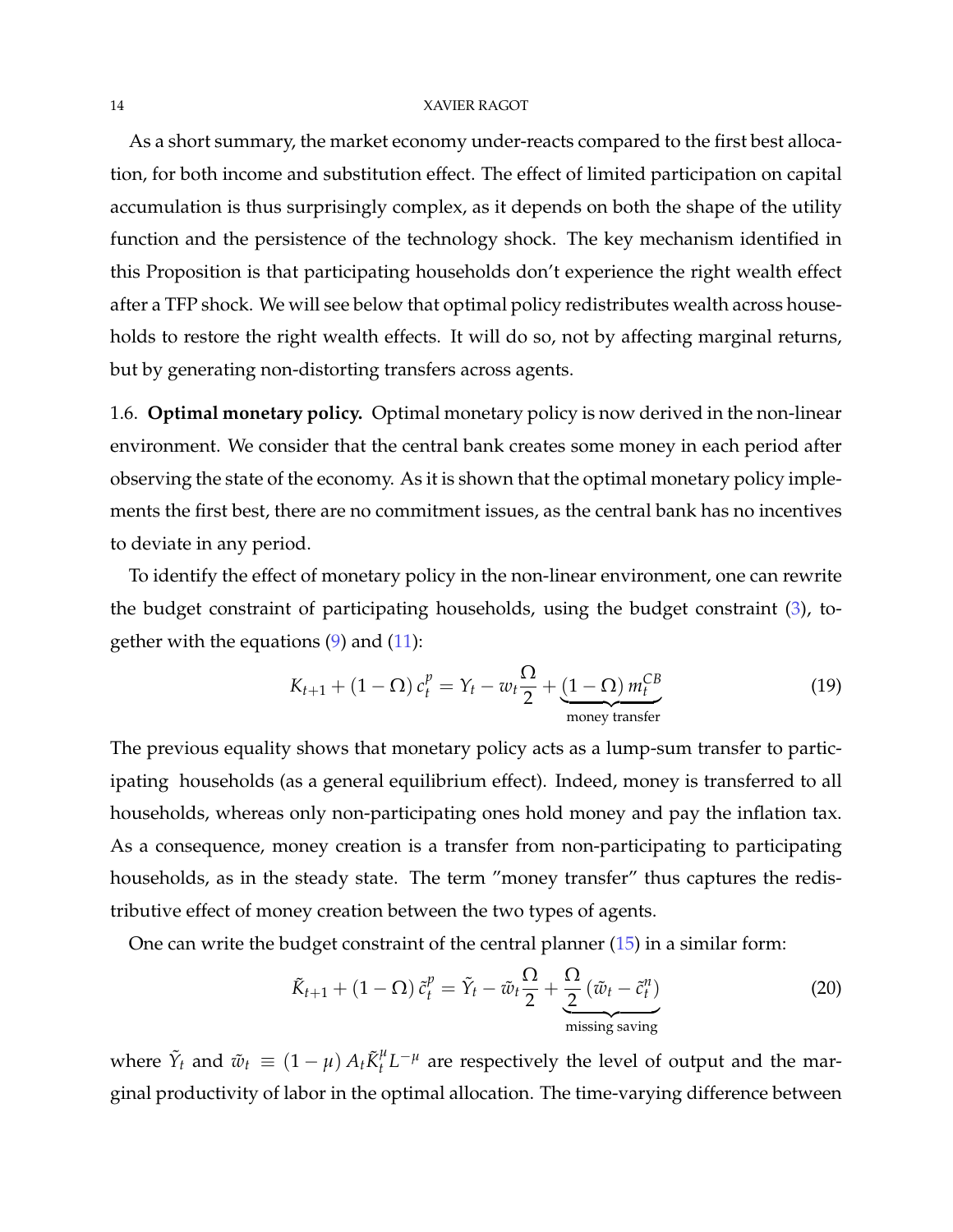As a short summary, the market economy under-reacts compared to the first best allocation, for both income and substitution effect. The effect of limited participation on capital accumulation is thus surprisingly complex, as it depends on both the shape of the utility function and the persistence of the technology shock. The key mechanism identified in this Proposition is that participating households don't experience the right wealth effect after a TFP shock. We will see below that optimal policy redistributes wealth across households to restore the right wealth effects. It will do so, not by affecting marginal returns, but by generating non-distorting transfers across agents.

1.6. **Optimal monetary policy.** Optimal monetary policy is now derived in the non-linear environment. We consider that the central bank creates some money in each period after observing the state of the economy. As it is shown that the optimal monetary policy implements the first best, there are no commitment issues, as the central bank has no incentives to deviate in any period.

To identify the effect of monetary policy in the non-linear environment, one can rewrite the budget constraint of participating households, using the budget constraint (3), together with the equations (9) and (11):

$$K_{t+1} + (1-\Omega)\, c_t^p = Y_t - w_t \frac{\Omega}{2} + \underbrace{(1-\Omega)\, m_t^{CB}}_{\text{money transfer}} \tag{19}$$

The previous equality shows that monetary policy acts as a lump-sum transfer to participating households (as a general equilibrium effect). Indeed, money is transferred to all households, whereas only non-participating ones hold money and pay the inflation tax. As a consequence, money creation is a transfer from non-participating to participating households, as in the steady state. The term "money transfer" thus captures the redistributive effect of money creation between the two types of agents.

One can write the budget constraint of the central planner (15) in a similar form:

$$\tilde{K}_{t+1} + (1-\Omega)\, \tilde{c}_t^p = \tilde{Y}_t - \tilde{w}_t \frac{\Omega}{2} + \underbrace{\frac{\Omega}{2}\left(\tilde{w}_t - \tilde{c}_t^n\right)}_{\text{missing saving}} \tag{20}$$

where $\tilde{Y}_t$ and $\tilde{w}_t \equiv (1-\mu)\, A_t \tilde{K}_t^{\mu} L^{-\mu}$ are respectively the level of output and the marginal productivity of labor in the optimal allocation. The time-varying difference between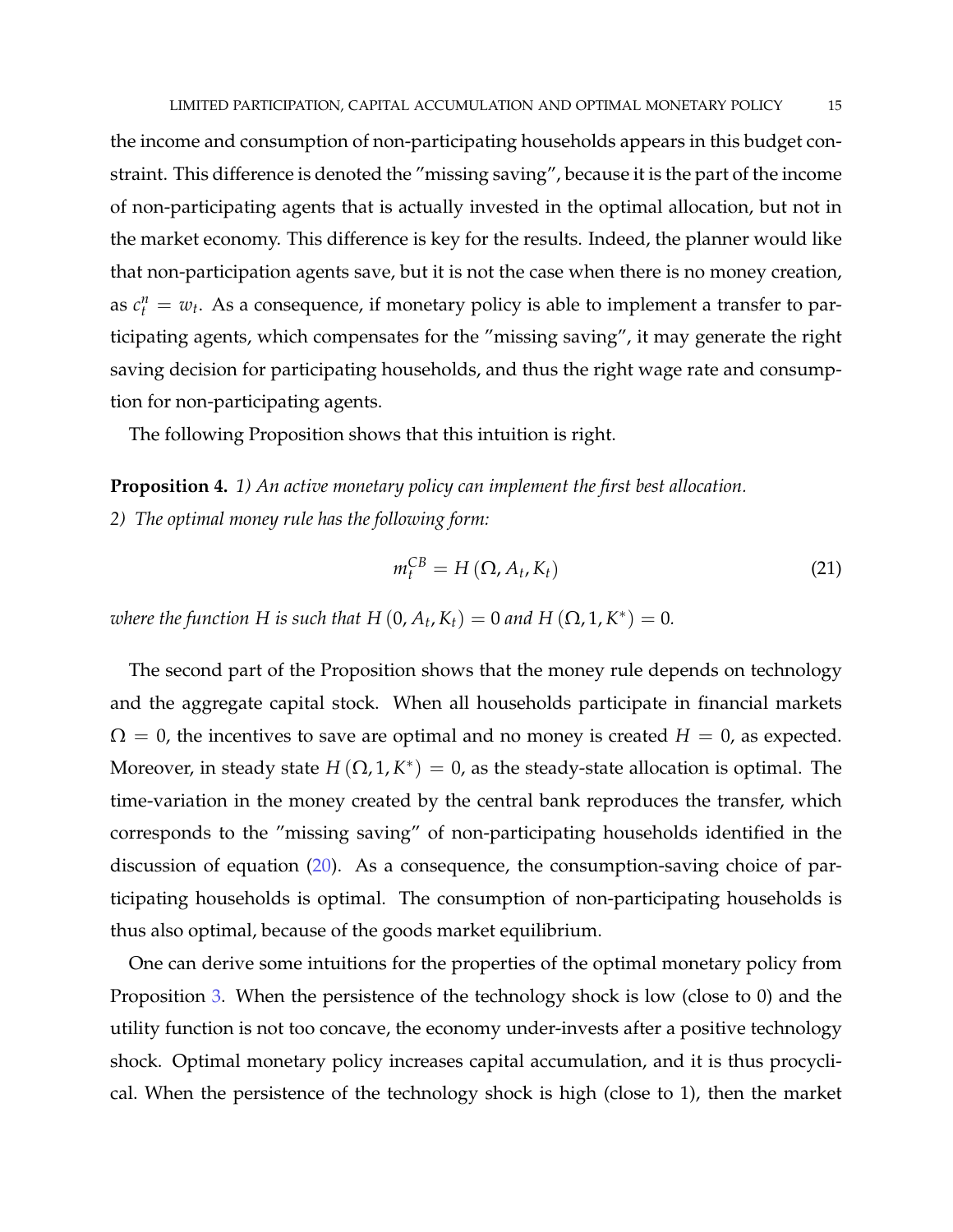the income and consumption of non-participating households appears in this budget constraint. This difference is denoted the "missing saving", because it is the part of the income of non-participating agents that is actually invested in the optimal allocation, but not in the market economy. This difference is key for the results. Indeed, the planner would like that non-participation agents save, but it is not the case when there is no money creation, as $c_t^n = w_t$. As a consequence, if monetary policy is able to implement a transfer to participating agents, which compensates for the "missing saving", it may generate the right saving decision for participating households, and thus the right wage rate and consumption for non-participating agents.

The following Proposition shows that this intuition is right.

**Proposition 4.** *1) An active monetary policy can implement the first best allocation.*
*2) The optimal money rule has the following form:*

$$m_t^{CB} = H\left(\Omega, A_t, K_t\right) \tag{21}$$

*where the function $H$ is such that $H\left(0, A_t, K_t\right) = 0$ and $H\left(\Omega, 1, K^*\right) = 0$.*

The second part of the Proposition shows that the money rule depends on technology and the aggregate capital stock. When all households participate in financial markets $\Omega = 0$, the incentives to save are optimal and no money is created $H = 0$, as expected. Moreover, in steady state $H\left(\Omega, 1, K^*\right) = 0$, as the steady-state allocation is optimal. The time-variation in the money created by the central bank reproduces the transfer, which corresponds to the "missing saving" of non-participating households identified in the discussion of equation (20). As a consequence, the consumption-saving choice of participating households is optimal. The consumption of non-participating households is thus also optimal, because of the goods market equilibrium.

One can derive some intuitions for the properties of the optimal monetary policy from Proposition 3. When the persistence of the technology shock is low (close to 0) and the utility function is not too concave, the economy under-invests after a positive technology shock. Optimal monetary policy increases capital accumulation, and it is thus procyclical. When the persistence of the technology shock is high (close to 1), then the market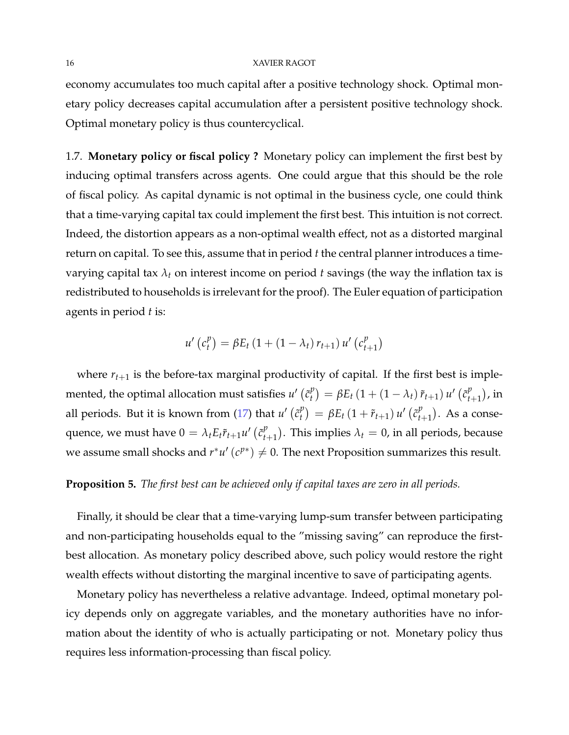economy accumulates too much capital after a positive technology shock. Optimal monetary policy decreases capital accumulation after a persistent positive technology shock. Optimal monetary policy is thus countercyclical.

1.7. **Monetary policy or fiscal policy ?** Monetary policy can implement the first best by inducing optimal transfers across agents. One could argue that this should be the role of fiscal policy. As capital dynamic is not optimal in the business cycle, one could think that a time-varying capital tax could implement the first best. This intuition is not correct. Indeed, the distortion appears as a non-optimal wealth effect, not as a distorted marginal return on capital. To see this, assume that in period $t$ the central planner introduces a time-varying capital tax $\lambda_t$ on interest income on period $t$ savings (the way the inflation tax is redistributed to households is irrelevant for the proof). The Euler equation of participation agents in period $t$ is:

$$u'\left(c_t^p\right) = \beta E_t \left(1 + \left(1 - \lambda_t\right) r_{t+1}\right) u'\left(c_{t+1}^p\right)$$

where $r_{t+1}$ is the before-tax marginal productivity of capital. If the first best is implemented, the optimal allocation must satisfies $u'\left(\tilde{c}_t^p\right) = \beta E_t \left(1 + \left(1 - \lambda_t\right) \tilde{r}_{t+1}\right) u'\left(\tilde{c}_{t+1}^p\right)$, in all periods. But it is known from (17) that $u'\left(\tilde{c}_t^p\right) = \beta E_t \left(1 + \tilde{r}_{t+1}\right) u'\left(\tilde{c}_{t+1}^p\right)$. As a consequence, we must have $0 = \lambda_t E_t \tilde{r}_{t+1} u'\left(\tilde{c}_{t+1}^p\right)$. This implies $\lambda_t = 0$, in all periods, because we assume small shocks and $r^* u'\left(c^{p*}\right) \neq 0$. The next Proposition summarizes this result.

**Proposition 5.** *The first best can be achieved only if capital taxes are zero in all periods.*

Finally, it should be clear that a time-varying lump-sum transfer between participating and non-participating households equal to the "missing saving" can reproduce the first-best allocation. As monetary policy described above, such policy would restore the right wealth effects without distorting the marginal incentive to save of participating agents.

Monetary policy has nevertheless a relative advantage. Indeed, optimal monetary policy depends only on aggregate variables, and the monetary authorities have no information about the identity of who is actually participating or not. Monetary policy thus requires less information-processing than fiscal policy.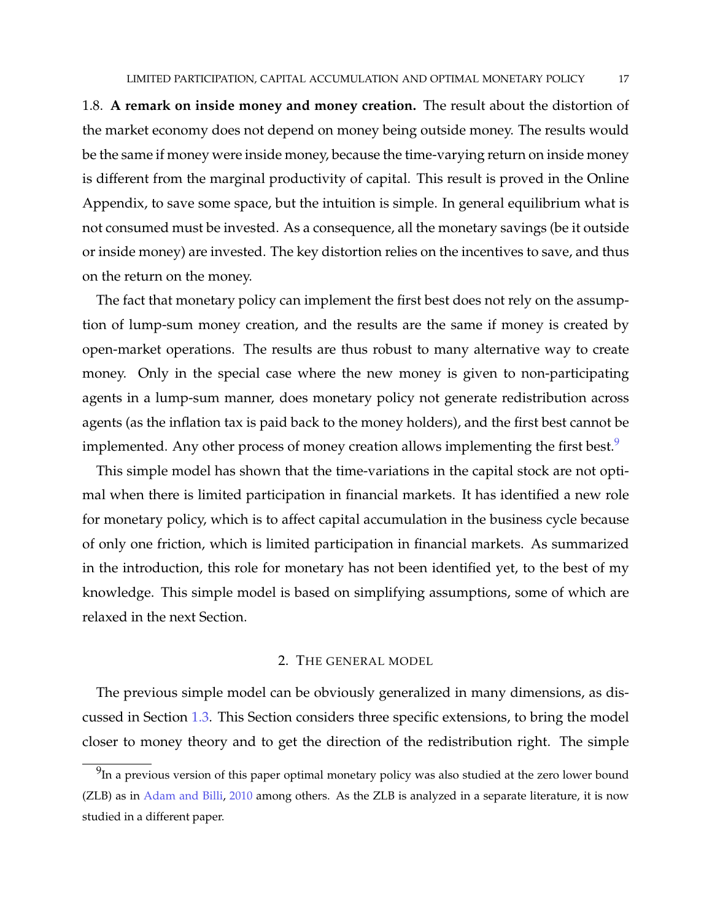1.8. **A remark on inside money and money creation.** The result about the distortion of the market economy does not depend on money being outside money. The results would be the same if money were inside money, because the time-varying return on inside money is different from the marginal productivity of capital. This result is proved in the Online Appendix, to save some space, but the intuition is simple. In general equilibrium what is not consumed must be invested. As a consequence, all the monetary savings (be it outside or inside money) are invested. The key distortion relies on the incentives to save, and thus on the return on the money.

The fact that monetary policy can implement the first best does not rely on the assumption of lump-sum money creation, and the results are the same if money is created by open-market operations. The results are thus robust to many alternative way to create money. Only in the special case where the new money is given to non-participating agents in a lump-sum manner, does monetary policy not generate redistribution across agents (as the inflation tax is paid back to the money holders), and the first best cannot be implemented. Any other process of money creation allows implementing the first best.[9]

This simple model has shown that the time-variations in the capital stock are not optimal when there is limited participation in financial markets. It has identified a new role for monetary policy, which is to affect capital accumulation in the business cycle because of only one friction, which is limited participation in financial markets. As summarized in the introduction, this role for monetary has not been identified yet, to the best of my knowledge. This simple model is based on simplifying assumptions, some of which are relaxed in the next Section.

## 2. The general model

The previous simple model can be obviously generalized in many dimensions, as discussed in Section 1.3. This Section considers three specific extensions, to bring the model closer to money theory and to get the direction of the redistribution right. The simple

[9] In a previous version of this paper optimal monetary policy was also studied at the zero lower bound (ZLB) as in Adam and Billi, 2010 among others. As the ZLB is analyzed in a separate literature, it is now studied in a different paper.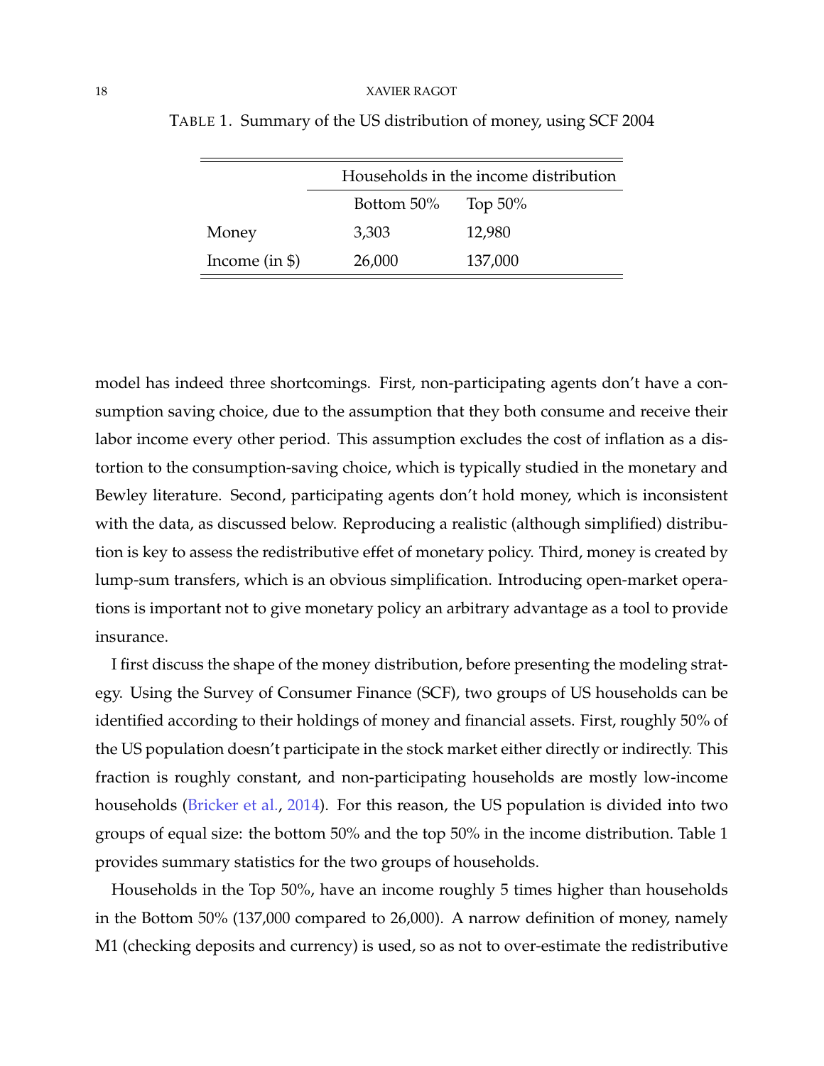TABLE 1. Summary of the US distribution of money, using SCF 2004

| | Households in the income distribution | |
|---|---|---|
| | Bottom 50% | Top 50% |
| Money | 3,303 | 12,980 |
| Income (in $) | 26,000 | 137,000 |

model has indeed three shortcomings. First, non-participating agents don't have a consumption saving choice, due to the assumption that they both consume and receive their labor income every other period. This assumption excludes the cost of inflation as a distortion to the consumption-saving choice, which is typically studied in the monetary and Bewley literature. Second, participating agents don't hold money, which is inconsistent with the data, as discussed below. Reproducing a realistic (although simplified) distribution is key to assess the redistributive effet of monetary policy. Third, money is created by lump-sum transfers, which is an obvious simplification. Introducing open-market operations is important not to give monetary policy an arbitrary advantage as a tool to provide insurance.

I first discuss the shape of the money distribution, before presenting the modeling strategy. Using the Survey of Consumer Finance (SCF), two groups of US households can be identified according to their holdings of money and financial assets. First, roughly 50% of the US population doesn't participate in the stock market either directly or indirectly. This fraction is roughly constant, and non-participating households are mostly low-income households (Bricker et al., 2014). For this reason, the US population is divided into two groups of equal size: the bottom 50% and the top 50% in the income distribution. Table 1 provides summary statistics for the two groups of households.

Households in the Top 50%, have an income roughly 5 times higher than households in the Bottom 50% (137,000 compared to 26,000). A narrow definition of money, namely M1 (checking deposits and currency) is used, so as not to over-estimate the redistributive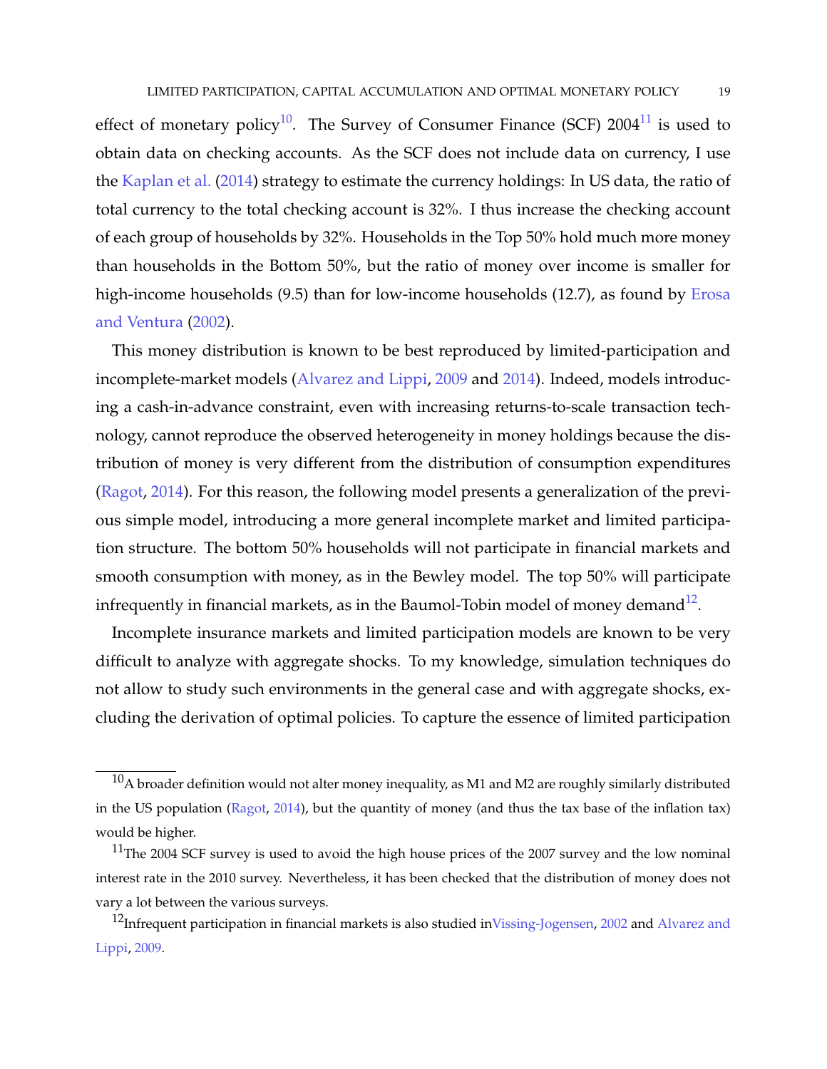effect of monetary policy[10]. The Survey of Consumer Finance (SCF) 2004[11] is used to obtain data on checking accounts. As the SCF does not include data on currency, I use the Kaplan et al. (2014) strategy to estimate the currency holdings: In US data, the ratio of total currency to the total checking account is 32%. I thus increase the checking account of each group of households by 32%. Households in the Top 50% hold much more money than households in the Bottom 50%, but the ratio of money over income is smaller for high-income households (9.5) than for low-income households (12.7), as found by Erosa and Ventura (2002).

This money distribution is known to be best reproduced by limited-participation and incomplete-market models (Alvarez and Lippi, 2009 and 2014). Indeed, models introducing a cash-in-advance constraint, even with increasing returns-to-scale transaction technology, cannot reproduce the observed heterogeneity in money holdings because the distribution of money is very different from the distribution of consumption expenditures (Ragot, 2014). For this reason, the following model presents a generalization of the previous simple model, introducing a more general incomplete market and limited participation structure. The bottom 50% households will not participate in financial markets and smooth consumption with money, as in the Bewley model. The top 50% will participate infrequently in financial markets, as in the Baumol-Tobin model of money demand[12].

Incomplete insurance markets and limited participation models are known to be very difficult to analyze with aggregate shocks. To my knowledge, simulation techniques do not allow to study such environments in the general case and with aggregate shocks, excluding the derivation of optimal policies. To capture the essence of limited participation

---

[10] A broader definition would not alter money inequality, as M1 and M2 are roughly similarly distributed in the US population (Ragot, 2014), but the quantity of money (and thus the tax base of the inflation tax) would be higher.

[11] The 2004 SCF survey is used to avoid the high house prices of the 2007 survey and the low nominal interest rate in the 2010 survey. Nevertheless, it has been checked that the distribution of money does not vary a lot between the various surveys.

[12] Infrequent participation in financial markets is also studied inVissing-Jogensen, 2002 and Alvarez and Lippi, 2009.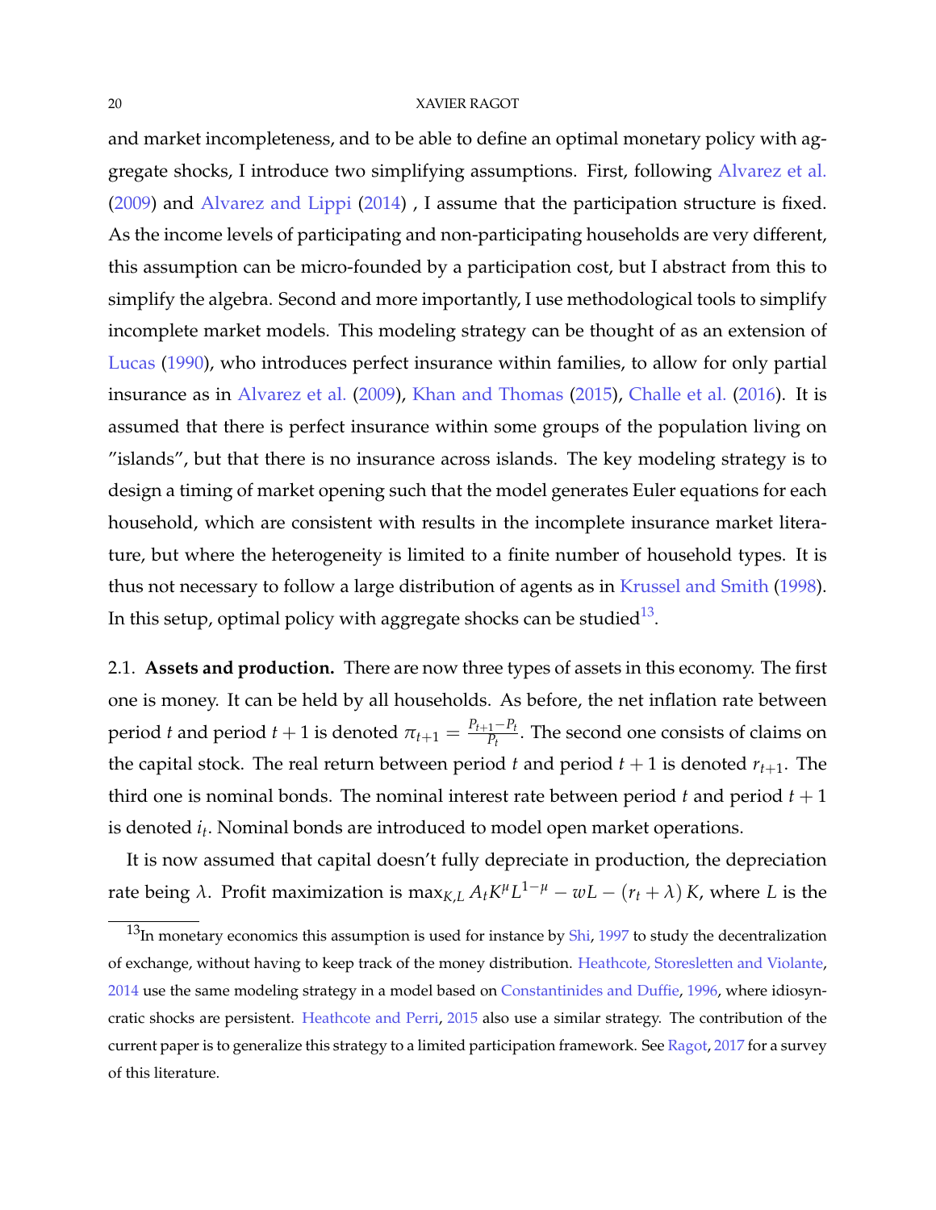and market incompleteness, and to be able to define an optimal monetary policy with aggregate shocks, I introduce two simplifying assumptions. First, following Alvarez et al. (2009) and Alvarez and Lippi (2014) , I assume that the participation structure is fixed. As the income levels of participating and non-participating households are very different, this assumption can be micro-founded by a participation cost, but I abstract from this to simplify the algebra. Second and more importantly, I use methodological tools to simplify incomplete market models. This modeling strategy can be thought of as an extension of Lucas (1990), who introduces perfect insurance within families, to allow for only partial insurance as in Alvarez et al. (2009), Khan and Thomas (2015), Challe et al. (2016). It is assumed that there is perfect insurance within some groups of the population living on "islands", but that there is no insurance across islands. The key modeling strategy is to design a timing of market opening such that the model generates Euler equations for each household, which are consistent with results in the incomplete insurance market literature, but where the heterogeneity is limited to a finite number of household types. It is thus not necessary to follow a large distribution of agents as in Krussel and Smith (1998). In this setup, optimal policy with aggregate shocks can be studied[13].

2.1. **Assets and production.** There are now three types of assets in this economy. The first one is money. It can be held by all households. As before, the net inflation rate between period $t$ and period $t+1$ is denoted $\pi_{t+1} = \frac{P_{t+1}-P_t}{P_t}$. The second one consists of claims on the capital stock. The real return between period $t$ and period $t+1$ is denoted $r_{t+1}$. The third one is nominal bonds. The nominal interest rate between period $t$ and period $t+1$ is denoted $i_t$. Nominal bonds are introduced to model open market operations.

It is now assumed that capital doesn't fully depreciate in production, the depreciation rate being $\lambda$. Profit maximization is $\max_{K,L} A_t K^{\mu} L^{1-\mu} - wL - (r_t + \lambda) K$, where $L$ is the

[13] In monetary economics this assumption is used for instance by Shi, 1997 to study the decentralization of exchange, without having to keep track of the money distribution. Heathcote, Storesletten and Violante, 2014 use the same modeling strategy in a model based on Constantinides and Duffie, 1996, where idiosyncratic shocks are persistent. Heathcote and Perri, 2015 also use a similar strategy. The contribution of the current paper is to generalize this strategy to a limited participation framework. See Ragot, 2017 for a survey of this literature.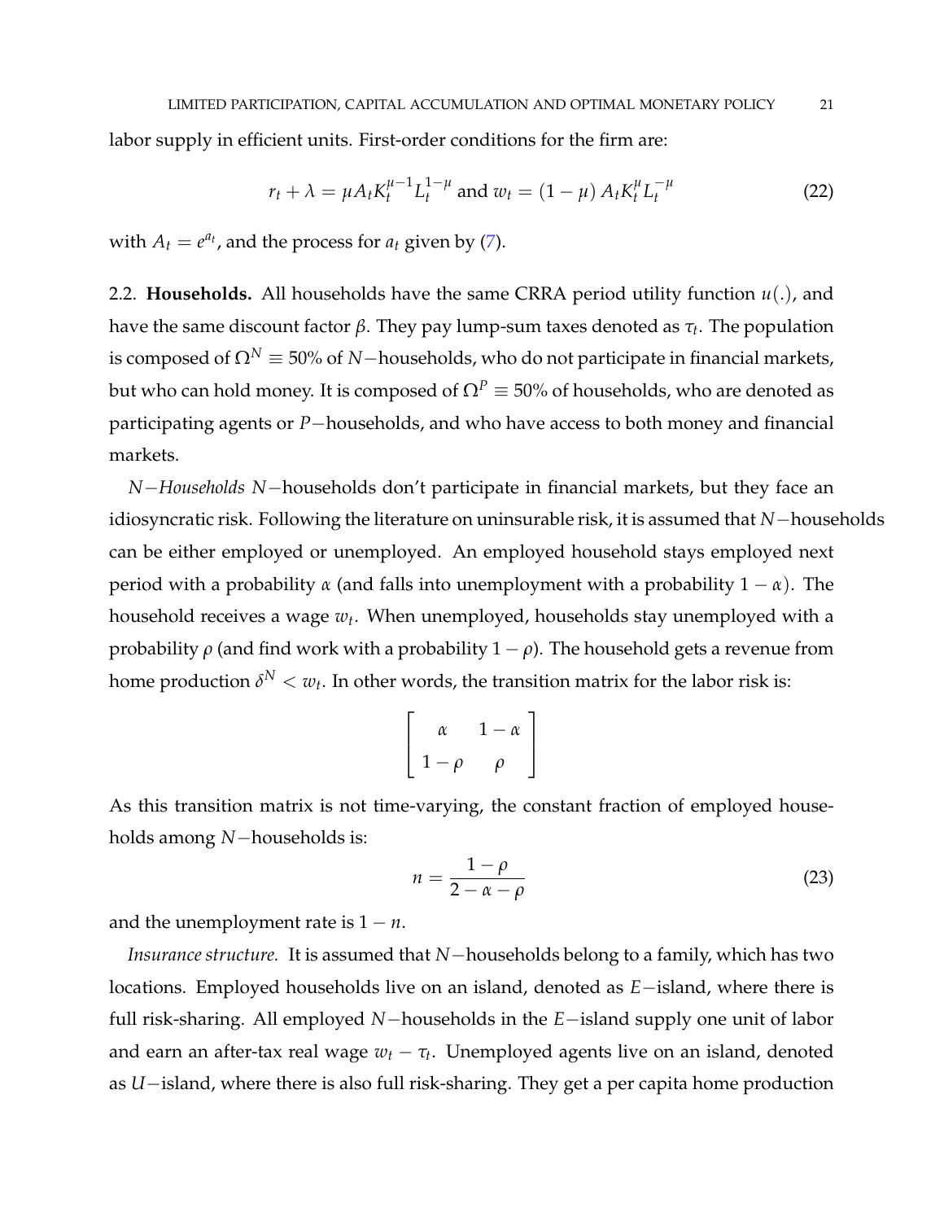labor supply in efficient units. First-order conditions for the firm are:

$$r_t + \lambda = \mu A_t K_t^{\mu - 1} L_t^{1-\mu} \text{ and } w_t = (1-\mu) A_t K_t^{\mu} L_t^{-\mu} \tag{22}$$

with $A_t = e^{a_t}$, and the process for $a_t$ given by (7).

## 2.2. **Households.**

All households have the same CRRA period utility function $u(.)$, and have the same discount factor $\beta$. They pay lump-sum taxes denoted as $\tau_t$. The population is composed of $\Omega^N \equiv 50\%$ of $N-$households, who do not participate in financial markets, but who can hold money. It is composed of $\Omega^P \equiv 50\%$ of households, who are denoted as participating agents or $P-$households, and who have access to both money and financial markets.

*$N-$Households* $N-$households don't participate in financial markets, but they face an idiosyncratic risk. Following the literature on uninsurable risk, it is assumed that $N-$households can be either employed or unemployed. An employed household stays employed next period with a probability $\alpha$ (and falls into unemployment with a probability $1-\alpha$). The household receives a wage $w_t$. When unemployed, households stay unemployed with a probability $\rho$ (and find work with a probability $1-\rho$). The household gets a revenue from home production $\delta^N < w_t$. In other words, the transition matrix for the labor risk is:

$$\begin{bmatrix} \alpha & 1-\alpha \\ 1-\rho & \rho \end{bmatrix}$$

As this transition matrix is not time-varying, the constant fraction of employed households among $N-$households is:

$$n = \frac{1-\rho}{2-\alpha-\rho} \tag{23}$$

and the unemployment rate is $1-n$.

*Insurance structure.* It is assumed that $N-$households belong to a family, which has two locations. Employed households live on an island, denoted as $E-$island, where there is full risk-sharing. All employed $N-$households in the $E-$island supply one unit of labor and earn an after-tax real wage $w_t - \tau_t$. Unemployed agents live on an island, denoted as $U-$island, where there is also full risk-sharing. They get a per capita home production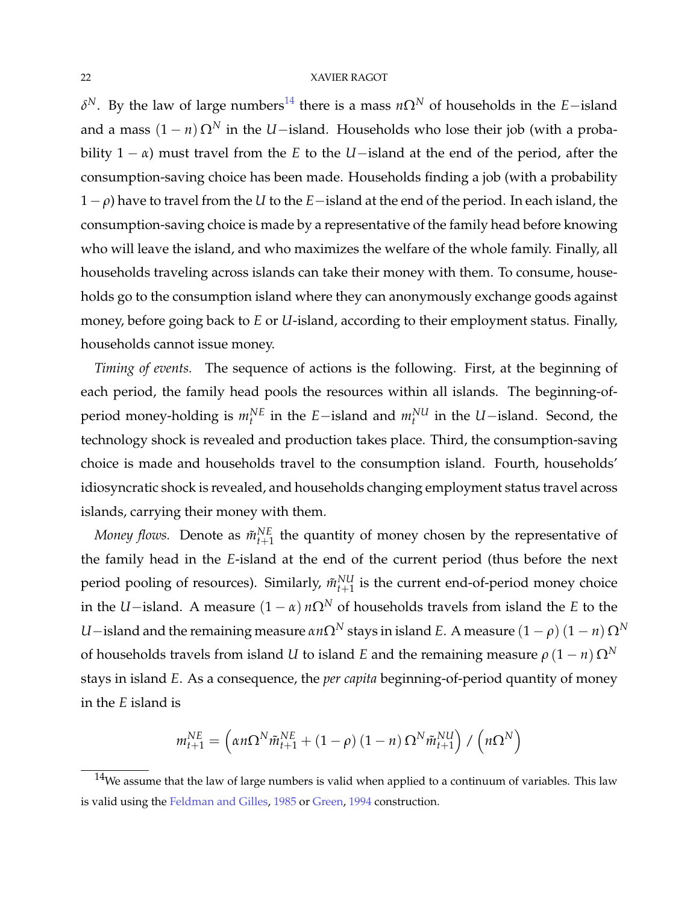$\delta^N$. By the law of large numbers[14] there is a mass $n\Omega^N$ of households in the $E-$island and a mass $(1-n)\,\Omega^N$ in the $U-$island. Households who lose their job (with a probability $1-\alpha$) must travel from the $E$ to the $U-$island at the end of the period, after the consumption-saving choice has been made. Households finding a job (with a probability $1-\rho$) have to travel from the $U$ to the $E-$island at the end of the period. In each island, the consumption-saving choice is made by a representative of the family head before knowing who will leave the island, and who maximizes the welfare of the whole family. Finally, all households traveling across islands can take their money with them. To consume, households go to the consumption island where they can anonymously exchange goods against money, before going back to $E$ or $U$-island, according to their employment status. Finally, households cannot issue money.

*Timing of events.* The sequence of actions is the following. First, at the beginning of each period, the family head pools the resources within all islands. The beginning-of-period money-holding is $m_t^{NE}$ in the $E-$island and $m_t^{NU}$ in the $U-$island. Second, the technology shock is revealed and production takes place. Third, the consumption-saving choice is made and households travel to the consumption island. Fourth, households' idiosyncratic shock is revealed, and households changing employment status travel across islands, carrying their money with them.

*Money flows.* Denote as $\tilde{m}_{t+1}^{NE}$ the quantity of money chosen by the representative of the family head in the $E$-island at the end of the current period (thus before the next period pooling of resources). Similarly, $\tilde{m}_{t+1}^{NU}$ is the current end-of-period money choice in the $U-$island. A measure $(1-\alpha)\,n\Omega^N$ of households travels from island the $E$ to the $U-$island and the remaining measure $\alpha n\Omega^N$ stays in island $E$. A measure $(1-\rho)\,(1-n)\,\Omega^N$ of households travels from island $U$ to island $E$ and the remaining measure $\rho\,(1-n)\,\Omega^N$ stays in island $E$. As a consequence, the *per capita* beginning-of-period quantity of money in the $E$ island is

$$m_{t+1}^{NE} = \left(\alpha n\Omega^N \tilde{m}_{t+1}^{NE} + (1-\rho)\,(1-n)\,\Omega^N \tilde{m}_{t+1}^{NU}\right) / \left(n\Omega^N\right)$$

[14] We assume that the law of large numbers is valid when applied to a continuum of variables. This law is valid using the Feldman and Gilles, 1985 or Green, 1994 construction.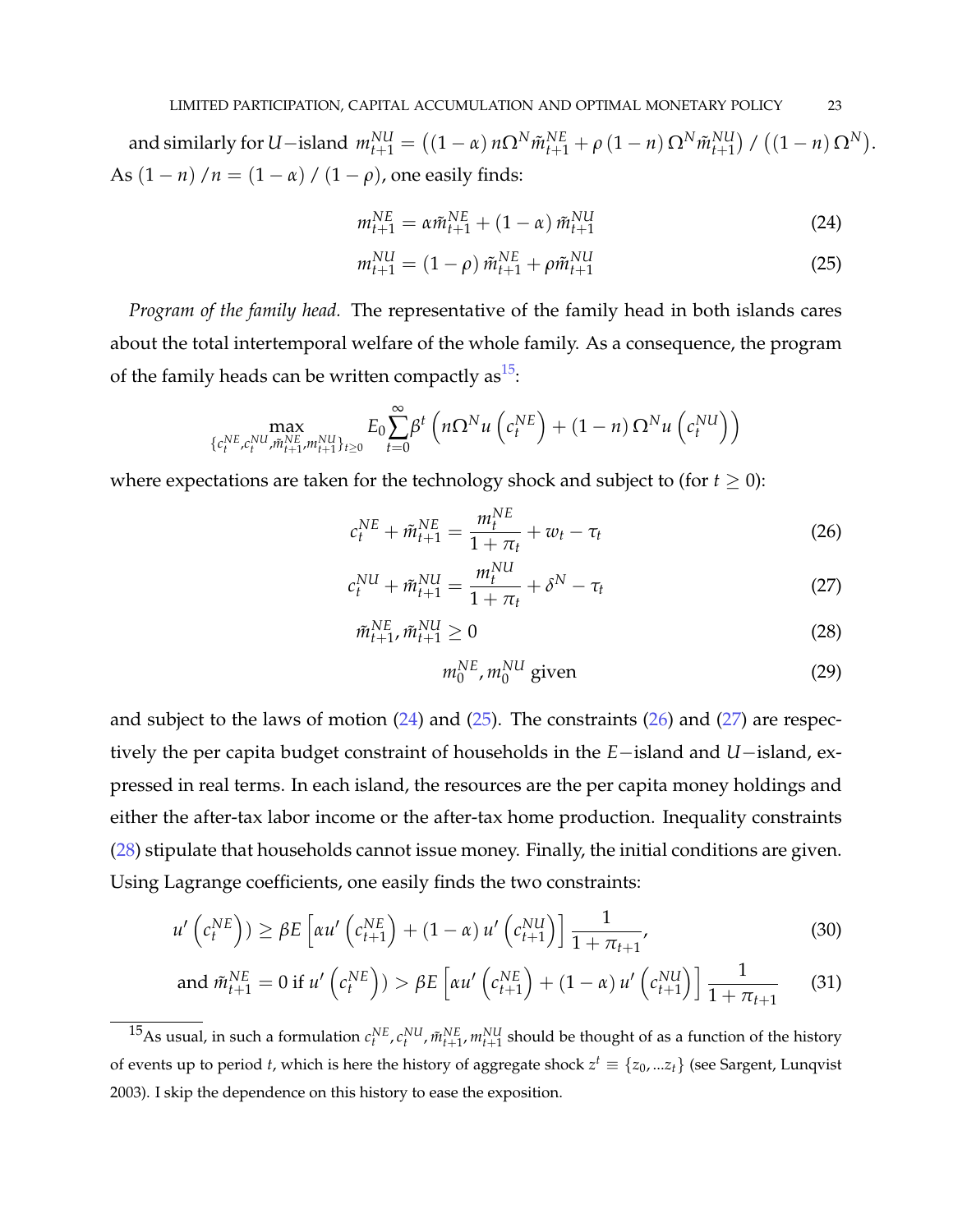and similarly for $U-$island $m_{t+1}^{NU} = \left((1-\alpha)\, n\Omega^N \tilde{m}_{t+1}^{NE} + \rho\,(1-n)\,\Omega^N \tilde{m}_{t+1}^{NU}\right) / \left((1-n)\,\Omega^N\right)$. As $(1-n)/n = (1-\alpha)/(1-\rho)$, one easily finds:

$$m_{t+1}^{NE} = \alpha \tilde{m}_{t+1}^{NE} + (1-\alpha)\,\tilde{m}_{t+1}^{NU} \tag{24}$$

$$m_{t+1}^{NU} = (1-\rho)\,\tilde{m}_{t+1}^{NE} + \rho \tilde{m}_{t+1}^{NU} \tag{25}$$

*Program of the family head.* The representative of the family head in both islands cares about the total intertemporal welfare of the whole family. As a consequence, the program of the family heads can be written compactly as[15]:

$$\max_{\{c_t^{NE}, c_t^{NU}, \tilde{m}_{t+1}^{NE}, m_{t+1}^{NU}\}_{t \geq 0}} E_0 \sum_{t=0}^{\infty} \beta^t \left( n\Omega^N u\left(c_t^{NE}\right) + (1-n)\,\Omega^N u\left(c_t^{NU}\right) \right)$$

where expectations are taken for the technology shock and subject to (for $t \geq 0$):

$$c_t^{NE} + \tilde{m}_{t+1}^{NE} = \frac{m_t^{NE}}{1+\pi_t} + w_t - \tau_t \tag{26}$$

$$c_t^{NU} + \tilde{m}_{t+1}^{NU} = \frac{m_t^{NU}}{1+\pi_t} + \delta^N - \tau_t \tag{27}$$

$$\tilde{m}_{t+1}^{NE}, \tilde{m}_{t+1}^{NU} \geq 0 \tag{28}$$

$$m_0^{NE}, m_0^{NU} \text{ given} \tag{29}$$

and subject to the laws of motion (24) and (25). The constraints (26) and (27) are respectively the per capita budget constraint of households in the $E-$island and $U-$island, expressed in real terms. In each island, the resources are the per capita money holdings and either the after-tax labor income or the after-tax home production. Inequality constraints (28) stipulate that households cannot issue money. Finally, the initial conditions are given. Using Lagrange coefficients, one easily finds the two constraints:

$$u'\left(c_t^{NE}\right)) \geq \beta E\left[\alpha u'\left(c_{t+1}^{NE}\right) + (1-\alpha)\, u'\left(c_{t+1}^{NU}\right)\right] \frac{1}{1+\pi_{t+1}}, \tag{30}$$

$$\text{and } \tilde{m}_{t+1}^{NE} = 0 \text{ if } u'\left(c_t^{NE}\right)) > \beta E\left[\alpha u'\left(c_{t+1}^{NE}\right) + (1-\alpha)\, u'\left(c_{t+1}^{NU}\right)\right] \frac{1}{1+\pi_{t+1}} \tag{31}$$

---

[15] As usual, in such a formulation $c_t^{NE}, c_t^{NU}, \tilde{m}_{t+1}^{NE}, m_{t+1}^{NU}$ should be thought of as a function of the history of events up to period $t$, which is here the history of aggregate shock $z^t \equiv \{z_0, ...z_t\}$ (see Sargent, Lunqvist 2003). I skip the dependence on this history to ease the exposition.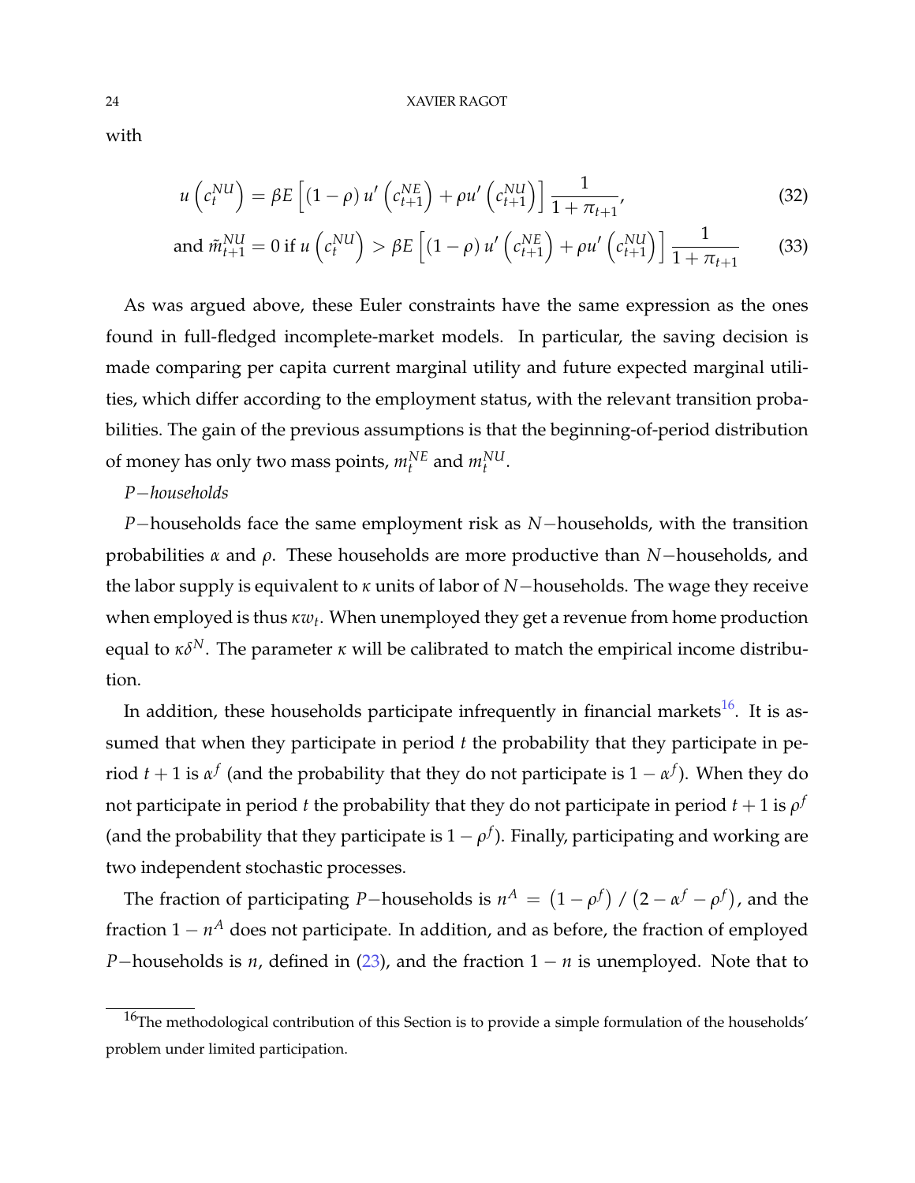with

$$u\left(c_t^{NU}\right) = \beta E\left[\left(1-\rho\right)u'\left(c_{t+1}^{NE}\right) + \rho u'\left(c_{t+1}^{NU}\right)\right]\frac{1}{1+\pi_{t+1}}, \tag{32}$$

$$\text{and } \tilde{m}_{t+1}^{NU} = 0 \text{ if } u\left(c_t^{NU}\right) > \beta E\left[\left(1-\rho\right)u'\left(c_{t+1}^{NE}\right) + \rho u'\left(c_{t+1}^{NU}\right)\right]\frac{1}{1+\pi_{t+1}} \tag{33}$$

As was argued above, these Euler constraints have the same expression as the ones found in full-fledged incomplete-market models. In particular, the saving decision is made comparing per capita current marginal utility and future expected marginal utilities, which differ according to the employment status, with the relevant transition probabilities. The gain of the previous assumptions is that the beginning-of-period distribution of money has only two mass points, $m_t^{NE}$ and $m_t^{NU}$.

*P−households*

$P-$households face the same employment risk as $N-$households, with the transition probabilities $\alpha$ and $\rho$. These households are more productive than $N-$households, and the labor supply is equivalent to $\kappa$ units of labor of $N-$households. The wage they receive when employed is thus $\kappa w_t$. When unemployed they get a revenue from home production equal to $\kappa\delta^N$. The parameter $\kappa$ will be calibrated to match the empirical income distribution.

In addition, these households participate infrequently in financial markets[16]. It is assumed that when they participate in period $t$ the probability that they participate in period $t+1$ is $\alpha^f$ (and the probability that they do not participate is $1-\alpha^f$). When they do not participate in period $t$ the probability that they do not participate in period $t+1$ is $\rho^f$ (and the probability that they participate is $1-\rho^f$). Finally, participating and working are two independent stochastic processes.

The fraction of participating $P-$households is $n^A = \left(1-\rho^f\right)/\left(2-\alpha^f-\rho^f\right)$, and the fraction $1-n^A$ does not participate. In addition, and as before, the fraction of employed $P-$households is $n$, defined in (23), and the fraction $1-n$ is unemployed. Note that to

[16]The methodological contribution of this Section is to provide a simple formulation of the households' problem under limited participation.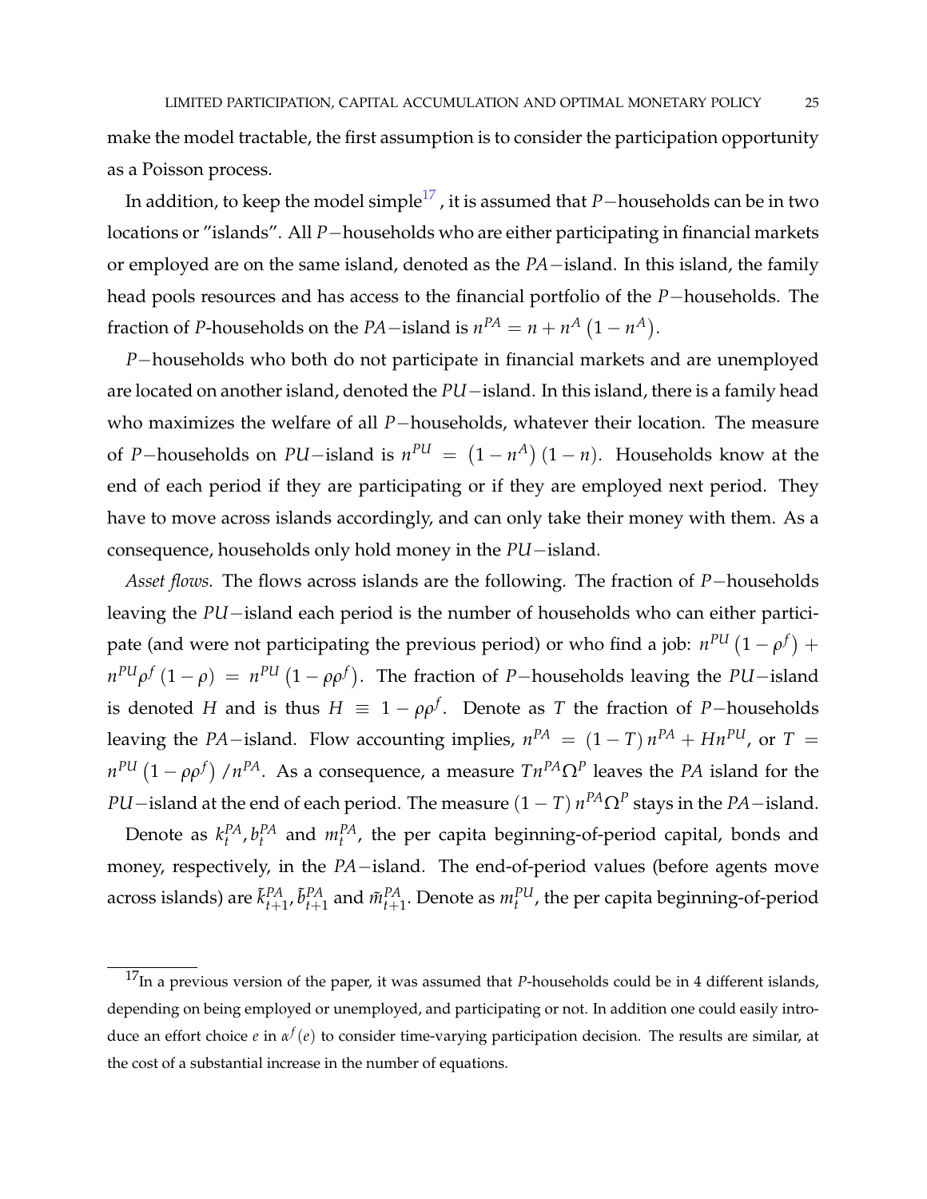make the model tractable, the first assumption is to consider the participation opportunity as a Poisson process.

In addition, to keep the model simple[17] , it is assumed that $P-$households can be in two locations or "islands". All $P-$households who are either participating in financial markets or employed are on the same island, denoted as the $PA-$island. In this island, the family head pools resources and has access to the financial portfolio of the $P-$households. The fraction of $P$-households on the $PA-$island is $n^{PA} = n + n^{A}\left(1 - n^{A}\right)$.

$P-$households who both do not participate in financial markets and are unemployed are located on another island, denoted the $PU-$island. In this island, there is a family head who maximizes the welfare of all $P-$households, whatever their location. The measure of $P-$households on $PU-$island is $n^{PU} = \left(1 - n^{A}\right)\left(1 - n\right)$. Households know at the end of each period if they are participating or if they are employed next period. They have to move across islands accordingly, and can only take their money with them. As a consequence, households only hold money in the $PU-$island.

*Asset flows.* The flows across islands are the following. The fraction of $P-$households leaving the $PU-$island each period is the number of households who can either participate (and were not participating the previous period) or who find a job: $n^{PU}\left(1 - \rho^{f}\right) + n^{PU}\rho^{f}\left(1 - \rho\right) = n^{PU}\left(1 - \rho\rho^{f}\right)$. The fraction of $P-$households leaving the $PU-$island is denoted $H$ and is thus $H \equiv 1 - \rho\rho^{f}$. Denote as $T$ the fraction of $P-$households leaving the $PA-$island. Flow accounting implies, $n^{PA} = \left(1 - T\right)n^{PA} + Hn^{PU}$, or $T = n^{PU}\left(1 - \rho\rho^{f}\right)/n^{PA}$. As a consequence, a measure $Tn^{PA}\Omega^{P}$ leaves the $PA$ island for the $PU-$island at the end of each period. The measure $\left(1 - T\right)n^{PA}\Omega^{P}$ stays in the $PA-$island.

Denote as $k_t^{PA}, b_t^{PA}$ and $m_t^{PA}$, the per capita beginning-of-period capital, bonds and money, respectively, in the $PA-$island. The end-of-period values (before agents move across islands) are $\tilde{k}_{t+1}^{PA}, \tilde{b}_{t+1}^{PA}$ and $\tilde{m}_{t+1}^{PA}$. Denote as $m_t^{PU}$, the per capita beginning-of-period

[17]In a previous version of the paper, it was assumed that $P$-households could be in 4 different islands, depending on being employed or unemployed, and participating or not. In addition one could easily introduce an effort choice $e$ in $\alpha^{f}(e)$ to consider time-varying participation decision. The results are similar, at the cost of a substantial increase in the number of equations.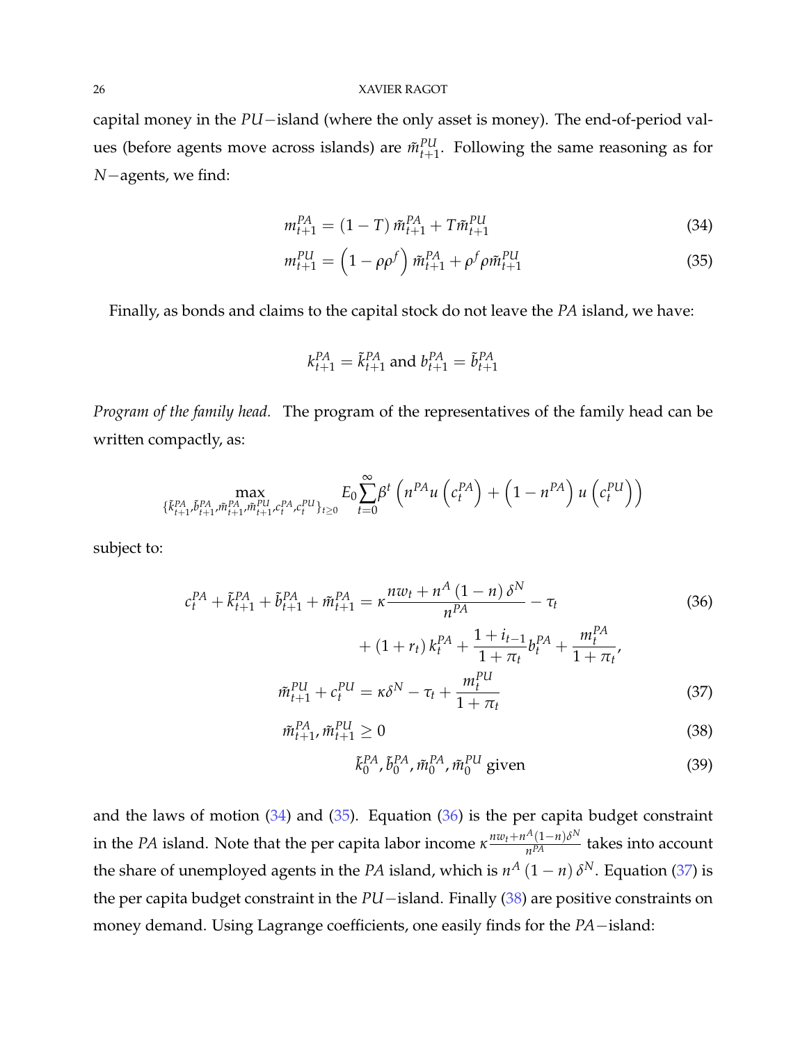capital money in the $PU-$island (where the only asset is money). The end-of-period values (before agents move across islands) are $\tilde{m}_{t+1}^{PU}$. Following the same reasoning as for $N-$agents, we find:

$$m_{t+1}^{PA} = (1-T)\,\tilde{m}_{t+1}^{PA} + T\tilde{m}_{t+1}^{PU} \tag{34}$$

$$m_{t+1}^{PU} = \left(1-\rho\rho^{f}\right)\tilde{m}_{t+1}^{PA} + \rho^{f}\rho\tilde{m}_{t+1}^{PU} \tag{35}$$

Finally, as bonds and claims to the capital stock do not leave the $PA$ island, we have:

$$k_{t+1}^{PA} = \tilde{k}_{t+1}^{PA} \text{ and } b_{t+1}^{PA} = \tilde{b}_{t+1}^{PA}$$

*Program of the family head.* The program of the representatives of the family head can be written compactly, as:

$$\max_{\{\tilde{k}_{t+1}^{PA},\tilde{b}_{t+1}^{PA},\tilde{m}_{t+1}^{PA},\tilde{m}_{t+1}^{PU},c_t^{PA},c_t^{PU}\}_{t\geq 0}} E_0\sum_{t=0}^{\infty}\beta^t\left(n^{PA}u\left(c_t^{PA}\right)+\left(1-n^{PA}\right)u\left(c_t^{PU}\right)\right)$$

subject to:

$$c_t^{PA} + \tilde{k}_{t+1}^{PA} + \tilde{b}_{t+1}^{PA} + \tilde{m}_{t+1}^{PA} = \kappa\frac{nw_t + n^A(1-n)\,\delta^N}{n^{PA}} - \tau_t + (1+r_t)\,k_t^{PA} + \frac{1+i_{t-1}}{1+\pi_t}b_t^{PA} + \frac{m_t^{PA}}{1+\pi_t}, \tag{36}$$

$$\tilde{m}_{t+1}^{PU} + c_t^{PU} = \kappa\delta^N - \tau_t + \frac{m_t^{PU}}{1+\pi_t} \tag{37}$$

$$\tilde{m}_{t+1}^{PA}, \tilde{m}_{t+1}^{PU} \geq 0 \tag{38}$$

$$\tilde{k}_0^{PA}, \tilde{b}_0^{PA}, \tilde{m}_0^{PA}, \tilde{m}_0^{PU} \text{ given} \tag{39}$$

and the laws of motion (34) and (35). Equation (36) is the per capita budget constraint in the $PA$ island. Note that the per capita labor income $\kappa\frac{nw_t+n^A(1-n)\delta^N}{n^{PA}}$ takes into account the share of unemployed agents in the $PA$ island, which is $n^A(1-n)\,\delta^N$. Equation (37) is the per capita budget constraint in the $PU-$island. Finally (38) are positive constraints on money demand. Using Lagrange coefficients, one easily finds for the $PA-$island: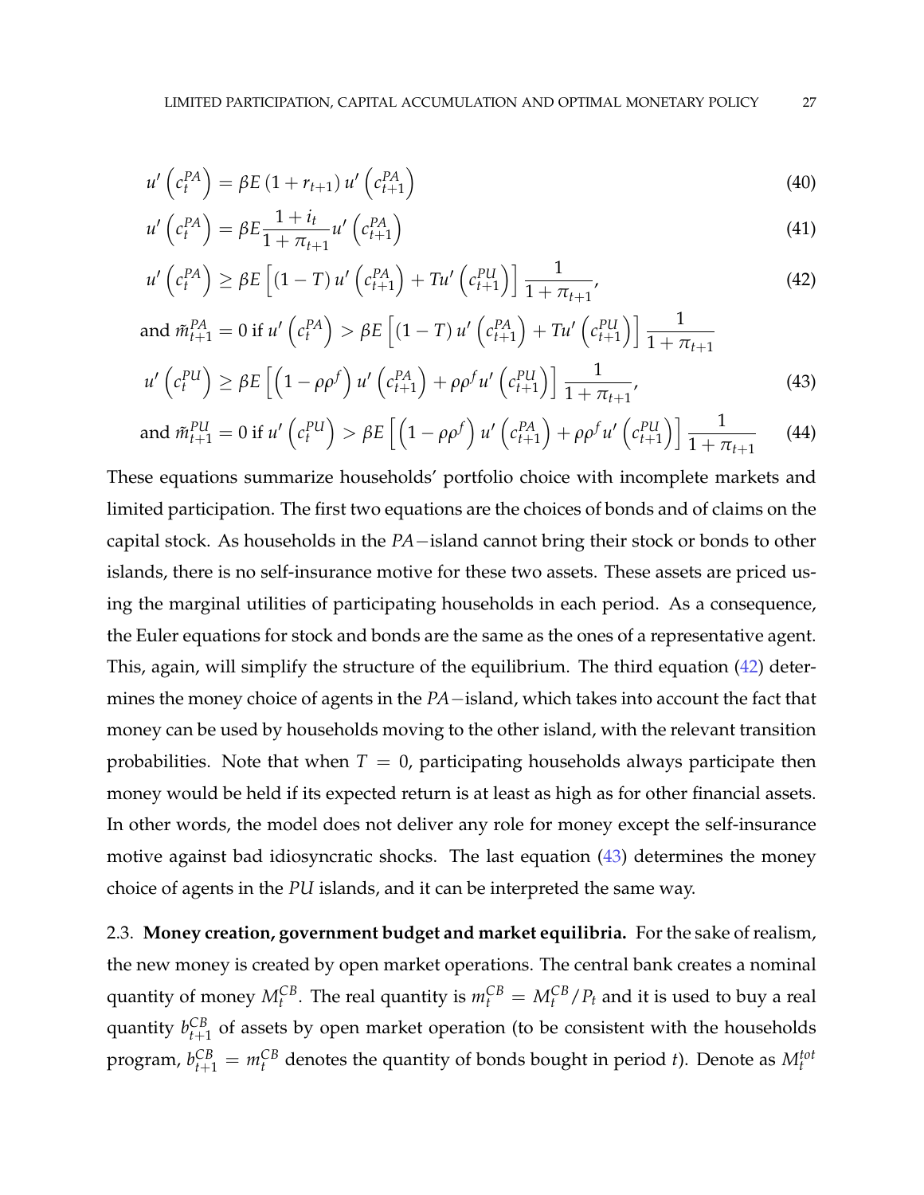$$u'\left(c_t^{PA}\right) = \beta E\left(1 + r_{t+1}\right) u'\left(c_{t+1}^{PA}\right) \tag{40}$$

$$u'\left(c_t^{PA}\right) = \beta E \frac{1 + i_t}{1 + \pi_{t+1}} u'\left(c_{t+1}^{PA}\right) \tag{41}$$

$$u'\left(c_t^{PA}\right) \geq \beta E\left[\left(1 - T\right) u'\left(c_{t+1}^{PA}\right) + T u'\left(c_{t+1}^{PU}\right)\right] \frac{1}{1 + \pi_{t+1}}, \tag{42}$$

$$\text{and } \tilde{m}_{t+1}^{PA} = 0 \text{ if } u'\left(c_t^{PA}\right) > \beta E\left[\left(1 - T\right) u'\left(c_{t+1}^{PA}\right) + T u'\left(c_{t+1}^{PU}\right)\right] \frac{1}{1 + \pi_{t+1}}$$

$$u'\left(c_t^{PU}\right) \geq \beta E\left[\left(1 - \rho\rho^f\right) u'\left(c_{t+1}^{PA}\right) + \rho\rho^f u'\left(c_{t+1}^{PU}\right)\right] \frac{1}{1 + \pi_{t+1}}, \tag{43}$$

$$\text{and } \tilde{m}_{t+1}^{PU} = 0 \text{ if } u'\left(c_t^{PU}\right) > \beta E\left[\left(1 - \rho\rho^f\right) u'\left(c_{t+1}^{PA}\right) + \rho\rho^f u'\left(c_{t+1}^{PU}\right)\right] \frac{1}{1 + \pi_{t+1}} \tag{44}$$

These equations summarize households' portfolio choice with incomplete markets and limited participation. The first two equations are the choices of bonds and of claims on the capital stock. As households in the $PA-$island cannot bring their stock or bonds to other islands, there is no self-insurance motive for these two assets. These assets are priced using the marginal utilities of participating households in each period. As a consequence, the Euler equations for stock and bonds are the same as the ones of a representative agent. This, again, will simplify the structure of the equilibrium. The third equation (42) determines the money choice of agents in the $PA-$island, which takes into account the fact that money can be used by households moving to the other island, with the relevant transition probabilities. Note that when $T = 0$, participating households always participate then money would be held if its expected return is at least as high as for other financial assets. In other words, the model does not deliver any role for money except the self-insurance motive against bad idiosyncratic shocks. The last equation (43) determines the money choice of agents in the $PU$ islands, and it can be interpreted the same way.

2.3. **Money creation, government budget and market equilibria.** For the sake of realism, the new money is created by open market operations. The central bank creates a nominal quantity of money $M_t^{CB}$. The real quantity is $m_t^{CB} = M_t^{CB}/P_t$ and it is used to buy a real quantity $b_{t+1}^{CB}$ of assets by open market operation (to be consistent with the households program, $b_{t+1}^{CB} = m_t^{CB}$ denotes the quantity of bonds bought in period $t$). Denote as $M_t^{tot}$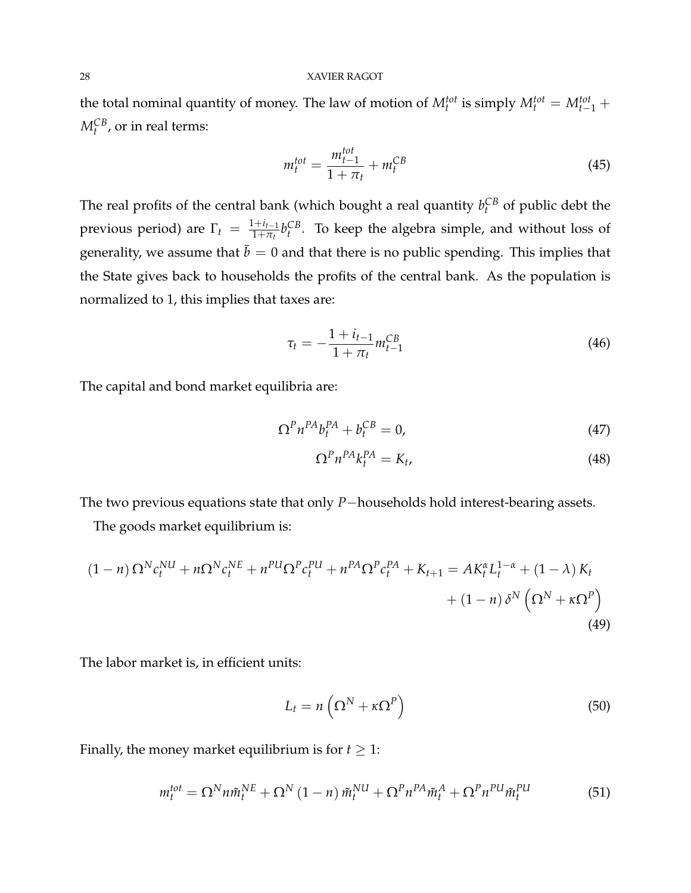the total nominal quantity of money. The law of motion of $M_t^{tot}$ is simply $M_t^{tot} = M_{t-1}^{tot} + M_t^{CB}$, or in real terms:

$$m_t^{tot} = \frac{m_{t-1}^{tot}}{1+\pi_t} + m_t^{CB} \tag{45}$$

The real profits of the central bank (which bought a real quantity $b_t^{CB}$ of public debt the previous period) are $\Gamma_t = \frac{1+i_{t-1}}{1+\pi_t} b_t^{CB}$. To keep the algebra simple, and without loss of generality, we assume that $\bar{b} = 0$ and that there is no public spending. This implies that the State gives back to households the profits of the central bank. As the population is normalized to 1, this implies that taxes are:

$$\tau_t = -\frac{1+i_{t-1}}{1+\pi_t} m_{t-1}^{CB} \tag{46}$$

The capital and bond market equilibria are:

$$\Omega^P n^{PA} b_t^{PA} + b_t^{CB} = 0, \tag{47}$$

$$\Omega^P n^{PA} k_t^{PA} = K_t, \tag{48}$$

The two previous equations state that only $P-$households hold interest-bearing assets.

The goods market equilibrium is:

$$\begin{aligned}(1-n)\,\Omega^N c_t^{NU} + n\Omega^N c_t^{NE} + n^{PU}\Omega^P c_t^{PU} + n^{PA}\Omega^P c_t^{PA} + K_{t+1} = AK_t^{\alpha} L_t^{1-\alpha} + (1-\lambda)\,K_t \\ + (1-n)\,\delta^N \left(\Omega^N + \kappa\Omega^P\right)\end{aligned} \tag{49}$$

The labor market is, in efficient units:

$$L_t = n\left(\Omega^N + \kappa\Omega^P\right) \tag{50}$$

Finally, the money market equilibrium is for $t \geq 1$:

$$m_t^{tot} = \Omega^N n \tilde{m}_t^{NE} + \Omega^N (1-n)\,\tilde{m}_t^{NU} + \Omega^P n^{PA} \tilde{m}_t^{A} + \Omega^P n^{PU} \tilde{m}_t^{PU} \tag{51}$$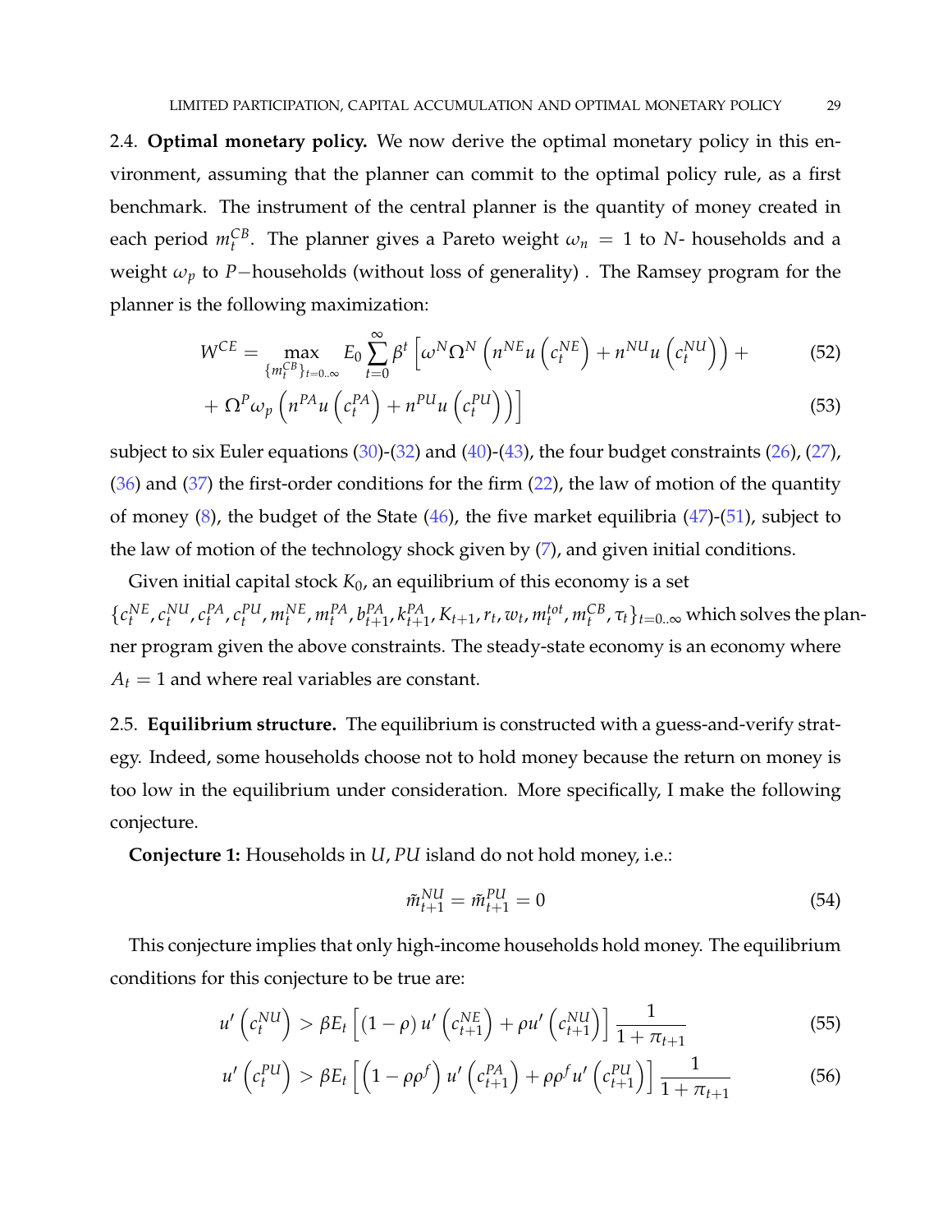**2.4. Optimal monetary policy.** We now derive the optimal monetary policy in this environment, assuming that the planner can commit to the optimal policy rule, as a first benchmark. The instrument of the central planner is the quantity of money created in each period $m_t^{CB}$. The planner gives a Pareto weight $\omega_n = 1$ to $N$- households and a weight $\omega_p$ to $P-$households (without loss of generality) . The Ramsey program for the planner is the following maximization:

$$W^{CE} = \max_{\{m_t^{CB}\}_{t=0..\infty}} E_0 \sum_{t=0}^{\infty} \beta^t \left[ \omega^N \Omega^N \left( n^{NE} u\left(c_t^{NE}\right) + n^{NU} u\left(c_t^{NU}\right)\right) + \right. \tag{52}$$

$$\left. + \, \Omega^P \omega_p \left( n^{PA} u\left(c_t^{PA}\right) + n^{PU} u\left(c_t^{PU}\right)\right)\right] \tag{53}$$

subject to six Euler equations (30)-(32) and (40)-(43), the four budget constraints (26), (27), (36) and (37) the first-order conditions for the firm (22), the law of motion of the quantity of money (8), the budget of the State (46), the five market equilibria (47)-(51), subject to the law of motion of the technology shock given by (7), and given initial conditions.

Given initial capital stock $K_0$, an equilibrium of this economy is a set $\{c_t^{NE}, c_t^{NU}, c_t^{PA}, c_t^{PU}, m_t^{NE}, m_t^{PA}, b_{t+1}^{PA}, k_{t+1}^{PA}, K_{t+1}, r_t, w_t, m_t^{tot}, m_t^{CB}, \tau_t\}_{t=0..\infty}$ which solves the planner program given the above constraints. The steady-state economy is an economy where $A_t = 1$ and where real variables are constant.

**2.5. Equilibrium structure.** The equilibrium is constructed with a guess-and-verify strategy. Indeed, some households choose not to hold money because the return on money is too low in the equilibrium under consideration. More specifically, I make the following conjecture.

**Conjecture 1:** Households in $U$, $PU$ island do not hold money, i.e.:

$$\tilde{m}_{t+1}^{NU} = \tilde{m}_{t+1}^{PU} = 0 \tag{54}$$

This conjecture implies that only high-income households hold money. The equilibrium conditions for this conjecture to be true are:

$$u'\left(c_t^{NU}\right) > \beta E_t \left[ (1-\rho) \, u'\left(c_{t+1}^{NE}\right) + \rho u'\left(c_{t+1}^{NU}\right)\right] \frac{1}{1+\pi_{t+1}} \tag{55}$$

$$u'\left(c_t^{PU}\right) > \beta E_t \left[ \left(1 - \rho \rho^f\right) u'\left(c_{t+1}^{PA}\right) + \rho \rho^f u'\left(c_{t+1}^{PU}\right)\right] \frac{1}{1+\pi_{t+1}} \tag{56}$$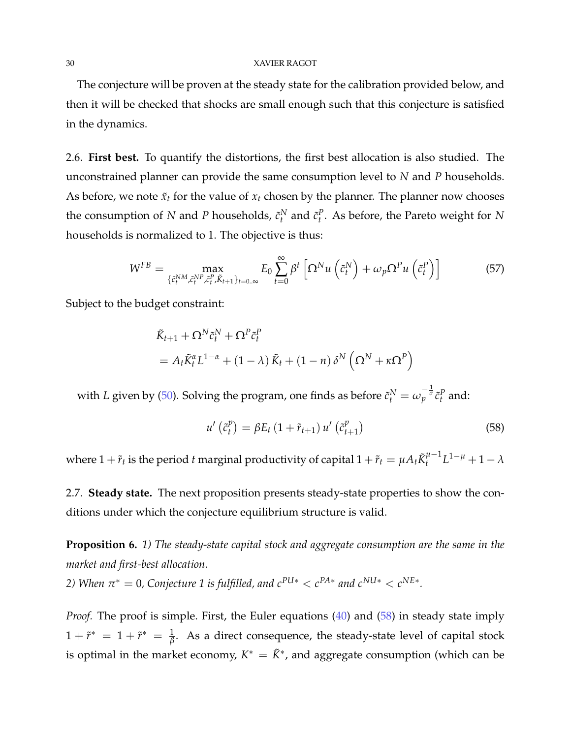The conjecture will be proven at the steady state for the calibration provided below, and then it will be checked that shocks are small enough such that this conjecture is satisfied in the dynamics.

2.6. **First best.** To quantify the distortions, the first best allocation is also studied. The unconstrained planner can provide the same consumption level to $N$ and $P$ households. As before, we note $\tilde{x}_t$ for the value of $x_t$ chosen by the planner. The planner now chooses the consumption of $N$ and $P$ households, $\tilde{c}_t^N$ and $\tilde{c}_t^P$. As before, the Pareto weight for $N$ households is normalized to 1. The objective is thus:

$$W^{FB} = \max_{\{\tilde{c}_t^{NM}, \tilde{c}_t^{NP}, \tilde{c}_t^P, \tilde{K}_{t+1}\}_{t=0..\infty}} E_0 \sum_{t=0}^{\infty} \beta^t \left[ \Omega^N u\left(\tilde{c}_t^N\right) + \omega_p \Omega^P u\left(\tilde{c}_t^P\right) \right] \tag{57}$$

Subject to the budget constraint:

$$\begin{aligned}
&\tilde{K}_{t+1} + \Omega^N \tilde{c}_t^N + \Omega^P \tilde{c}_t^P \\
&= A_t \tilde{K}_t^\alpha L^{1-\alpha} + (1-\lambda)\tilde{K}_t + (1-n)\,\delta^N \left(\Omega^N + \kappa \Omega^P\right)
\end{aligned}$$

with $L$ given by (50). Solving the program, one finds as before $\tilde{c}_t^N = \omega_p^{-\frac{1}{\sigma}} \tilde{c}_t^P$ and:

$$u'\left(\tilde{c}_t^p\right) = \beta E_t \left(1 + \tilde{r}_{t+1}\right) u'\left(\tilde{c}_{t+1}^p\right) \tag{58}$$

where $1 + \tilde{r}_t$ is the period $t$ marginal productivity of capital $1 + \tilde{r}_t = \mu A_t \tilde{K}_t^{\mu-1} L^{1-\mu} + 1 - \lambda$

2.7. **Steady state.** The next proposition presents steady-state properties to show the conditions under which the conjecture equilibrium structure is valid.

**Proposition 6.** *1) The steady-state capital stock and aggregate consumption are the same in the market and first-best allocation.*
*2) When $\pi^* = 0$, Conjecture 1 is fulfilled, and $c^{PU*} < c^{PA*}$ and $c^{NU*} < c^{NE*}$.*

*Proof.* The proof is simple. First, the Euler equations (40) and (58) in steady state imply $1 + \tilde{r}^* = 1 + \tilde{r}^* = \frac{1}{\beta}$. As a direct consequence, the steady-state level of capital stock is optimal in the market economy, $K^* = \tilde{K}^*$, and aggregate consumption (which can be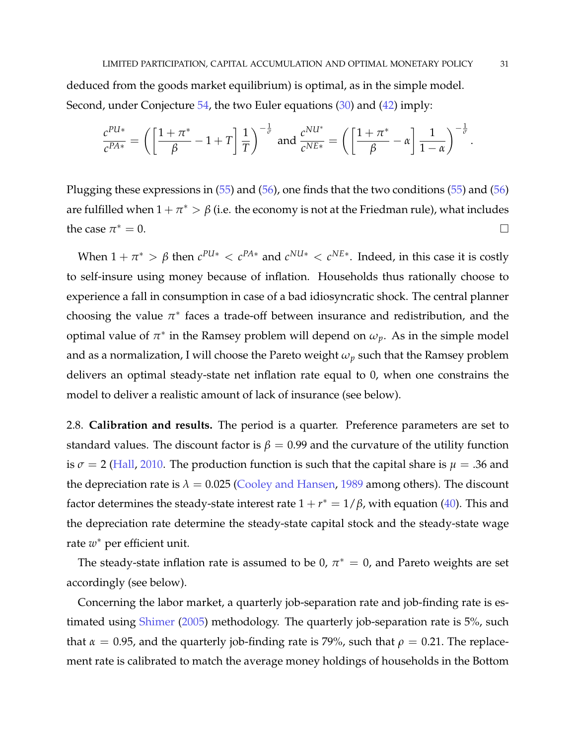deduced from the goods market equilibrium) is optimal, as in the simple model. Second, under Conjecture 54, the two Euler equations (30) and (42) imply:

$$\frac{c^{PU*}}{c^{PA*}} = \left( \left[ \frac{1+\pi^*}{\beta} - 1 + T \right] \frac{1}{T} \right)^{-\frac{1}{\sigma}} \text{ and } \frac{c^{NU^*}}{c^{NE*}} = \left( \left[ \frac{1+\pi^*}{\beta} - \alpha \right] \frac{1}{1-\alpha} \right)^{-\frac{1}{\sigma}}.$$

Plugging these expressions in (55) and (56), one finds that the two conditions (55) and (56) are fulfilled when $1+\pi^* > \beta$ (i.e. the economy is not at the Friedman rule), what includes the case $\pi^* = 0$. □

When $1+\pi^* > \beta$ then $c^{PU*} < c^{PA*}$ and $c^{NU*} < c^{NE*}$. Indeed, in this case it is costly to self-insure using money because of inflation. Households thus rationally choose to experience a fall in consumption in case of a bad idiosyncratic shock. The central planner choosing the value $\pi^*$ faces a trade-off between insurance and redistribution, and the optimal value of $\pi^*$ in the Ramsey problem will depend on $\omega_p$. As in the simple model and as a normalization, I will choose the Pareto weight $\omega_p$ such that the Ramsey problem delivers an optimal steady-state net inflation rate equal to 0, when one constrains the model to deliver a realistic amount of lack of insurance (see below).

2.8. **Calibration and results.** The period is a quarter. Preference parameters are set to standard values. The discount factor is $\beta = 0.99$ and the curvature of the utility function is $\sigma = 2$ (Hall, 2010. The production function is such that the capital share is $\mu = .36$ and the depreciation rate is $\lambda = 0.025$ (Cooley and Hansen, 1989 among others). The discount factor determines the steady-state interest rate $1 + r^* = 1/\beta$, with equation (40). This and the depreciation rate determine the steady-state capital stock and the steady-state wage rate $w^*$ per efficient unit.

The steady-state inflation rate is assumed to be 0, $\pi^* = 0$, and Pareto weights are set accordingly (see below).

Concerning the labor market, a quarterly job-separation rate and job-finding rate is estimated using Shimer (2005) methodology. The quarterly job-separation rate is 5%, such that $\alpha = 0.95$, and the quarterly job-finding rate is 79%, such that $\rho = 0.21$. The replacement rate is calibrated to match the average money holdings of households in the Bottom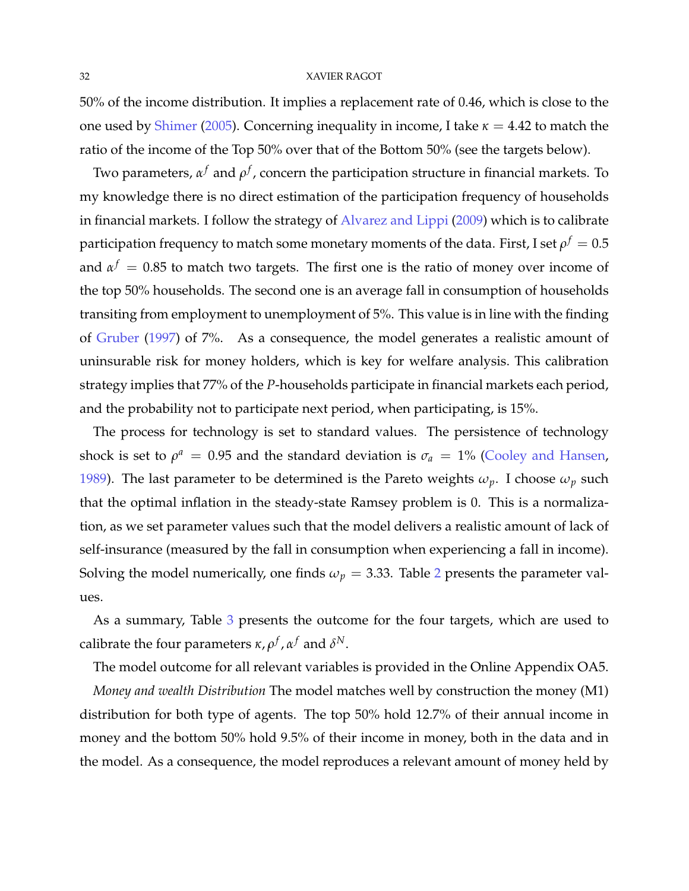50% of the income distribution. It implies a replacement rate of 0.46, which is close to the one used by Shimer (2005). Concerning inequality in income, I take $\kappa = 4.42$ to match the ratio of the income of the Top 50% over that of the Bottom 50% (see the targets below).

Two parameters, $\alpha^f$ and $\rho^f$, concern the participation structure in financial markets. To my knowledge there is no direct estimation of the participation frequency of households in financial markets. I follow the strategy of Alvarez and Lippi (2009) which is to calibrate participation frequency to match some monetary moments of the data. First, I set $\rho^f = 0.5$ and $\alpha^f = 0.85$ to match two targets. The first one is the ratio of money over income of the top 50% households. The second one is an average fall in consumption of households transiting from employment to unemployment of 5%. This value is in line with the finding of Gruber (1997) of 7%. As a consequence, the model generates a realistic amount of uninsurable risk for money holders, which is key for welfare analysis. This calibration strategy implies that 77% of the $P$-households participate in financial markets each period, and the probability not to participate next period, when participating, is 15%.

The process for technology is set to standard values. The persistence of technology shock is set to $\rho^a = 0.95$ and the standard deviation is $\sigma_a = 1\%$ (Cooley and Hansen, 1989). The last parameter to be determined is the Pareto weights $\omega_p$. I choose $\omega_p$ such that the optimal inflation in the steady-state Ramsey problem is 0. This is a normalization, as we set parameter values such that the model delivers a realistic amount of lack of self-insurance (measured by the fall in consumption when experiencing a fall in income). Solving the model numerically, one finds $\omega_p = 3.33$. Table 2 presents the parameter values.

As a summary, Table 3 presents the outcome for the four targets, which are used to calibrate the four parameters $\kappa, \rho^f, \alpha^f$ and $\delta^N$.

The model outcome for all relevant variables is provided in the Online Appendix OA5.

*Money and wealth Distribution* The model matches well by construction the money (M1) distribution for both type of agents. The top 50% hold 12.7% of their annual income in money and the bottom 50% hold 9.5% of their income in money, both in the data and in the model. As a consequence, the model reproduces a relevant amount of money held by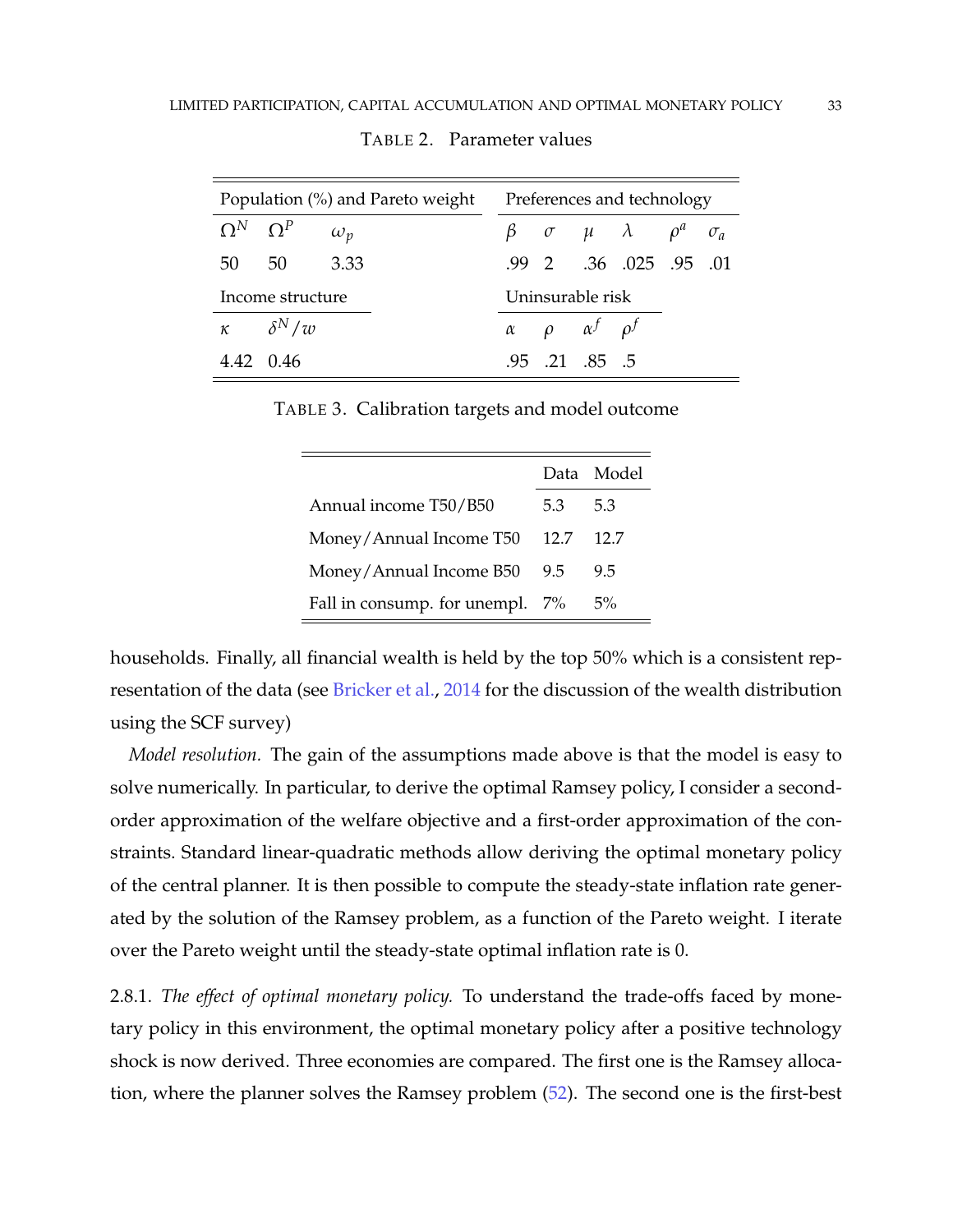TABLE 2. Parameter values

| Population (%) and Pareto weight | | | Preferences and technology | | | | | |
|---|---|---|---|---|---|---|---|---|
| $\Omega^N$ | $\Omega^P$ | $\omega_p$ | $\beta$ | $\sigma$ | $\mu$ | $\lambda$ | $\rho^a$ | $\sigma_a$ |
| 50 | 50 | 3.33 | .99 | 2 | .36 | .025 | .95 | .01 |
| **Income structure** | | | **Uninsurable risk** | | | | | |
| $\kappa$ | $\delta^N/w$ | | $\alpha$ | $\rho$ | $\alpha^f$ | $\rho^f$ | | |
| 4.42 | 0.46 | | .95 | .21 | .85 | .5 | | |

TABLE 3. Calibration targets and model outcome

| | Data | Model |
|---|---|---|
| Annual income T50/B50 | 5.3 | 5.3 |
| Money/Annual Income T50 | 12.7 | 12.7 |
| Money/Annual Income B50 | 9.5 | 9.5 |
| Fall in consump. for unempl. | 7% | 5% |

households. Finally, all financial wealth is held by the top 50% which is a consistent representation of the data (see Bricker et al., 2014 for the discussion of the wealth distribution using the SCF survey)

*Model resolution.* The gain of the assumptions made above is that the model is easy to solve numerically. In particular, to derive the optimal Ramsey policy, I consider a second-order approximation of the welfare objective and a first-order approximation of the constraints. Standard linear-quadratic methods allow deriving the optimal monetary policy of the central planner. It is then possible to compute the steady-state inflation rate generated by the solution of the Ramsey problem, as a function of the Pareto weight. I iterate over the Pareto weight until the steady-state optimal inflation rate is 0.

2.8.1. *The effect of optimal monetary policy.* To understand the trade-offs faced by monetary policy in this environment, the optimal monetary policy after a positive technology shock is now derived. Three economies are compared. The first one is the Ramsey allocation, where the planner solves the Ramsey problem (52). The second one is the first-best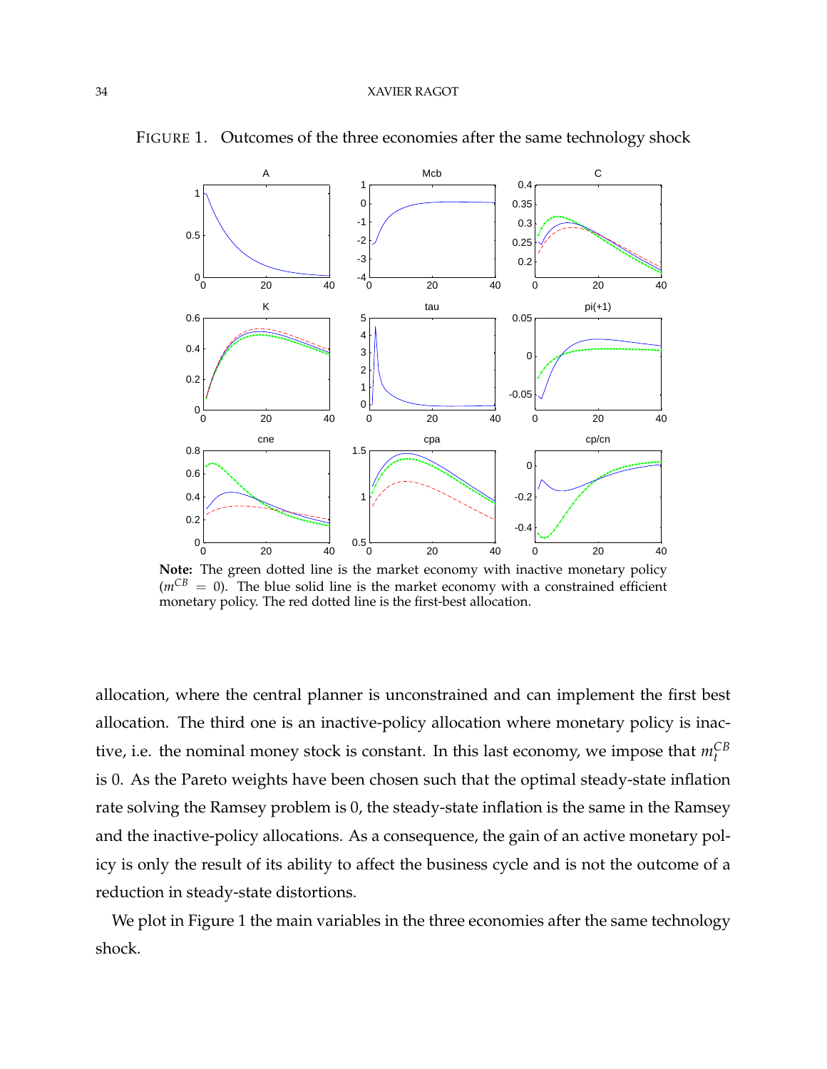FIGURE 1. Outcomes of the three economies after the same technology shock

**Note:** The green dotted line is the market economy with inactive monetary policy ($m^{CB} = 0$). The blue solid line is the market economy with a constrained efficient monetary policy. The red dotted line is the first-best allocation.

allocation, where the central planner is unconstrained and can implement the first best allocation. The third one is an inactive-policy allocation where monetary policy is inactive, i.e. the nominal money stock is constant. In this last economy, we impose that $m_t^{CB}$ is 0. As the Pareto weights have been chosen such that the optimal steady-state inflation rate solving the Ramsey problem is 0, the steady-state inflation is the same in the Ramsey and the inactive-policy allocations. As a consequence, the gain of an active monetary policy is only the result of its ability to affect the business cycle and is not the outcome of a reduction in steady-state distortions.

We plot in Figure 1 the main variables in the three economies after the same technology shock.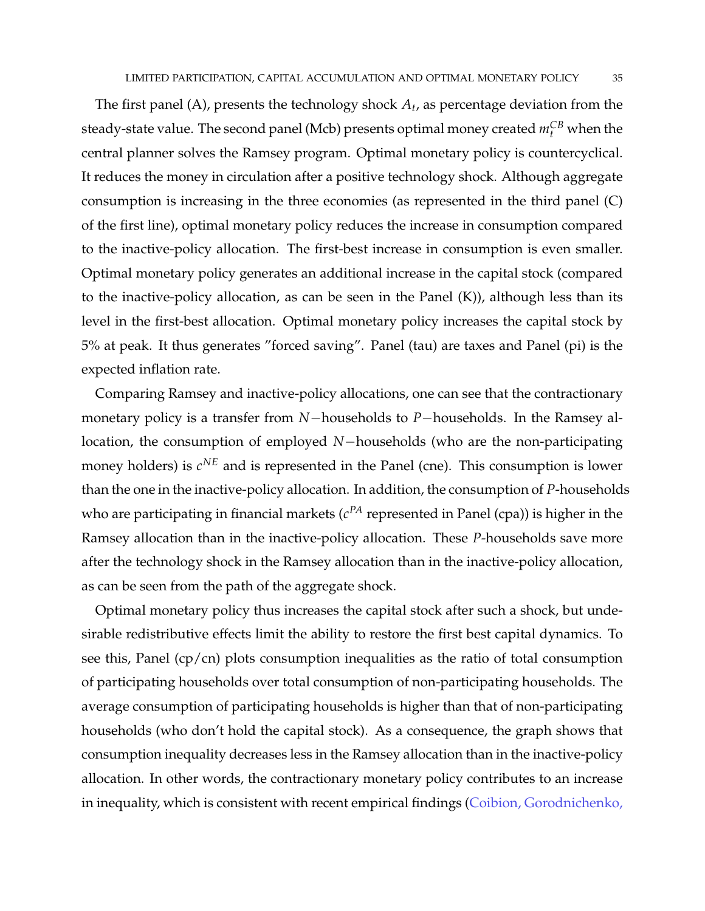The first panel (A), presents the technology shock $A_t$, as percentage deviation from the steady-state value. The second panel (Mcb) presents optimal money created $m_t^{CB}$ when the central planner solves the Ramsey program. Optimal monetary policy is countercyclical. It reduces the money in circulation after a positive technology shock. Although aggregate consumption is increasing in the three economies (as represented in the third panel (C) of the first line), optimal monetary policy reduces the increase in consumption compared to the inactive-policy allocation. The first-best increase in consumption is even smaller. Optimal monetary policy generates an additional increase in the capital stock (compared to the inactive-policy allocation, as can be seen in the Panel (K)), although less than its level in the first-best allocation. Optimal monetary policy increases the capital stock by 5% at peak. It thus generates "forced saving". Panel (tau) are taxes and Panel (pi) is the expected inflation rate.

Comparing Ramsey and inactive-policy allocations, one can see that the contractionary monetary policy is a transfer from $N-$households to $P-$households. In the Ramsey allocation, the consumption of employed $N-$households (who are the non-participating money holders) is $c^{NE}$ and is represented in the Panel (cne). This consumption is lower than the one in the inactive-policy allocation. In addition, the consumption of $P$-households who are participating in financial markets ($c^{PA}$ represented in Panel (cpa)) is higher in the Ramsey allocation than in the inactive-policy allocation. These $P$-households save more after the technology shock in the Ramsey allocation than in the inactive-policy allocation, as can be seen from the path of the aggregate shock.

Optimal monetary policy thus increases the capital stock after such a shock, but undesirable redistributive effects limit the ability to restore the first best capital dynamics. To see this, Panel (cp/cn) plots consumption inequalities as the ratio of total consumption of participating households over total consumption of non-participating households. The average consumption of participating households is higher than that of non-participating households (who don't hold the capital stock). As a consequence, the graph shows that consumption inequality decreases less in the Ramsey allocation than in the inactive-policy allocation. In other words, the contractionary monetary policy contributes to an increase in inequality, which is consistent with recent empirical findings (Coibion, Gorodnichenko,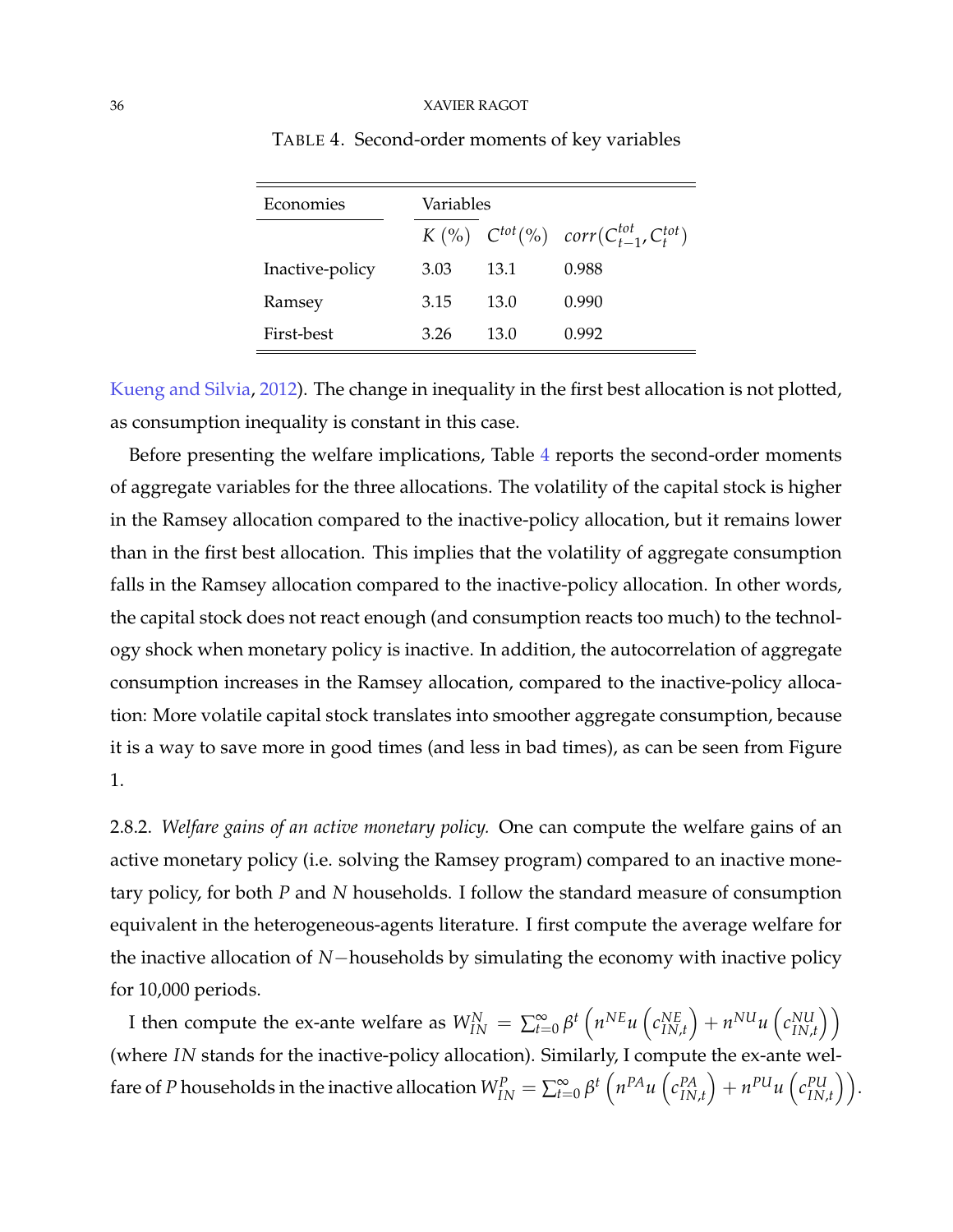TABLE 4. Second-order moments of key variables

| Economies | Variables | | |
|---|---|---|---|
| | $K$ (%) | $C^{tot}$(%) | $corr(C^{tot}_{t-1}, C^{tot}_t)$ |
| Inactive-policy | 3.03 | 13.1 | 0.988 |
| Ramsey | 3.15 | 13.0 | 0.990 |
| First-best | 3.26 | 13.0 | 0.992 |

Kueng and Silvia, 2012). The change in inequality in the first best allocation is not plotted, as consumption inequality is constant in this case.

Before presenting the welfare implications, Table 4 reports the second-order moments of aggregate variables for the three allocations. The volatility of the capital stock is higher in the Ramsey allocation compared to the inactive-policy allocation, but it remains lower than in the first best allocation. This implies that the volatility of aggregate consumption falls in the Ramsey allocation compared to the inactive-policy allocation. In other words, the capital stock does not react enough (and consumption reacts too much) to the technology shock when monetary policy is inactive. In addition, the autocorrelation of aggregate consumption increases in the Ramsey allocation, compared to the inactive-policy allocation: More volatile capital stock translates into smoother aggregate consumption, because it is a way to save more in good times (and less in bad times), as can be seen from Figure 1.

2.8.2. *Welfare gains of an active monetary policy.* One can compute the welfare gains of an active monetary policy (i.e. solving the Ramsey program) compared to an inactive monetary policy, for both $P$ and $N$ households. I follow the standard measure of consumption equivalent in the heterogeneous-agents literature. I first compute the average welfare for the inactive allocation of $N-$households by simulating the economy with inactive policy for 10,000 periods.

I then compute the ex-ante welfare as $W^N_{IN} = \sum_{t=0}^{\infty} \beta^t \left( n^{NE} u \left( c^{NE}_{IN,t} \right) + n^{NU} u \left( c^{NU}_{IN,t} \right) \right)$ (where $IN$ stands for the inactive-policy allocation). Similarly, I compute the ex-ante welfare of $P$ households in the inactive allocation $W^P_{IN} = \sum_{t=0}^{\infty} \beta^t \left( n^{PA} u \left( c^{PA}_{IN,t} \right) + n^{PU} u \left( c^{PU}_{IN,t} \right) \right)$.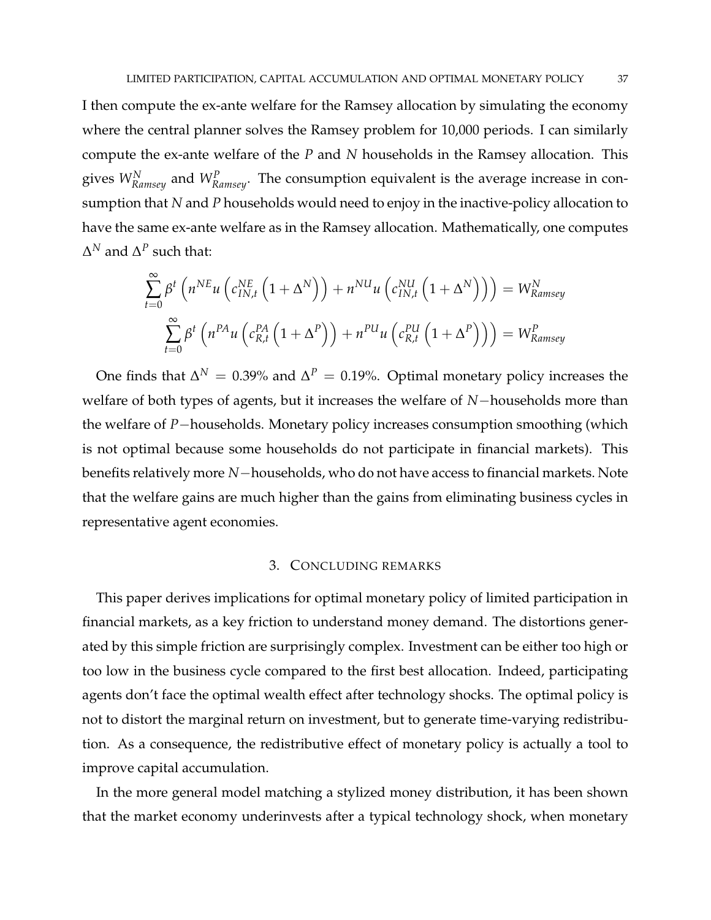I then compute the ex-ante welfare for the Ramsey allocation by simulating the economy where the central planner solves the Ramsey problem for 10,000 periods. I can similarly compute the ex-ante welfare of the $P$ and $N$ households in the Ramsey allocation. This gives $W^N_{Ramsey}$ and $W^P_{Ramsey}$. The consumption equivalent is the average increase in consumption that $N$ and $P$ households would need to enjoy in the inactive-policy allocation to have the same ex-ante welfare as in the Ramsey allocation. Mathematically, one computes $\Delta^N$ and $\Delta^P$ such that:

$$\sum_{t=0}^{\infty} \beta^t \left( n^{NE} u \left( c^{NE}_{IN,t} \left(1 + \Delta^N\right)\right) + n^{NU} u \left( c^{NU}_{IN,t} \left(1 + \Delta^N\right)\right)\right) = W^N_{Ramsey}$$

$$\sum_{t=0}^{\infty} \beta^t \left( n^{PA} u \left( c^{PA}_{R,t} \left(1 + \Delta^P\right)\right) + n^{PU} u \left( c^{PU}_{R,t} \left(1 + \Delta^P\right)\right)\right) = W^P_{Ramsey}$$

One finds that $\Delta^N = 0.39\%$ and $\Delta^P = 0.19\%$. Optimal monetary policy increases the welfare of both types of agents, but it increases the welfare of $N-$households more than the welfare of $P-$households. Monetary policy increases consumption smoothing (which is not optimal because some households do not participate in financial markets). This benefits relatively more $N-$households, who do not have access to financial markets. Note that the welfare gains are much higher than the gains from eliminating business cycles in representative agent economies.

## 3. Concluding remarks

This paper derives implications for optimal monetary policy of limited participation in financial markets, as a key friction to understand money demand. The distortions generated by this simple friction are surprisingly complex. Investment can be either too high or too low in the business cycle compared to the first best allocation. Indeed, participating agents don't face the optimal wealth effect after technology shocks. The optimal policy is not to distort the marginal return on investment, but to generate time-varying redistribution. As a consequence, the redistributive effect of monetary policy is actually a tool to improve capital accumulation.

In the more general model matching a stylized money distribution, it has been shown that the market economy underinvests after a typical technology shock, when monetary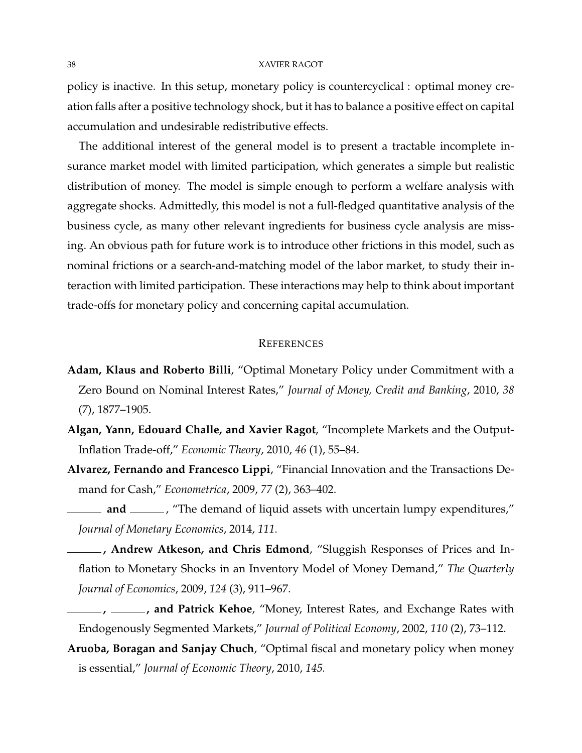policy is inactive. In this setup, monetary policy is countercyclical : optimal money creation falls after a positive technology shock, but it has to balance a positive effect on capital accumulation and undesirable redistributive effects.

The additional interest of the general model is to present a tractable incomplete insurance market model with limited participation, which generates a simple but realistic distribution of money. The model is simple enough to perform a welfare analysis with aggregate shocks. Admittedly, this model is not a full-fledged quantitative analysis of the business cycle, as many other relevant ingredients for business cycle analysis are missing. An obvious path for future work is to introduce other frictions in this model, such as nominal frictions or a search-and-matching model of the labor market, to study their interaction with limited participation. These interactions may help to think about important trade-offs for monetary policy and concerning capital accumulation.

## References

**Adam, Klaus and Roberto Billi**, "Optimal Monetary Policy under Commitment with a Zero Bound on Nominal Interest Rates," *Journal of Money, Credit and Banking*, 2010, *38* (7), 1877–1905.

**Algan, Yann, Edouard Challe, and Xavier Ragot**, "Incomplete Markets and the Output-Inflation Trade-off," *Economic Theory*, 2010, *46* (1), 55–84.

**Alvarez, Fernando and Francesco Lippi**, "Financial Innovation and the Transactions Demand for Cash," *Econometrica*, 2009, *77* (2), 363–402.

______ **and** ______, "The demand of liquid assets with uncertain lumpy expenditures," *Journal of Monetary Economics*, 2014, *111.*

______**, Andrew Atkeson, and Chris Edmond**, "Sluggish Responses of Prices and Inflation to Monetary Shocks in an Inventory Model of Money Demand," *The Quarterly Journal of Economics*, 2009, *124* (3), 911–967.

______**,** ______**, and Patrick Kehoe**, "Money, Interest Rates, and Exchange Rates with Endogenously Segmented Markets," *Journal of Political Economy*, 2002, *110* (2), 73–112.

**Aruoba, Boragan and Sanjay Chuch**, "Optimal fiscal and monetary policy when money is essential," *Journal of Economic Theory*, 2010, *145.*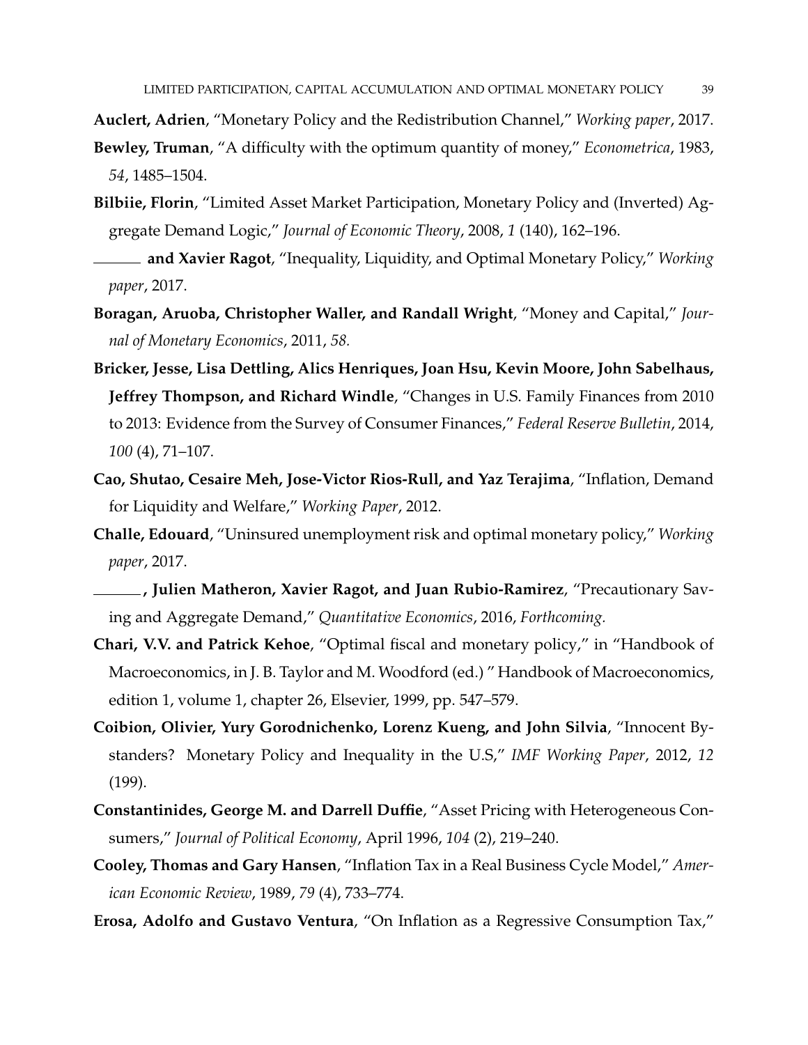**Auclert, Adrien**, "Monetary Policy and the Redistribution Channel," *Working paper*, 2017.

**Bewley, Truman**, "A difficulty with the optimum quantity of money," *Econometrica*, 1983, *54*, 1485–1504.

**Bilbiie, Florin**, "Limited Asset Market Participation, Monetary Policy and (Inverted) Aggregate Demand Logic," *Journal of Economic Theory*, 2008, *1* (140), 162–196.

______ **and Xavier Ragot**, "Inequality, Liquidity, and Optimal Monetary Policy," *Working paper*, 2017.

**Boragan, Aruoba, Christopher Waller, and Randall Wright**, "Money and Capital," *Journal of Monetary Economics*, 2011, *58.*

**Bricker, Jesse, Lisa Dettling, Alics Henriques, Joan Hsu, Kevin Moore, John Sabelhaus, Jeffrey Thompson, and Richard Windle**, "Changes in U.S. Family Finances from 2010 to 2013: Evidence from the Survey of Consumer Finances," *Federal Reserve Bulletin*, 2014, *100* (4), 71–107.

**Cao, Shutao, Cesaire Meh, Jose-Victor Rios-Rull, and Yaz Terajima**, "Inflation, Demand for Liquidity and Welfare," *Working Paper*, 2012.

**Challe, Edouard**, "Uninsured unemployment risk and optimal monetary policy," *Working paper*, 2017.

______**, Julien Matheron, Xavier Ragot, and Juan Rubio-Ramirez**, "Precautionary Saving and Aggregate Demand," *Quantitative Economics*, 2016, *Forthcoming.*

**Chari, V.V. and Patrick Kehoe**, "Optimal fiscal and monetary policy," in "Handbook of Macroeconomics, in J. B. Taylor and M. Woodford (ed.) " Handbook of Macroeconomics, edition 1, volume 1, chapter 26, Elsevier, 1999, pp. 547–579.

**Coibion, Olivier, Yury Gorodnichenko, Lorenz Kueng, and John Silvia**, "Innocent Bystanders? Monetary Policy and Inequality in the U.S," *IMF Working Paper*, 2012, *12* (199).

**Constantinides, George M. and Darrell Duffie**, "Asset Pricing with Heterogeneous Consumers," *Journal of Political Economy*, April 1996, *104* (2), 219–240.

**Cooley, Thomas and Gary Hansen**, "Inflation Tax in a Real Business Cycle Model," *American Economic Review*, 1989, *79* (4), 733–774.

**Erosa, Adolfo and Gustavo Ventura**, "On Inflation as a Regressive Consumption Tax,"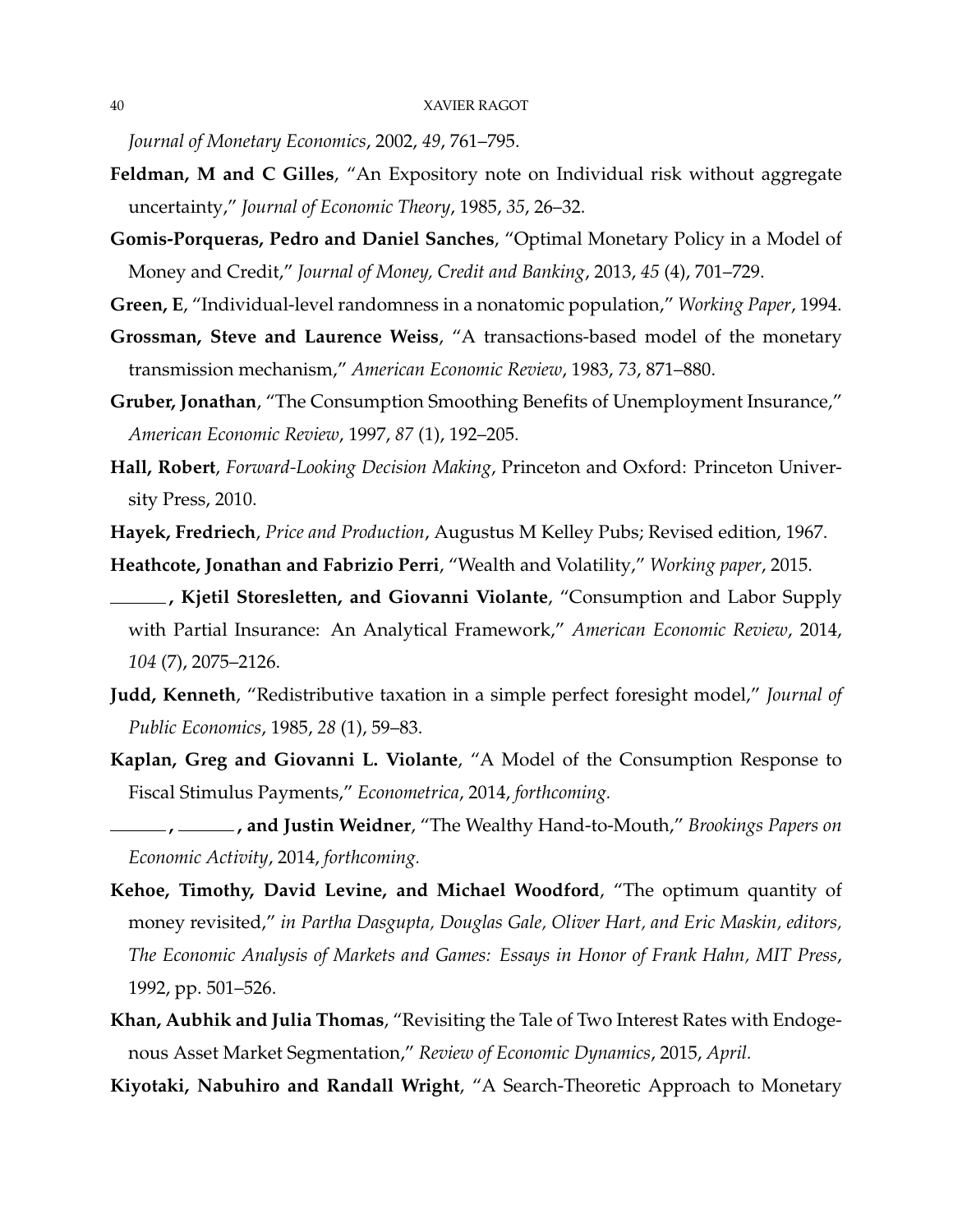*Journal of Monetary Economics*, 2002, *49*, 761–795.

**Feldman, M and C Gilles**, "An Expository note on Individual risk without aggregate uncertainty," *Journal of Economic Theory*, 1985, *35*, 26–32.

**Gomis-Porqueras, Pedro and Daniel Sanches**, "Optimal Monetary Policy in a Model of Money and Credit," *Journal of Money, Credit and Banking*, 2013, *45* (4), 701–729.

**Green, E**, "Individual-level randomness in a nonatomic population," *Working Paper*, 1994.

**Grossman, Steve and Laurence Weiss**, "A transactions-based model of the monetary transmission mechanism," *American Economic Review*, 1983, *73*, 871–880.

**Gruber, Jonathan**, "The Consumption Smoothing Benefits of Unemployment Insurance," *American Economic Review*, 1997, *87* (1), 192–205.

**Hall, Robert**, *Forward-Looking Decision Making*, Princeton and Oxford: Princeton University Press, 2010.

**Hayek, Fredriech**, *Price and Production*, Augustus M Kelley Pubs; Revised edition, 1967.

**Heathcote, Jonathan and Fabrizio Perri**, "Wealth and Volatility," *Working paper*, 2015.

**______, Kjetil Storesletten, and Giovanni Violante**, "Consumption and Labor Supply with Partial Insurance: An Analytical Framework," *American Economic Review*, 2014, *104* (7), 2075–2126.

**Judd, Kenneth**, "Redistributive taxation in a simple perfect foresight model," *Journal of Public Economics*, 1985, *28* (1), 59–83.

**Kaplan, Greg and Giovanni L. Violante**, "A Model of the Consumption Response to Fiscal Stimulus Payments," *Econometrica*, 2014, *forthcoming.*

**______, ______, and Justin Weidner**, "The Wealthy Hand-to-Mouth," *Brookings Papers on Economic Activity*, 2014, *forthcoming.*

**Kehoe, Timothy, David Levine, and Michael Woodford**, "The optimum quantity of money revisited," *in Partha Dasgupta, Douglas Gale, Oliver Hart, and Eric Maskin, editors, The Economic Analysis of Markets and Games: Essays in Honor of Frank Hahn, MIT Press*, 1992, pp. 501–526.

**Khan, Aubhik and Julia Thomas**, "Revisiting the Tale of Two Interest Rates with Endogenous Asset Market Segmentation," *Review of Economic Dynamics*, 2015, *April.*

**Kiyotaki, Nabuhiro and Randall Wright**, "A Search-Theoretic Approach to Monetary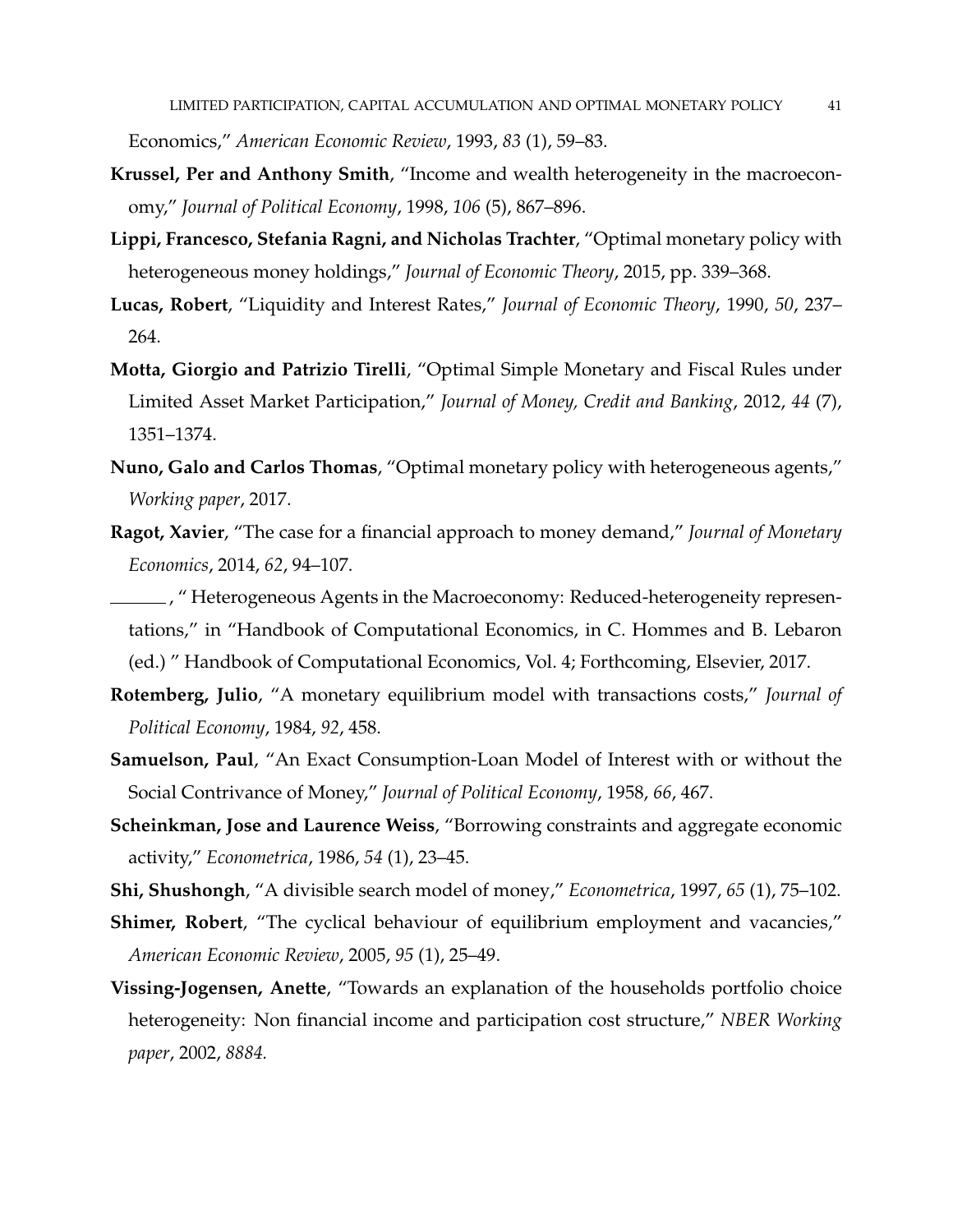Economics," *American Economic Review*, 1993, *83* (1), 59–83.

**Krussel, Per and Anthony Smith**, "Income and wealth heterogeneity in the macroeconomy," *Journal of Political Economy*, 1998, *106* (5), 867–896.

**Lippi, Francesco, Stefania Ragni, and Nicholas Trachter**, "Optimal monetary policy with heterogeneous money holdings," *Journal of Economic Theory*, 2015, pp. 339–368.

**Lucas, Robert**, "Liquidity and Interest Rates," *Journal of Economic Theory*, 1990, *50*, 237–264.

**Motta, Giorgio and Patrizio Tirelli**, "Optimal Simple Monetary and Fiscal Rules under Limited Asset Market Participation," *Journal of Money, Credit and Banking*, 2012, *44* (7), 1351–1374.

**Nuno, Galo and Carlos Thomas**, "Optimal monetary policy with heterogeneous agents," *Working paper*, 2017.

**Ragot, Xavier**, "The case for a financial approach to money demand," *Journal of Monetary Economics*, 2014, *62*, 94–107.

______ , " Heterogeneous Agents in the Macroeconomy: Reduced-heterogeneity representations," in "Handbook of Computational Economics, in C. Hommes and B. Lebaron (ed.) " Handbook of Computational Economics, Vol. 4; Forthcoming, Elsevier, 2017.

**Rotemberg, Julio**, "A monetary equilibrium model with transactions costs," *Journal of Political Economy*, 1984, *92*, 458.

**Samuelson, Paul**, "An Exact Consumption-Loan Model of Interest with or without the Social Contrivance of Money," *Journal of Political Economy*, 1958, *66*, 467.

**Scheinkman, Jose and Laurence Weiss**, "Borrowing constraints and aggregate economic activity," *Econometrica*, 1986, *54* (1), 23–45.

**Shi, Shushongh**, "A divisible search model of money," *Econometrica*, 1997, *65* (1), 75–102.

**Shimer, Robert**, "The cyclical behaviour of equilibrium employment and vacancies," *American Economic Review*, 2005, *95* (1), 25–49.

**Vissing-Jogensen, Anette**, "Towards an explanation of the households portfolio choice heterogeneity: Non financial income and participation cost structure," *NBER Working paper*, 2002, *8884.*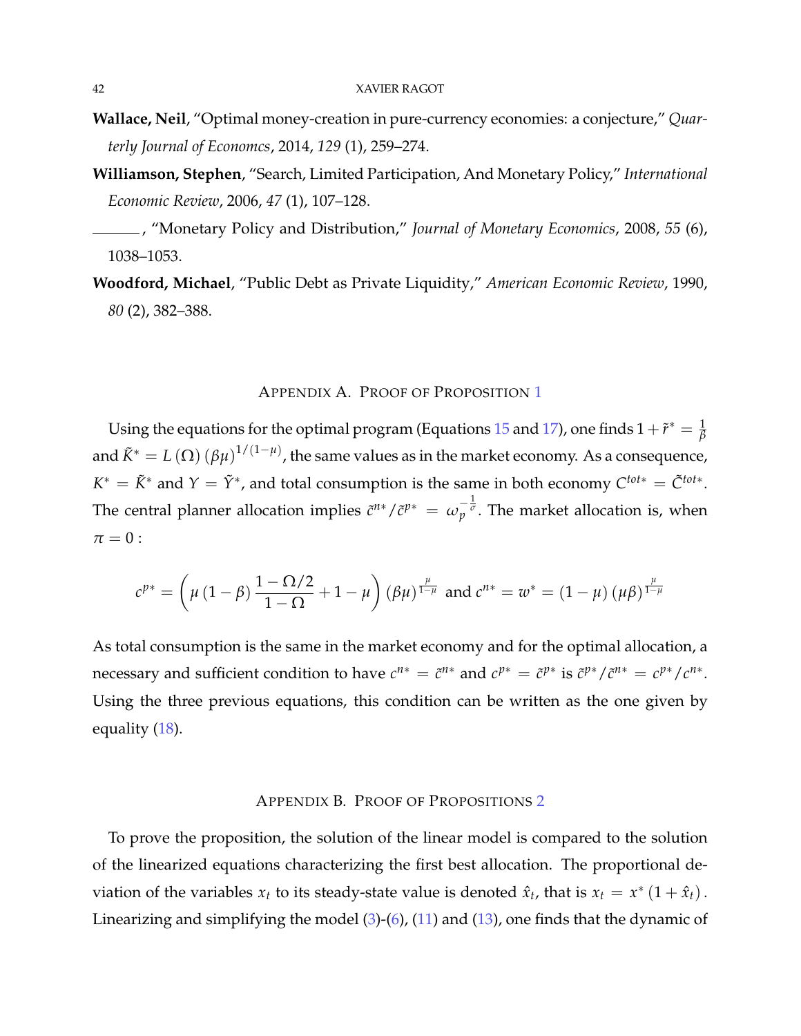**Wallace, Neil**, "Optimal money-creation in pure-currency economies: a conjecture," *Quarterly Journal of Economcs*, 2014, *129* (1), 259–274.

**Williamson, Stephen**, "Search, Limited Participation, And Monetary Policy," *International Economic Review*, 2006, *47* (1), 107–128.

______, "Monetary Policy and Distribution," *Journal of Monetary Economics*, 2008, *55* (6), 1038–1053.

**Woodford, Michael**, "Public Debt as Private Liquidity," *American Economic Review*, 1990, *80* (2), 382–388.

## Appendix A. Proof of Proposition 1

Using the equations for the optimal program (Equations 15 and 17), one finds $1+\tilde{r}^* = \frac{1}{\beta}$ and $\tilde{K}^* = L(\Omega)(\beta\mu)^{1/(1-\mu)}$, the same values as in the market economy. As a consequence, $K^* = \tilde{K}^*$ and $Y = \tilde{Y}^*$, and total consumption is the same in both economy $C^{tot*} = \tilde{C}^{tot*}$. The central planner allocation implies $\tilde{c}^{n*}/\tilde{c}^{p*} = \omega_p^{-\frac{1}{\sigma}}$. The market allocation is, when $\pi = 0$ :

$$c^{p*} = \left(\mu(1-\beta)\frac{1-\Omega/2}{1-\Omega} + 1 - \mu\right)(\beta\mu)^{\frac{\mu}{1-\mu}} \text{ and } c^{n*} = w^* = (1-\mu)(\mu\beta)^{\frac{\mu}{1-\mu}}$$

As total consumption is the same in the market economy and for the optimal allocation, a necessary and sufficient condition to have $c^{n*} = \tilde{c}^{n*}$ and $c^{p*} = \tilde{c}^{p*}$ is $\tilde{c}^{p*}/\tilde{c}^{n*} = c^{p*}/c^{n*}$. Using the three previous equations, this condition can be written as the one given by equality (18).

## Appendix B. Proof of Propositions 2

To prove the proposition, the solution of the linear model is compared to the solution of the linearized equations characterizing the first best allocation. The proportional deviation of the variables $x_t$ to its steady-state value is denoted $\hat{x}_t$, that is $x_t = x^*(1+\hat{x}_t)$. Linearizing and simplifying the model (3)-(6), (11) and (13), one finds that the dynamic of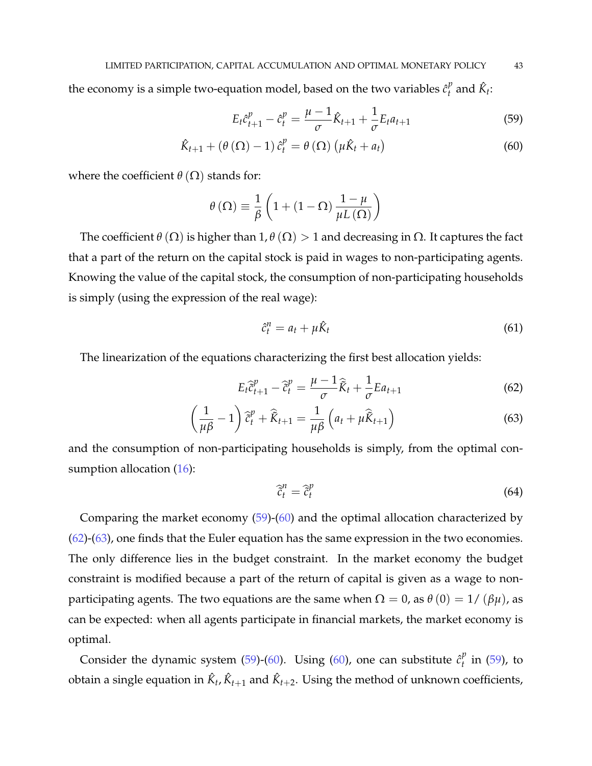the economy is a simple two-equation model, based on the two variables $\hat{c}_t^p$ and $\hat{K}_t$:

$$E_t \hat{c}_{t+1}^p - \hat{c}_t^p = \frac{\mu - 1}{\sigma} \hat{K}_{t+1} + \frac{1}{\sigma} E_t a_{t+1} \tag{59}$$

$$\hat{K}_{t+1} + (\theta(\Omega) - 1) \hat{c}_t^p = \theta(\Omega) \left( \mu \hat{K}_t + a_t \right) \tag{60}$$

where the coefficient $\theta(\Omega)$ stands for:

$$\theta(\Omega) \equiv \frac{1}{\beta} \left( 1 + (1 - \Omega) \frac{1 - \mu}{\mu L(\Omega)} \right)$$

The coefficient $\theta(\Omega)$ is higher than 1, $\theta(\Omega) > 1$ and decreasing in $\Omega$. It captures the fact that a part of the return on the capital stock is paid in wages to non-participating agents. Knowing the value of the capital stock, the consumption of non-participating households is simply (using the expression of the real wage):

$$\hat{c}_t^n = a_t + \mu \hat{K}_t \tag{61}$$

The linearization of the equations characterizing the first best allocation yields:

$$E_t \hat{\tilde{c}}_{t+1}^p - \hat{\tilde{c}}_t^p = \frac{\mu - 1}{\sigma} \hat{\tilde{K}}_t + \frac{1}{\sigma} E a_{t+1} \tag{62}$$

$$\left( \frac{1}{\mu \beta} - 1 \right) \hat{\tilde{c}}_t^p + \hat{\tilde{K}}_{t+1} = \frac{1}{\mu \beta} \left( a_t + \mu \hat{\tilde{K}}_{t+1} \right) \tag{63}$$

and the consumption of non-participating households is simply, from the optimal consumption allocation (16):

$$\hat{\tilde{c}}_t^n = \hat{\tilde{c}}_t^p \tag{64}$$

Comparing the market economy (59)-(60) and the optimal allocation characterized by (62)-(63), one finds that the Euler equation has the same expression in the two economies. The only difference lies in the budget constraint. In the market economy the budget constraint is modified because a part of the return of capital is given as a wage to non-participating agents. The two equations are the same when $\Omega = 0$, as $\theta(0) = 1/(\beta\mu)$, as can be expected: when all agents participate in financial markets, the market economy is optimal.

Consider the dynamic system (59)-(60). Using (60), one can substitute $\hat{c}_t^p$ in (59), to obtain a single equation in $\hat{K}_t$, $\hat{K}_{t+1}$ and $\hat{K}_{t+2}$. Using the method of unknown coefficients,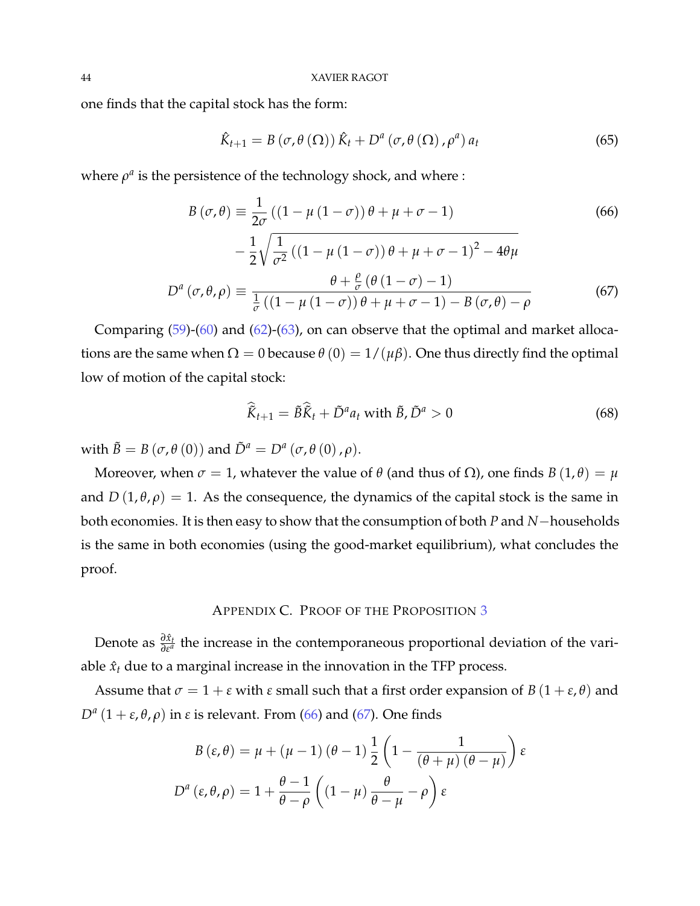one finds that the capital stock has the form:

$$\hat{K}_{t+1} = B(\sigma, \theta(\Omega))\hat{K}_t + D^a(\sigma, \theta(\Omega), \rho^a) a_t \tag{65}$$

where $\rho^a$ is the persistence of the technology shock, and where :

$$B(\sigma, \theta) \equiv \frac{1}{2\sigma}\left((1-\mu(1-\sigma))\theta + \mu + \sigma - 1\right) \tag{66}$$
$$- \frac{1}{2}\sqrt{\frac{1}{\sigma^2}\left((1-\mu(1-\sigma))\theta + \mu + \sigma - 1\right)^2 - 4\theta\mu}$$

$$D^a(\sigma, \theta, \rho) \equiv \frac{\theta + \frac{\rho}{\sigma}(\theta(1-\sigma) - 1)}{\frac{1}{\sigma}\left((1-\mu(1-\sigma))\theta + \mu + \sigma - 1\right) - B(\sigma, \theta) - \rho} \tag{67}$$

Comparing (59)-(60) and (62)-(63), on can observe that the optimal and market allocations are the same when $\Omega = 0$ because $\theta(0) = 1/(\mu\beta)$. One thus directly find the optimal low of motion of the capital stock:

$$\hat{\tilde{K}}_{t+1} = \tilde{B}\hat{\tilde{K}}_t + \tilde{D}^a a_t \text{ with } \tilde{B}, \tilde{D}^a > 0 \tag{68}$$

with $\tilde{B} = B(\sigma, \theta(0))$ and $\tilde{D}^a = D^a(\sigma, \theta(0), \rho)$.

Moreover, when $\sigma = 1$, whatever the value of $\theta$ (and thus of $\Omega$), one finds $B(1, \theta) = \mu$ and $D(1, \theta, \rho) = 1$. As the consequence, the dynamics of the capital stock is the same in both economies. It is then easy to show that the consumption of both $P$ and $N-$households is the same in both economies (using the good-market equilibrium), what concludes the proof.

## Appendix C. Proof of the Proposition 3

Denote as $\frac{\partial \hat{x}_t}{\partial \epsilon^a}$ the increase in the contemporaneous proportional deviation of the variable $\hat{x}_t$ due to a marginal increase in the innovation in the TFP process.

Assume that $\sigma = 1 + \varepsilon$ with $\varepsilon$ small such that a first order expansion of $B(1+\varepsilon, \theta)$ and $D^a(1+\varepsilon, \theta, \rho)$ in $\varepsilon$ is relevant. From (66) and (67). One finds

$$B(\varepsilon, \theta) = \mu + (\mu - 1)(\theta - 1)\frac{1}{2}\left(1 - \frac{1}{(\theta + \mu)(\theta - \mu)}\right)\varepsilon$$
$$D^a(\varepsilon, \theta, \rho) = 1 + \frac{\theta - 1}{\theta - \rho}\left((1-\mu)\frac{\theta}{\theta - \mu} - \rho\right)\varepsilon$$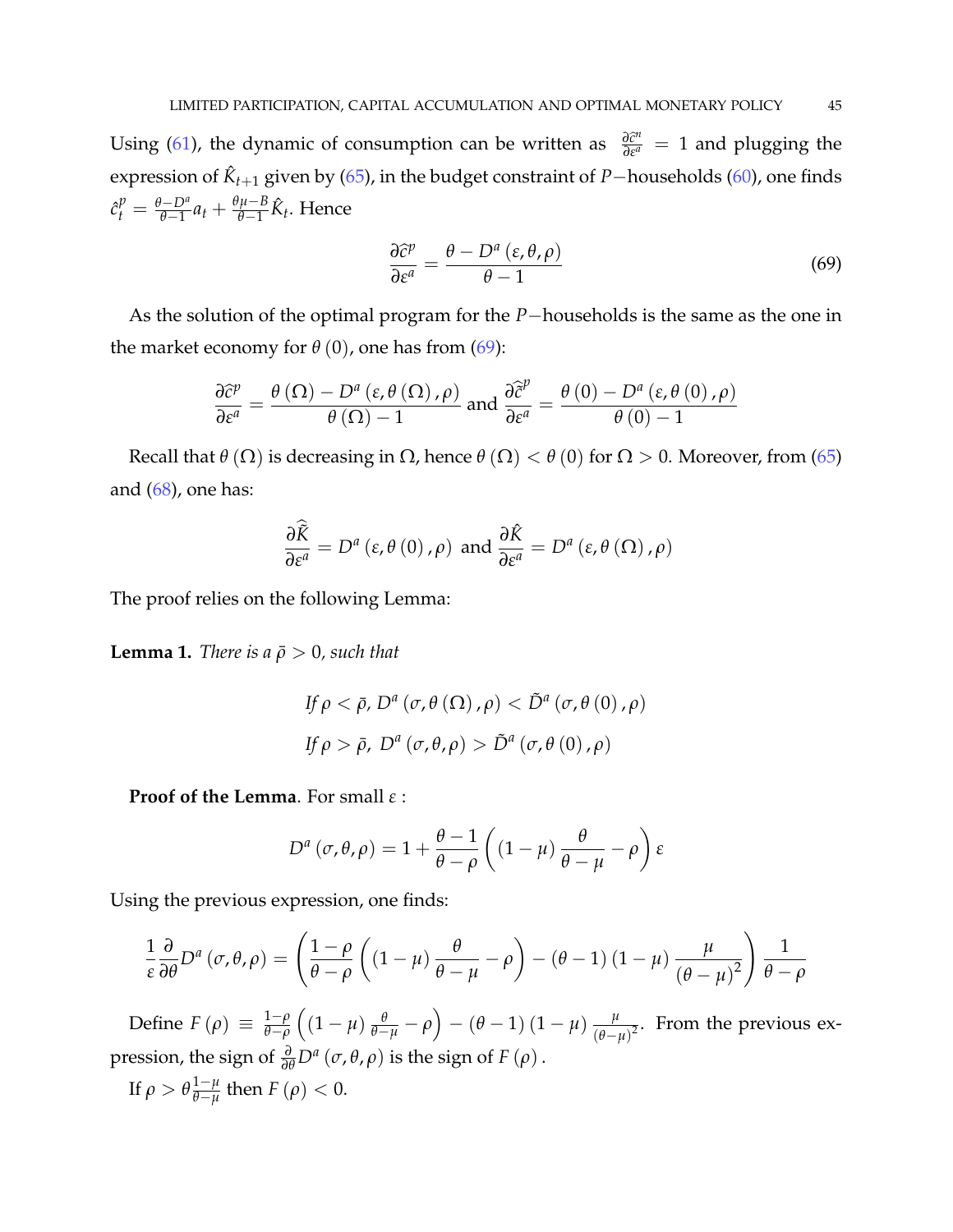Using (61), the dynamic of consumption can be written as $\frac{\partial \hat{c}^n}{\partial \varepsilon^a} = 1$ and plugging the expression of $\hat{K}_{t+1}$ given by (65), in the budget constraint of $P-$households (60), one finds $\hat{c}^p_t = \frac{\theta - D^a}{\theta - 1} a_t + \frac{\theta\mu - B}{\theta - 1} \hat{K}_t$. Hence

$$\frac{\partial \hat{c}^p}{\partial \varepsilon^a} = \frac{\theta - D^a\left(\varepsilon, \theta, \rho\right)}{\theta - 1} \tag{69}$$

As the solution of the optimal program for the $P-$households is the same as the one in the market economy for $\theta\left(0\right)$, one has from (69):

$$\frac{\partial \hat{c}^p}{\partial \varepsilon^a} = \frac{\theta\left(\Omega\right) - D^a\left(\varepsilon, \theta\left(\Omega\right), \rho\right)}{\theta\left(\Omega\right) - 1} \text{ and } \frac{\partial \hat{\tilde{c}}^p}{\partial \varepsilon^a} = \frac{\theta\left(0\right) - D^a\left(\varepsilon, \theta\left(0\right), \rho\right)}{\theta\left(0\right) - 1}$$

Recall that $\theta\left(\Omega\right)$ is decreasing in $\Omega$, hence $\theta\left(\Omega\right) < \theta\left(0\right)$ for $\Omega > 0$. Moreover, from (65) and (68), one has:

$$\frac{\partial \hat{\tilde{K}}}{\partial \varepsilon^a} = D^a\left(\varepsilon, \theta\left(0\right), \rho\right) \text{ and } \frac{\partial \hat{K}}{\partial \varepsilon^a} = D^a\left(\varepsilon, \theta\left(\Omega\right), \rho\right)$$

The proof relies on the following Lemma:

**Lemma 1.** *There is a $\bar{\rho} > 0$, such that*

$$\textit{If } \rho < \bar{\rho},\ D^a\left(\sigma, \theta\left(\Omega\right), \rho\right) < \tilde{D}^a\left(\sigma, \theta\left(0\right), \rho\right)$$
$$\textit{If } \rho > \bar{\rho},\ D^a\left(\sigma, \theta, \rho\right) > \tilde{D}^a\left(\sigma, \theta\left(0\right), \rho\right)$$

**Proof of the Lemma**. For small $\varepsilon$ :

$$D^a\left(\sigma, \theta, \rho\right) = 1 + \frac{\theta - 1}{\theta - \rho}\left(\left(1 - \mu\right)\frac{\theta}{\theta - \mu} - \rho\right)\varepsilon$$

Using the previous expression, one finds:

$$\frac{1}{\varepsilon}\frac{\partial}{\partial \theta} D^a\left(\sigma, \theta, \rho\right) = \left(\frac{1 - \rho}{\theta - \rho}\left(\left(1 - \mu\right)\frac{\theta}{\theta - \mu} - \rho\right) - \left(\theta - 1\right)\left(1 - \mu\right)\frac{\mu}{\left(\theta - \mu\right)^2}\right)\frac{1}{\theta - \rho}$$

Define $F\left(\rho\right) \equiv \frac{1-\rho}{\theta-\rho}\left(\left(1 - \mu\right)\frac{\theta}{\theta - \mu} - \rho\right) - \left(\theta - 1\right)\left(1 - \mu\right)\frac{\mu}{\left(\theta - \mu\right)^2}$. From the previous expression, the sign of $\frac{\partial}{\partial \theta} D^a\left(\sigma, \theta, \rho\right)$ is the sign of $F\left(\rho\right)$.

If $\rho > \theta\frac{1-\mu}{\theta-\mu}$ then $F\left(\rho\right) < 0$.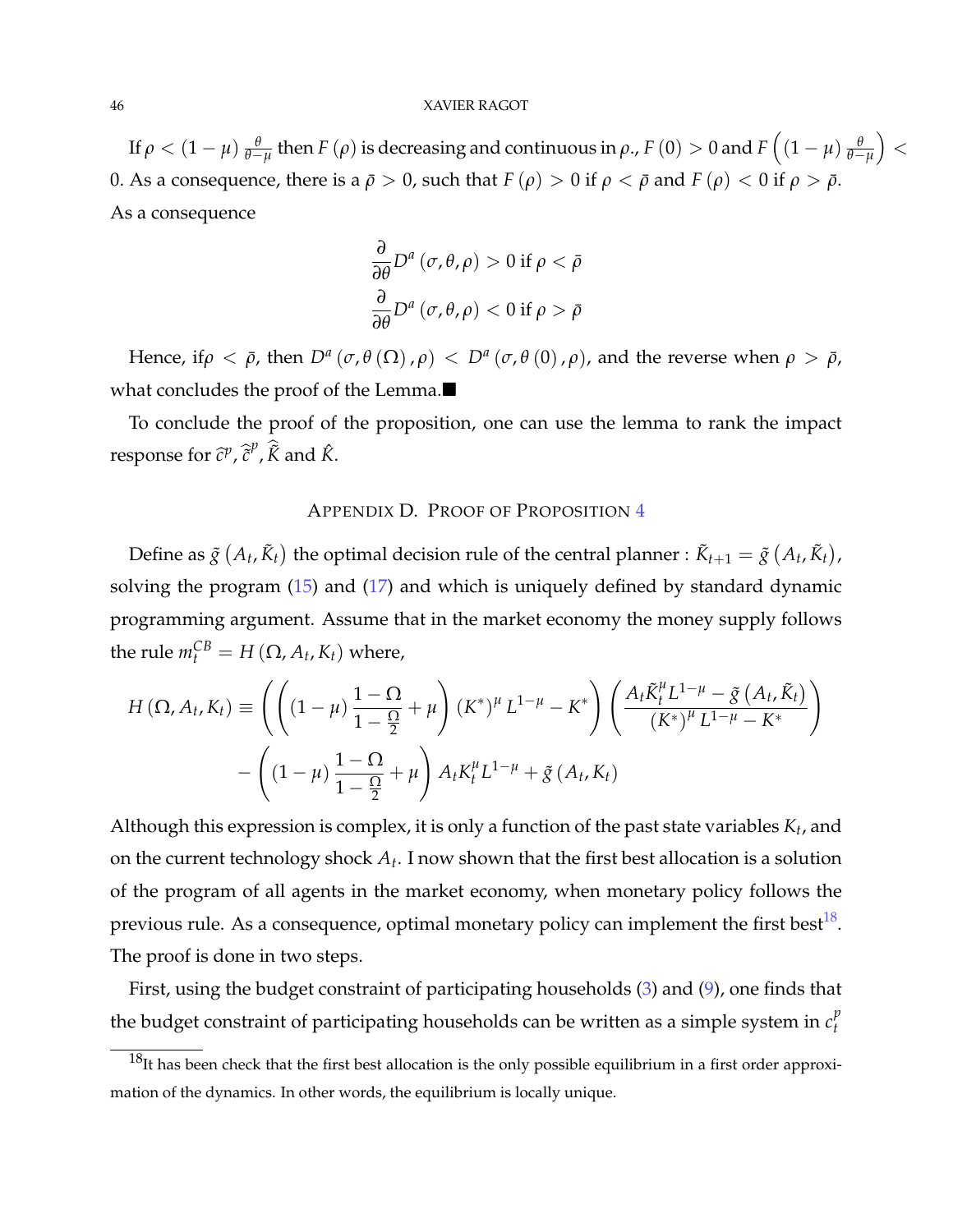If $\rho < (1-\mu)\frac{\theta}{\theta-\mu}$ then $F(\rho)$ is decreasing and continuous in $\rho$., $F(0) > 0$ and $F\left((1-\mu)\frac{\theta}{\theta-\mu}\right) < 0$. As a consequence, there is a $\bar{\rho} > 0$, such that $F(\rho) > 0$ if $\rho < \bar{\rho}$ and $F(\rho) < 0$ if $\rho > \bar{\rho}$. As a consequence

$$\frac{\partial}{\partial\theta} D^a(\sigma,\theta,\rho) > 0 \text{ if } \rho < \bar{\rho}$$
$$\frac{\partial}{\partial\theta} D^a(\sigma,\theta,\rho) < 0 \text{ if } \rho > \bar{\rho}$$

Hence, if$\rho < \bar{\rho}$, then $D^a(\sigma,\theta(\Omega),\rho) < D^a(\sigma,\theta(0),\rho)$, and the reverse when $\rho > \bar{\rho}$, what concludes the proof of the Lemma.■

To conclude the proof of the proposition, one can use the lemma to rank the impact response for $\widehat{c}^p$, $\widehat{\tilde{c}}^p$, $\widehat{\tilde{K}}$ and $\hat{K}$.

## Appendix D. Proof of Proposition 4

Define as $\tilde{g}(A_t, \tilde{K}_t)$ the optimal decision rule of the central planner : $\tilde{K}_{t+1} = \tilde{g}(A_t, \tilde{K}_t)$, solving the program (15) and (17) and which is uniquely defined by standard dynamic programming argument. Assume that in the market economy the money supply follows the rule $m_t^{CB} = H(\Omega, A_t, K_t)$ where,

$$H(\Omega, A_t, K_t) \equiv \left(\left((1-\mu)\frac{1-\Omega}{1-\frac{\Omega}{2}} + \mu\right)(K^*)^\mu L^{1-\mu} - K^*\right)\left(\frac{A_t\tilde{K}_t^\mu L^{1-\mu} - \tilde{g}(A_t,\tilde{K}_t)}{(K^*)^\mu L^{1-\mu} - K^*}\right)$$
$$- \left((1-\mu)\frac{1-\Omega}{1-\frac{\Omega}{2}} + \mu\right)A_t K_t^\mu L^{1-\mu} + \tilde{g}(A_t, K_t)$$

Although this expression is complex, it is only a function of the past state variables $K_t$, and on the current technology shock $A_t$. I now shown that the first best allocation is a solution of the program of all agents in the market economy, when monetary policy follows the previous rule. As a consequence, optimal monetary policy can implement the first best[18]. The proof is done in two steps.

First, using the budget constraint of participating households (3) and (9), one finds that the budget constraint of participating households can be written as a simple system in $c_t^p$

[18] It has been check that the first best allocation is the only possible equilibrium in a first order approximation of the dynamics. In other words, the equilibrium is locally unique.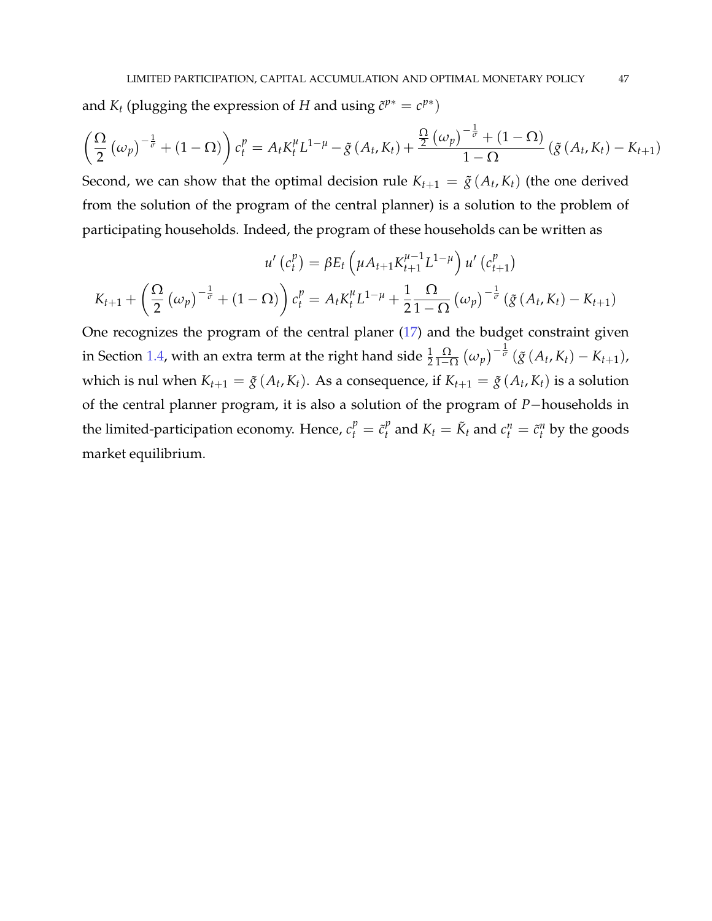and $K_t$ (plugging the expression of $H$ and using $\tilde{c}^{p*} = c^{p*}$)

$$\left(\frac{\Omega}{2}\left(\omega_p\right)^{-\frac{1}{\sigma}} + (1-\Omega)\right) c_t^p = A_t K_t^{\mu} L^{1-\mu} - \tilde{g}\left(A_t, K_t\right) + \frac{\frac{\Omega}{2}\left(\omega_p\right)^{-\frac{1}{\sigma}} + (1-\Omega)}{1-\Omega}\left(\tilde{g}\left(A_t, K_t\right) - K_{t+1}\right)$$

Second, we can show that the optimal decision rule $K_{t+1} = \tilde{g}\left(A_t, K_t\right)$ (the one derived from the solution of the program of the central planner) is a solution to the problem of participating households. Indeed, the program of these households can be written as

$$u'\left(c_t^p\right) = \beta E_t\left(\mu A_{t+1} K_{t+1}^{\mu-1} L^{1-\mu}\right) u'\left(c_{t+1}^p\right)$$

$$K_{t+1} + \left(\frac{\Omega}{2}\left(\omega_p\right)^{-\frac{1}{\sigma}} + (1-\Omega)\right) c_t^p = A_t K_t^{\mu} L^{1-\mu} + \frac{1}{2}\frac{\Omega}{1-\Omega}\left(\omega_p\right)^{-\frac{1}{\sigma}}\left(\tilde{g}\left(A_t, K_t\right) - K_{t+1}\right)$$

One recognizes the program of the central planer (17) and the budget constraint given in Section 1.4, with an extra term at the right hand side $\frac{1}{2}\frac{\Omega}{1-\Omega}\left(\omega_p\right)^{-\frac{1}{\sigma}}\left(\tilde{g}\left(A_t, K_t\right) - K_{t+1}\right)$, which is nul when $K_{t+1} = \tilde{g}\left(A_t, K_t\right)$. As a consequence, if $K_{t+1} = \tilde{g}\left(A_t, K_t\right)$ is a solution of the central planner program, it is also a solution of the program of $P-$households in the limited-participation economy. Hence, $c_t^p = \tilde{c}_t^p$ and $K_t = \tilde{K}_t$ and $c_t^n = \tilde{c}_t^n$ by the goods market equilibrium.